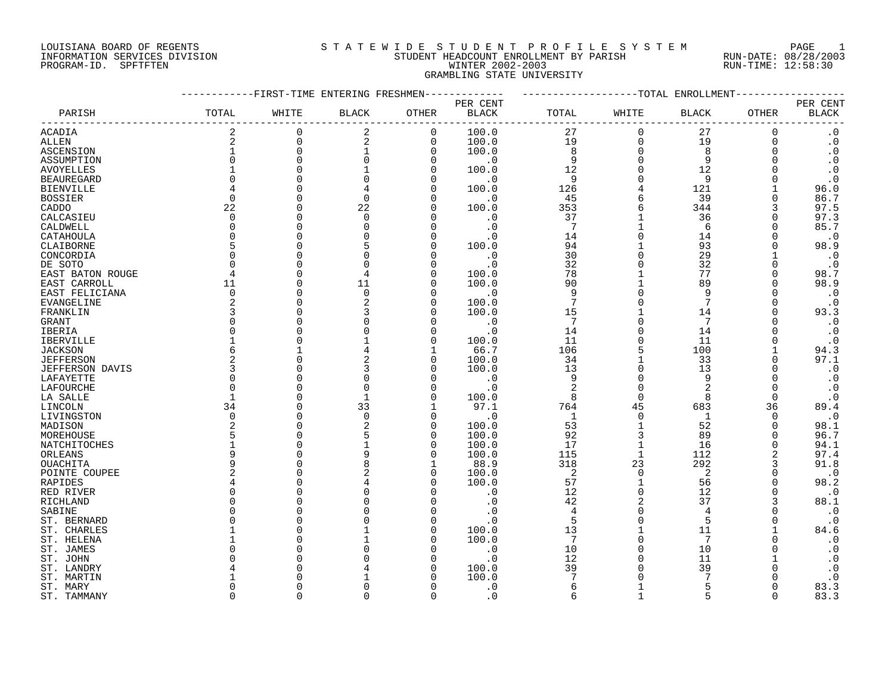LOUISIANA BOARD OF REGENTS
INFORMATION SERVICES DIVISION
PROGRAM-ID. SPFTFTEN

STATEWIDE STUDENT PROFILE SYSTEM
STUDENT HEADCOUNT ENROLLMENT BY PARISH
WINTER 2002-2003
GRAMBLING STATE UNIVERSITY

RUN-DATE: 08/28/2003
RUN-TIME: 12:58:30

| PARISH | FIRST-TIME ENTERING FRESHMEN TOTAL | WHITE | BLACK | OTHER | PER CENT BLACK | TOTAL ENROLLMENT TOTAL | WHITE | BLACK | OTHER | PER CENT BLACK |
|---|---|---|---|---|---|---|---|---|---|---|
| ACADIA | 2 | 0 | 2 | 0 | 100.0 | 27 | 0 | 27 | 0 | .0 |
| ALLEN | 2 | 0 | 2 | 0 | 100.0 | 19 | 0 | 19 | 0 | .0 |
| ASCENSION | 1 | 0 | 1 | 0 | 100.0 | 8 | 0 | 8 | 0 | .0 |
| ASSUMPTION | 0 | 0 | 0 | 0 | .0 | 9 | 0 | 9 | 0 | .0 |
| AVOYELLES | 1 | 0 | 1 | 0 | 100.0 | 12 | 0 | 12 | 0 | .0 |
| BEAUREGARD | 0 | 0 | 0 | 0 | .0 | 9 | 0 | 9 | 0 | .0 |
| BIENVILLE | 4 | 0 | 4 | 0 | 100.0 | 126 | 4 | 121 | 1 | 96.0 |
| BOSSIER | 0 | 0 | 0 | 0 | .0 | 45 | 6 | 39 | 0 | 86.7 |
| CADDO | 22 | 0 | 22 | 0 | 100.0 | 353 | 6 | 344 | 3 | 97.5 |
| CALCASIEU | 0 | 0 | 0 | 0 | .0 | 37 | 1 | 36 | 0 | 97.3 |
| CALDWELL | 0 | 0 | 0 | 0 | .0 | 7 | 1 | 6 | 0 | 85.7 |
| CATAHOULA | 0 | 0 | 0 | 0 | .0 | 14 | 0 | 14 | 0 | .0 |
| CLAIBORNE | 5 | 0 | 5 | 0 | 100.0 | 94 | 1 | 93 | 0 | 98.9 |
| CONCORDIA | 0 | 0 | 0 | 0 | .0 | 30 | 0 | 29 | 1 | .0 |
| DE SOTO | 0 | 0 | 0 | 0 | .0 | 32 | 0 | 32 | 0 | .0 |
| EAST BATON ROUGE | 4 | 0 | 4 | 0 | 100.0 | 78 | 1 | 77 | 0 | 98.7 |
| EAST CARROLL | 11 | 0 | 11 | 0 | 100.0 | 90 | 1 | 89 | 0 | 98.9 |
| EAST FELICIANA | 0 | 0 | 0 | 0 | .0 | 9 | 0 | 9 | 0 | .0 |
| EVANGELINE | 2 | 0 | 2 | 0 | 100.0 | 7 | 0 | 7 | 0 | .0 |
| FRANKLIN | 3 | 0 | 3 | 0 | 100.0 | 15 | 1 | 14 | 0 | 93.3 |
| GRANT | 0 | 0 | 0 | 0 | .0 | 7 | 0 | 7 | 0 | .0 |
| IBERIA | 0 | 0 | 0 | 0 | .0 | 14 | 0 | 14 | 0 | .0 |
| IBERVILLE | 1 | 0 | 1 | 0 | 100.0 | 11 | 0 | 11 | 0 | .0 |
| JACKSON | 6 | 1 | 4 | 1 | 66.7 | 106 | 5 | 100 | 1 | 94.3 |
| JEFFERSON | 2 | 0 | 2 | 0 | 100.0 | 34 | 1 | 33 | 0 | 97.1 |
| JEFFERSON DAVIS | 3 | 0 | 3 | 0 | 100.0 | 13 | 0 | 13 | 0 | .0 |
| LAFAYETTE | 0 | 0 | 0 | 0 | .0 | 9 | 0 | 9 | 0 | .0 |
| LAFOURCHE | 0 | 0 | 0 | 0 | .0 | 2 | 0 | 2 | 0 | .0 |
| LA SALLE | 1 | 0 | 1 | 0 | 100.0 | 8 | 0 | 8 | 0 | .0 |
| LINCOLN | 34 | 0 | 33 | 1 | 97.1 | 764 | 45 | 683 | 36 | 89.4 |
| LIVINGSTON | 0 | 0 | 0 | 0 | .0 | 1 | 0 | 1 | 0 | .0 |
| MADISON | 2 | 0 | 2 | 0 | 100.0 | 53 | 1 | 52 | 0 | 98.1 |
| MOREHOUSE | 5 | 0 | 5 | 0 | 100.0 | 92 | 3 | 89 | 0 | 96.7 |
| NATCHITOCHES | 1 | 0 | 1 | 0 | 100.0 | 17 | 1 | 16 | 0 | 94.1 |
| ORLEANS | 9 | 0 | 9 | 0 | 100.0 | 115 | 1 | 112 | 2 | 97.4 |
| OUACHITA | 9 | 0 | 8 | 1 | 88.9 | 318 | 23 | 292 | 3 | 91.8 |
| POINTE COUPEE | 2 | 0 | 2 | 0 | 100.0 | 2 | 0 | 2 | 0 | .0 |
| RAPIDES | 4 | 0 | 4 | 0 | 100.0 | 57 | 1 | 56 | 0 | 98.2 |
| RED RIVER | 0 | 0 | 0 | 0 | .0 | 12 | 0 | 12 | 0 | .0 |
| RICHLAND | 0 | 0 | 0 | 0 | .0 | 42 | 2 | 37 | 3 | 88.1 |
| SABINE | 0 | 0 | 0 | 0 | .0 | 4 | 0 | 4 | 0 | .0 |
| ST. BERNARD | 0 | 0 | 0 | 0 | .0 | 5 | 0 | 5 | 0 | .0 |
| ST. CHARLES | 1 | 0 | 1 | 0 | 100.0 | 13 | 1 | 11 | 1 | 84.6 |
| ST. HELENA | 1 | 0 | 1 | 0 | 100.0 | 7 | 0 | 7 | 0 | .0 |
| ST. JAMES | 0 | 0 | 0 | 0 | .0 | 10 | 0 | 10 | 0 | .0 |
| ST. JOHN | 0 | 0 | 0 | 0 | .0 | 12 | 0 | 11 | 1 | .0 |
| ST. LANDRY | 4 | 0 | 4 | 0 | 100.0 | 39 | 0 | 39 | 0 | .0 |
| ST. MARTIN | 1 | 0 | 1 | 0 | 100.0 | 7 | 0 | 7 | 0 | .0 |
| ST. MARY | 0 | 0 | 0 | 0 | .0 | 6 | 1 | 5 | 0 | 83.3 |
| ST. TAMMANY | 0 | 0 | 0 | 0 | .0 | 6 | 1 | 5 | 0 | 83.3 |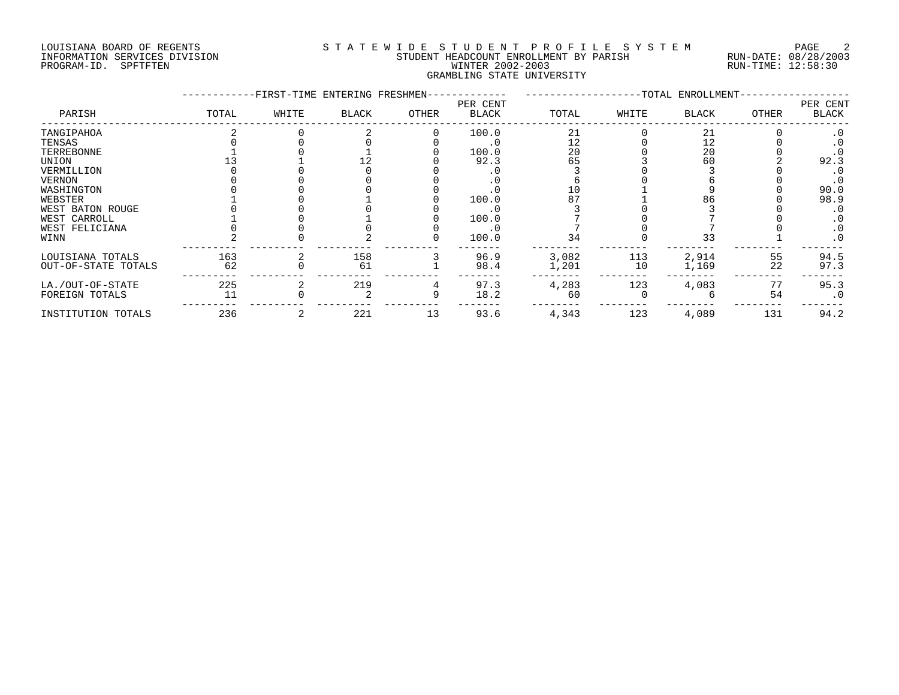LOUISIANA BOARD OF REGENTS
INFORMATION SERVICES DIVISION
PROGRAM-ID. SPFTFTEN

STATEWIDE STUDENT PROFILE SYSTEM
STUDENT HEADCOUNT ENROLLMENT BY PARISH
WINTER 2002-2003
GRAMBLING STATE UNIVERSITY

RUN-DATE: 08/28/2003
RUN-TIME: 12:58:30

| PARISH | FIRST-TIME ENTERING FRESHMEN TOTAL | WHITE | BLACK | OTHER | PER CENT BLACK | TOTAL ENROLLMENT TOTAL | WHITE | BLACK | OTHER | PER CENT BLACK |
|---|---|---|---|---|---|---|---|---|---|---|
| TANGIPAHOA | 2 | 0 | 2 | 0 | 100.0 | 21 | 0 | 21 | 0 | .0 |
| TENSAS | 0 | 0 | 0 | 0 | .0 | 12 | 0 | 12 | 0 | .0 |
| TERREBONNE | 1 | 0 | 1 | 0 | 100.0 | 20 | 0 | 20 | 0 | .0 |
| UNION | 13 | 1 | 12 | 0 | 92.3 | 65 | 3 | 60 | 2 | 92.3 |
| VERMILLION | 0 | 0 | 0 | 0 | .0 | 3 | 0 | 3 | 0 | .0 |
| VERNON | 0 | 0 | 0 | 0 | .0 | 6 | 0 | 6 | 0 | .0 |
| WASHINGTON | 0 | 0 | 0 | 0 | .0 | 10 | 1 | 9 | 0 | 90.0 |
| WEBSTER | 1 | 0 | 1 | 0 | 100.0 | 87 | 1 | 86 | 0 | 98.9 |
| WEST BATON ROUGE | 0 | 0 | 0 | 0 | .0 | 3 | 0 | 3 | 0 | .0 |
| WEST CARROLL | 1 | 0 | 1 | 0 | 100.0 | 7 | 0 | 7 | 0 | .0 |
| WEST FELICIANA | 0 | 0 | 0 | 0 | .0 | 7 | 0 | 7 | 0 | .0 |
| WINN | 2 | 0 | 2 | 0 | 100.0 | 34 | 0 | 33 | 1 | .0 |
| LOUISIANA TOTALS | 163 | 2 | 158 | 3 | 96.9 | 3,082 | 113 | 2,914 | 55 | 94.5 |
| OUT-OF-STATE TOTALS | 62 | 0 | 61 | 1 | 98.4 | 1,201 | 10 | 1,169 | 22 | 97.3 |
| LA./OUT-OF-STATE | 225 | 2 | 219 | 4 | 97.3 | 4,283 | 123 | 4,083 | 77 | 95.3 |
| FOREIGN TOTALS | 11 | 0 | 2 | 9 | 18.2 | 60 | 0 | 6 | 54 | .0 |
| INSTITUTION TOTALS | 236 | 2 | 221 | 13 | 93.6 | 4,343 | 123 | 4,089 | 131 | 94.2 |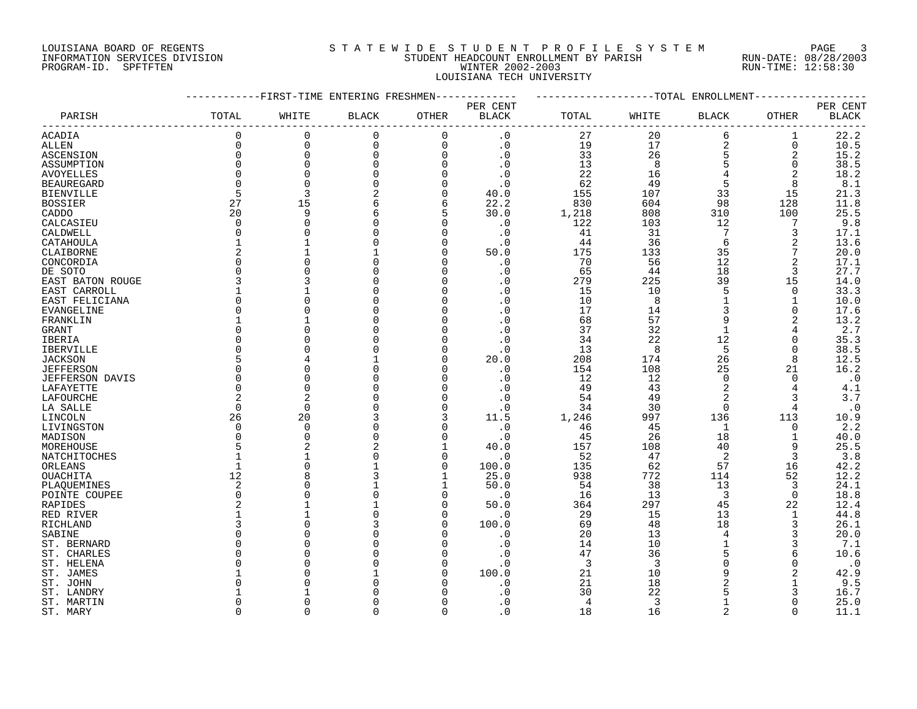LOUISIANA BOARD OF REGENTS
INFORMATION SERVICES DIVISION
PROGRAM-ID. SPFTFTEN

STATEWIDE STUDENT PROFILE SYSTEM
STUDENT HEADCOUNT ENROLLMENT BY PARISH
WINTER 2002-2003
LOUISIANA TECH UNIVERSITY

RUN-DATE: 08/28/2003
RUN-TIME: 12:58:30

| PARISH | FIRST-TIME ENTERING FRESHMEN TOTAL | WHITE | BLACK | OTHER | PER CENT BLACK | TOTAL ENROLLMENT TOTAL | WHITE | BLACK | OTHER | PER CENT BLACK |
|---|---|---|---|---|---|---|---|---|---|---|
| ACADIA | 0 | 0 | 0 | 0 | .0 | 27 | 20 | 6 | 1 | 22.2 |
| ALLEN | 0 | 0 | 0 | 0 | .0 | 19 | 17 | 2 | 0 | 10.5 |
| ASCENSION | 0 | 0 | 0 | 0 | .0 | 33 | 26 | 5 | 2 | 15.2 |
| ASSUMPTION | 0 | 0 | 0 | 0 | .0 | 13 | 8 | 5 | 0 | 38.5 |
| AVOYELLES | 0 | 0 | 0 | 0 | .0 | 22 | 16 | 4 | 2 | 18.2 |
| BEAUREGARD | 0 | 0 | 0 | 0 | .0 | 62 | 49 | 5 | 8 | 8.1 |
| BIENVILLE | 5 | 3 | 2 | 0 | 40.0 | 155 | 107 | 33 | 15 | 21.3 |
| BOSSIER | 27 | 15 | 6 | 6 | 22.2 | 830 | 604 | 98 | 128 | 11.8 |
| CADDO | 20 | 9 | 6 | 5 | 30.0 | 1,218 | 808 | 310 | 100 | 25.5 |
| CALCASIEU | 0 | 0 | 0 | 0 | .0 | 122 | 103 | 12 | 7 | 9.8 |
| CALDWELL | 0 | 0 | 0 | 0 | .0 | 41 | 31 | 7 | 3 | 17.1 |
| CATAHOULA | 1 | 1 | 0 | 0 | .0 | 44 | 36 | 6 | 2 | 13.6 |
| CLAIBORNE | 2 | 1 | 1 | 0 | 50.0 | 175 | 133 | 35 | 7 | 20.0 |
| CONCORDIA | 0 | 0 | 0 | 0 | .0 | 70 | 56 | 12 | 2 | 17.1 |
| DE SOTO | 0 | 0 | 0 | 0 | .0 | 65 | 44 | 18 | 3 | 27.7 |
| EAST BATON ROUGE | 3 | 3 | 0 | 0 | .0 | 279 | 225 | 39 | 15 | 14.0 |
| EAST CARROLL | 1 | 1 | 0 | 0 | .0 | 15 | 10 | 5 | 0 | 33.3 |
| EAST FELICIANA | 0 | 0 | 0 | 0 | .0 | 10 | 8 | 1 | 1 | 10.0 |
| EVANGELINE | 0 | 0 | 0 | 0 | .0 | 17 | 14 | 3 | 0 | 17.6 |
| FRANKLIN | 1 | 1 | 0 | 0 | .0 | 68 | 57 | 9 | 2 | 13.2 |
| GRANT | 0 | 0 | 0 | 0 | .0 | 37 | 32 | 1 | 4 | 2.7 |
| IBERIA | 0 | 0 | 0 | 0 | .0 | 34 | 22 | 12 | 0 | 35.3 |
| IBERVILLE | 0 | 0 | 0 | 0 | .0 | 13 | 8 | 5 | 0 | 38.5 |
| JACKSON | 5 | 4 | 1 | 0 | 20.0 | 208 | 174 | 26 | 8 | 12.5 |
| JEFFERSON | 0 | 0 | 0 | 0 | .0 | 154 | 108 | 25 | 21 | 16.2 |
| JEFFERSON DAVIS | 0 | 0 | 0 | 0 | .0 | 12 | 12 | 0 | 0 | .0 |
| LAFAYETTE | 0 | 0 | 0 | 0 | .0 | 49 | 43 | 2 | 4 | 4.1 |
| LAFOURCHE | 2 | 2 | 0 | 0 | .0 | 54 | 49 | 2 | 3 | 3.7 |
| LA SALLE | 0 | 0 | 0 | 0 | .0 | 34 | 30 | 0 | 4 | .0 |
| LINCOLN | 26 | 20 | 3 | 3 | 11.5 | 1,246 | 997 | 136 | 113 | 10.9 |
| LIVINGSTON | 0 | 0 | 0 | 0 | .0 | 46 | 45 | 1 | 0 | 2.2 |
| MADISON | 0 | 0 | 0 | 0 | .0 | 45 | 26 | 18 | 1 | 40.0 |
| MOREHOUSE | 5 | 2 | 2 | 1 | 40.0 | 157 | 108 | 40 | 9 | 25.5 |
| NATCHITOCHES | 1 | 1 | 0 | 0 | .0 | 52 | 47 | 2 | 3 | 3.8 |
| ORLEANS | 1 | 0 | 1 | 0 | 100.0 | 135 | 62 | 57 | 16 | 42.2 |
| OUACHITA | 12 | 8 | 3 | 1 | 25.0 | 938 | 772 | 114 | 52 | 12.2 |
| PLAQUEMINES | 2 | 0 | 1 | 1 | 50.0 | 54 | 38 | 13 | 3 | 24.1 |
| POINTE COUPEE | 0 | 0 | 0 | 0 | .0 | 16 | 13 | 3 | 0 | 18.8 |
| RAPIDES | 2 | 1 | 1 | 0 | 50.0 | 364 | 297 | 45 | 22 | 12.4 |
| RED RIVER | 1 | 1 | 0 | 0 | .0 | 29 | 15 | 13 | 1 | 44.8 |
| RICHLAND | 3 | 0 | 3 | 0 | 100.0 | 69 | 48 | 18 | 3 | 26.1 |
| SABINE | 0 | 0 | 0 | 0 | .0 | 20 | 13 | 4 | 3 | 20.0 |
| ST. BERNARD | 0 | 0 | 0 | 0 | .0 | 14 | 10 | 1 | 3 | 7.1 |
| ST. CHARLES | 0 | 0 | 0 | 0 | .0 | 47 | 36 | 5 | 6 | 10.6 |
| ST. HELENA | 0 | 0 | 0 | 0 | .0 | 3 | 3 | 0 | 0 | .0 |
| ST. JAMES | 1 | 0 | 1 | 0 | 100.0 | 21 | 10 | 9 | 2 | 42.9 |
| ST. JOHN | 0 | 0 | 0 | 0 | .0 | 21 | 18 | 2 | 1 | 9.5 |
| ST. LANDRY | 1 | 1 | 0 | 0 | .0 | 30 | 22 | 5 | 3 | 16.7 |
| ST. MARTIN | 0 | 0 | 0 | 0 | .0 | 4 | 3 | 1 | 0 | 25.0 |
| ST. MARY | 0 | 0 | 0 | 0 | .0 | 18 | 16 | 2 | 0 | 11.1 |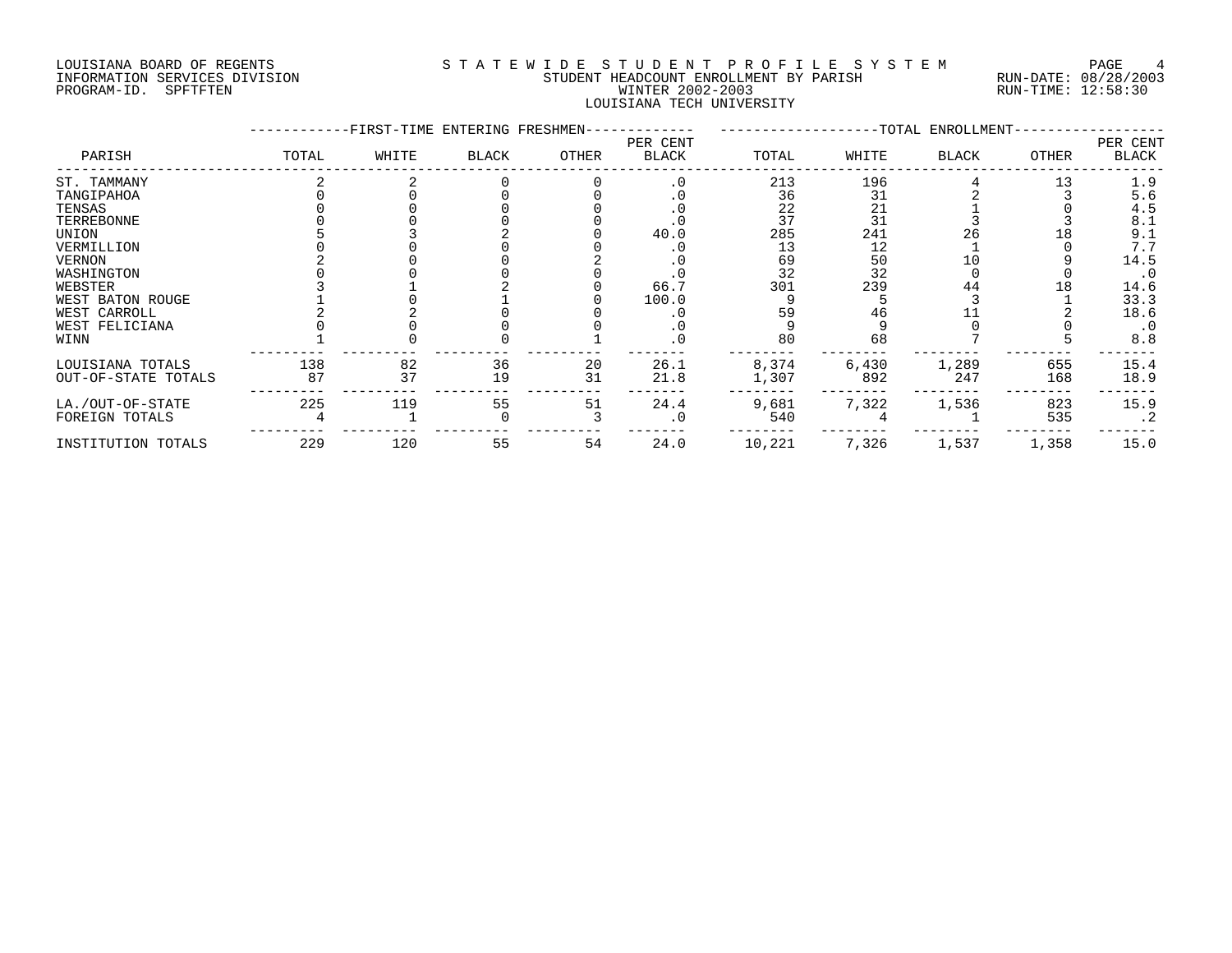LOUISIANA BOARD OF REGENTS
INFORMATION SERVICES DIVISION
PROGRAM-ID. SPFTFTEN

STATEWIDE STUDENT PROFILE SYSTEM
STUDENT HEADCOUNT ENROLLMENT BY PARISH
WINTER 2002-2003
LOUISIANA TECH UNIVERSITY

RUN-DATE: 08/28/2003
RUN-TIME: 12:58:30

| PARISH | FIRST-TIME ENTERING FRESHMEN TOTAL | WHITE | BLACK | OTHER | PER CENT BLACK | TOTAL ENROLLMENT TOTAL | WHITE | BLACK | OTHER | PER CENT BLACK |
|---|---|---|---|---|---|---|---|---|---|---|
| ST. TAMMANY | 2 | 2 | 0 | 0 | .0 | 213 | 196 | 4 | 13 | 1.9 |
| TANGIPAHOA | 0 | 0 | 0 | 0 | .0 | 36 | 31 | 2 | 3 | 5.6 |
| TENSAS | 0 | 0 | 0 | 0 | .0 | 22 | 21 | 1 | 0 | 4.5 |
| TERREBONNE | 0 | 0 | 0 | 0 | .0 | 37 | 31 | 3 | 3 | 8.1 |
| UNION | 5 | 3 | 2 | 0 | 40.0 | 285 | 241 | 26 | 18 | 9.1 |
| VERMILLION | 0 | 0 | 0 | 0 | .0 | 13 | 12 | 1 | 0 | 7.7 |
| VERNON | 2 | 0 | 0 | 2 | .0 | 69 | 50 | 10 | 9 | 14.5 |
| WASHINGTON | 0 | 0 | 0 | 0 | .0 | 32 | 32 | 0 | 0 | .0 |
| WEBSTER | 3 | 1 | 2 | 0 | 66.7 | 301 | 239 | 44 | 18 | 14.6 |
| WEST BATON ROUGE | 1 | 0 | 1 | 0 | 100.0 | 9 | 5 | 3 | 1 | 33.3 |
| WEST CARROLL | 2 | 2 | 0 | 0 | .0 | 59 | 46 | 11 | 2 | 18.6 |
| WEST FELICIANA | 0 | 0 | 0 | 0 | .0 | 9 | 9 | 0 | 0 | .0 |
| WINN | 1 | 0 | 0 | 1 | .0 | 80 | 68 | 7 | 5 | 8.8 |
| LOUISIANA TOTALS | 138 | 82 | 36 | 20 | 26.1 | 8,374 | 6,430 | 1,289 | 655 | 15.4 |
| OUT-OF-STATE TOTALS | 87 | 37 | 19 | 31 | 21.8 | 1,307 | 892 | 247 | 168 | 18.9 |
| LA./OUT-OF-STATE | 225 | 119 | 55 | 51 | 24.4 | 9,681 | 7,322 | 1,536 | 823 | 15.9 |
| FOREIGN TOTALS | 4 | 1 | 0 | 3 | .0 | 540 | 4 | 1 | 535 | .2 |
| INSTITUTION TOTALS | 229 | 120 | 55 | 54 | 24.0 | 10,221 | 7,326 | 1,537 | 1,358 | 15.0 |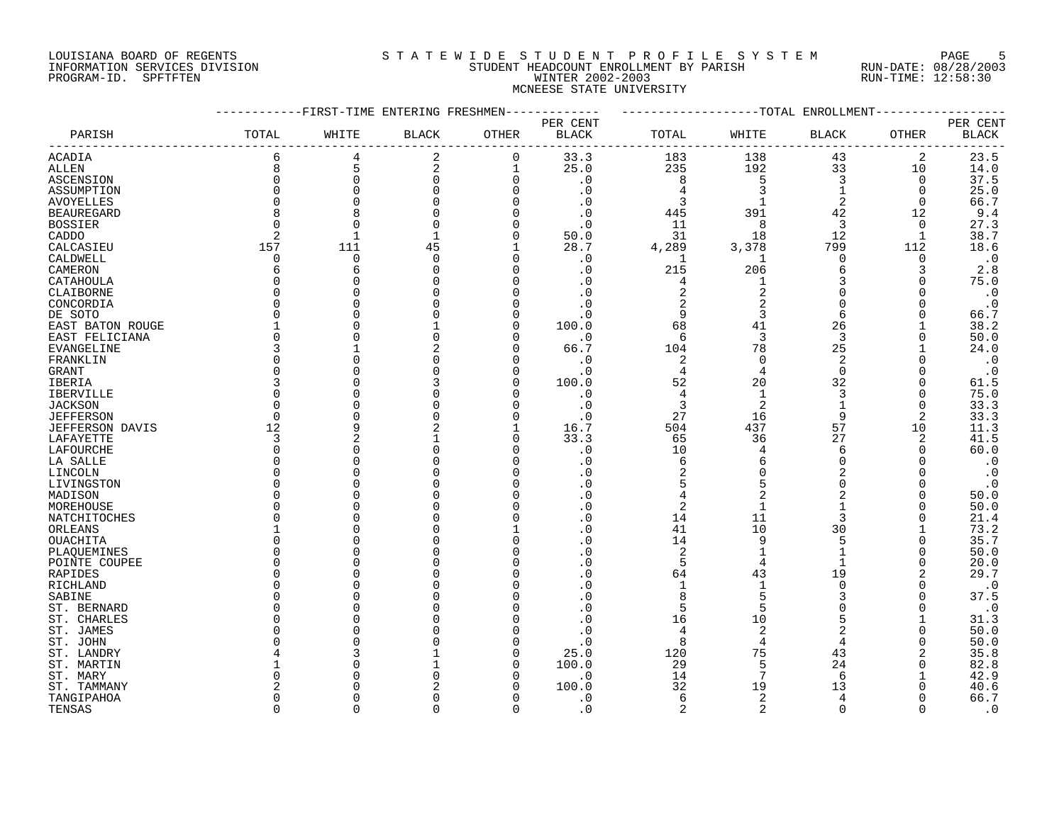LOUISIANA BOARD OF REGENTS
INFORMATION SERVICES DIVISION
PROGRAM-ID. SPFTFTEN

# STATEWIDE STUDENT PROFILE SYSTEM
## STUDENT HEADCOUNT ENROLLMENT BY PARISH
## WINTER 2002-2003
## MCNEESE STATE UNIVERSITY

RUN-DATE: 08/28/2003
RUN-TIME: 12:58:30

| PARISH | FIRST-TIME ENTERING FRESHMEN TOTAL | WHITE | BLACK | OTHER | PER CENT BLACK | TOTAL ENROLLMENT TOTAL | WHITE | BLACK | OTHER | PER CENT BLACK |
|---|---|---|---|---|---|---|---|---|---|---|
| ACADIA | 6 | 4 | 2 | 0 | 33.3 | 183 | 138 | 43 | 2 | 23.5 |
| ALLEN | 8 | 5 | 2 | 1 | 25.0 | 235 | 192 | 33 | 10 | 14.0 |
| ASCENSION | 0 | 0 | 0 | 0 | .0 | 8 | 5 | 3 | 0 | 37.5 |
| ASSUMPTION | 0 | 0 | 0 | 0 | .0 | 4 | 3 | 1 | 0 | 25.0 |
| AVOYELLES | 0 | 0 | 0 | 0 | .0 | 3 | 1 | 2 | 0 | 66.7 |
| BEAUREGARD | 8 | 8 | 0 | 0 | .0 | 445 | 391 | 42 | 12 | 9.4 |
| BOSSIER | 0 | 0 | 0 | 0 | .0 | 11 | 8 | 3 | 0 | 27.3 |
| CADDO | 2 | 1 | 1 | 0 | 50.0 | 31 | 18 | 12 | 1 | 38.7 |
| CALCASIEU | 157 | 111 | 45 | 1 | 28.7 | 4,289 | 3,378 | 799 | 112 | 18.6 |
| CALDWELL | 0 | 0 | 0 | 0 | .0 | 1 | 1 | 0 | 0 | .0 |
| CAMERON | 6 | 6 | 0 | 0 | .0 | 215 | 206 | 6 | 3 | 2.8 |
| CATAHOULA | 0 | 0 | 0 | 0 | .0 | 4 | 1 | 3 | 0 | 75.0 |
| CLAIBORNE | 0 | 0 | 0 | 0 | .0 | 2 | 2 | 0 | 0 | .0 |
| CONCORDIA | 0 | 0 | 0 | 0 | .0 | 2 | 2 | 0 | 0 | .0 |
| DE SOTO | 0 | 0 | 0 | 0 | .0 | 9 | 3 | 6 | 0 | 66.7 |
| EAST BATON ROUGE | 1 | 0 | 1 | 0 | 100.0 | 68 | 41 | 26 | 1 | 38.2 |
| EAST FELICIANA | 0 | 0 | 0 | 0 | .0 | 6 | 3 | 3 | 0 | 50.0 |
| EVANGELINE | 3 | 1 | 2 | 0 | 66.7 | 104 | 78 | 25 | 1 | 24.0 |
| FRANKLIN | 0 | 0 | 0 | 0 | .0 | 2 | 0 | 2 | 0 | .0 |
| GRANT | 0 | 0 | 0 | 0 | .0 | 4 | 4 | 0 | 0 | .0 |
| IBERIA | 3 | 0 | 3 | 0 | 100.0 | 52 | 20 | 32 | 0 | 61.5 |
| IBERVILLE | 0 | 0 | 0 | 0 | .0 | 4 | 1 | 3 | 0 | 75.0 |
| JACKSON | 0 | 0 | 0 | 0 | .0 | 3 | 2 | 1 | 0 | 33.3 |
| JEFFERSON | 0 | 0 | 0 | 0 | .0 | 27 | 16 | 9 | 2 | 33.3 |
| JEFFERSON DAVIS | 12 | 9 | 2 | 1 | 16.7 | 504 | 437 | 57 | 10 | 11.3 |
| LAFAYETTE | 3 | 2 | 1 | 0 | 33.3 | 65 | 36 | 27 | 2 | 41.5 |
| LAFOURCHE | 0 | 0 | 0 | 0 | .0 | 10 | 4 | 6 | 0 | 60.0 |
| LA SALLE | 0 | 0 | 0 | 0 | .0 | 6 | 6 | 0 | 0 | .0 |
| LINCOLN | 0 | 0 | 0 | 0 | .0 | 2 | 0 | 2 | 0 | .0 |
| LIVINGSTON | 0 | 0 | 0 | 0 | .0 | 5 | 5 | 0 | 0 | .0 |
| MADISON | 0 | 0 | 0 | 0 | .0 | 4 | 2 | 2 | 0 | 50.0 |
| MOREHOUSE | 0 | 0 | 0 | 0 | .0 | 2 | 1 | 1 | 0 | 50.0 |
| NATCHITOCHES | 0 | 0 | 0 | 0 | .0 | 14 | 11 | 3 | 0 | 21.4 |
| ORLEANS | 1 | 0 | 0 | 1 | .0 | 41 | 10 | 30 | 1 | 73.2 |
| OUACHITA | 0 | 0 | 0 | 0 | .0 | 14 | 9 | 5 | 0 | 35.7 |
| PLAQUEMINES | 0 | 0 | 0 | 0 | .0 | 2 | 1 | 1 | 0 | 50.0 |
| POINTE COUPEE | 0 | 0 | 0 | 0 | .0 | 5 | 4 | 1 | 0 | 20.0 |
| RAPIDES | 0 | 0 | 0 | 0 | .0 | 64 | 43 | 19 | 2 | 29.7 |
| RICHLAND | 0 | 0 | 0 | 0 | .0 | 1 | 1 | 0 | 0 | .0 |
| SABINE | 0 | 0 | 0 | 0 | .0 | 8 | 5 | 3 | 0 | 37.5 |
| ST. BERNARD | 0 | 0 | 0 | 0 | .0 | 5 | 5 | 0 | 0 | .0 |
| ST. CHARLES | 0 | 0 | 0 | 0 | .0 | 16 | 10 | 5 | 1 | 31.3 |
| ST. JAMES | 0 | 0 | 0 | 0 | .0 | 4 | 2 | 2 | 0 | 50.0 |
| ST. JOHN | 0 | 0 | 0 | 0 | .0 | 8 | 4 | 4 | 0 | 50.0 |
| ST. LANDRY | 4 | 3 | 1 | 0 | 25.0 | 120 | 75 | 43 | 2 | 35.8 |
| ST. MARTIN | 1 | 0 | 1 | 0 | 100.0 | 29 | 5 | 24 | 0 | 82.8 |
| ST. MARY | 0 | 0 | 0 | 0 | .0 | 14 | 7 | 6 | 1 | 42.9 |
| ST. TAMMANY | 2 | 0 | 2 | 0 | 100.0 | 32 | 19 | 13 | 0 | 40.6 |
| TANGIPAHOA | 0 | 0 | 0 | 0 | .0 | 6 | 2 | 4 | 0 | 66.7 |
| TENSAS | 0 | 0 | 0 | 0 | .0 | 2 | 2 | 0 | 0 | .0 |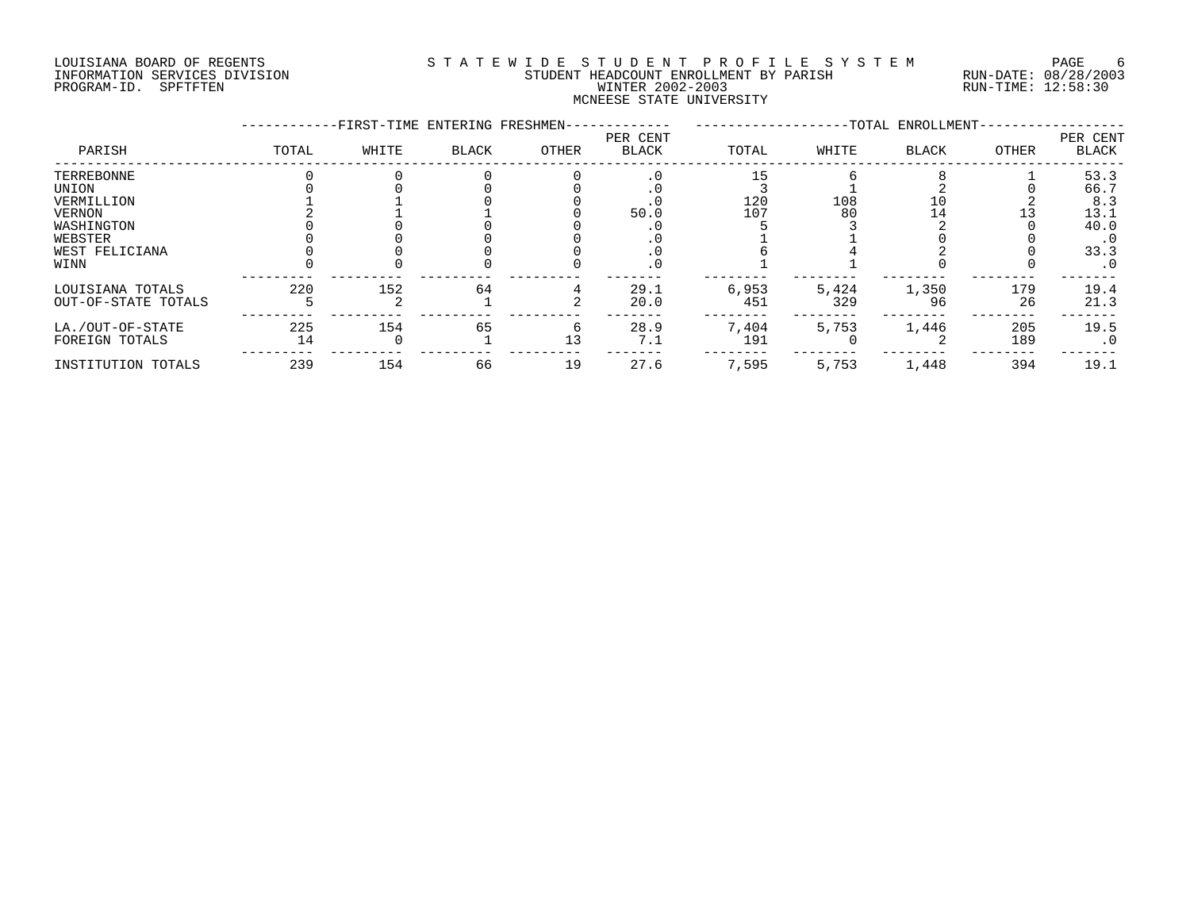LOUISIANA BOARD OF REGENTS
INFORMATION SERVICES DIVISION
PROGRAM-ID. SPFTFTEN

STATEWIDE STUDENT PROFILE SYSTEM
STUDENT HEADCOUNT ENROLLMENT BY PARISH
WINTER 2002-2003
MCNEESE STATE UNIVERSITY

RUN-DATE: 08/28/2003
RUN-TIME: 12:58:30

| PARISH | FIRST-TIME ENTERING FRESHMEN | | | | | TOTAL ENROLLMENT | | | | |
|---|---|---|---|---|---|---|---|---|---|---|
| | TOTAL | WHITE | BLACK | OTHER | PER CENT BLACK | TOTAL | WHITE | BLACK | OTHER | PER CENT BLACK |
| TERREBONNE | 0 | 0 | 0 | 0 | .0 | 15 | 6 | 8 | 1 | 53.3 |
| UNION | 0 | 0 | 0 | 0 | .0 | 3 | 1 | 2 | 0 | 66.7 |
| VERMILLION | 1 | 1 | 0 | 0 | .0 | 120 | 108 | 10 | 2 | 8.3 |
| VERNON | 2 | 1 | 1 | 0 | 50.0 | 107 | 80 | 14 | 13 | 13.1 |
| WASHINGTON | 0 | 0 | 0 | 0 | .0 | 5 | 3 | 2 | 0 | 40.0 |
| WEBSTER | 0 | 0 | 0 | 0 | .0 | 1 | 1 | 0 | 0 | .0 |
| WEST FELICIANA | 0 | 0 | 0 | 0 | .0 | 6 | 4 | 2 | 0 | 33.3 |
| WINN | 0 | 0 | 0 | 0 | .0 | 1 | 1 | 0 | 0 | .0 |
| LOUISIANA TOTALS | 220 | 152 | 64 | 4 | 29.1 | 6,953 | 5,424 | 1,350 | 179 | 19.4 |
| OUT-OF-STATE TOTALS | 5 | 2 | 1 | 2 | 20.0 | 451 | 329 | 96 | 26 | 21.3 |
| LA./OUT-OF-STATE | 225 | 154 | 65 | 6 | 28.9 | 7,404 | 5,753 | 1,446 | 205 | 19.5 |
| FOREIGN TOTALS | 14 | 0 | 1 | 13 | 7.1 | 191 | 0 | 2 | 189 | .0 |
| INSTITUTION TOTALS | 239 | 154 | 66 | 19 | 27.6 | 7,595 | 5,753 | 1,448 | 394 | 19.1 |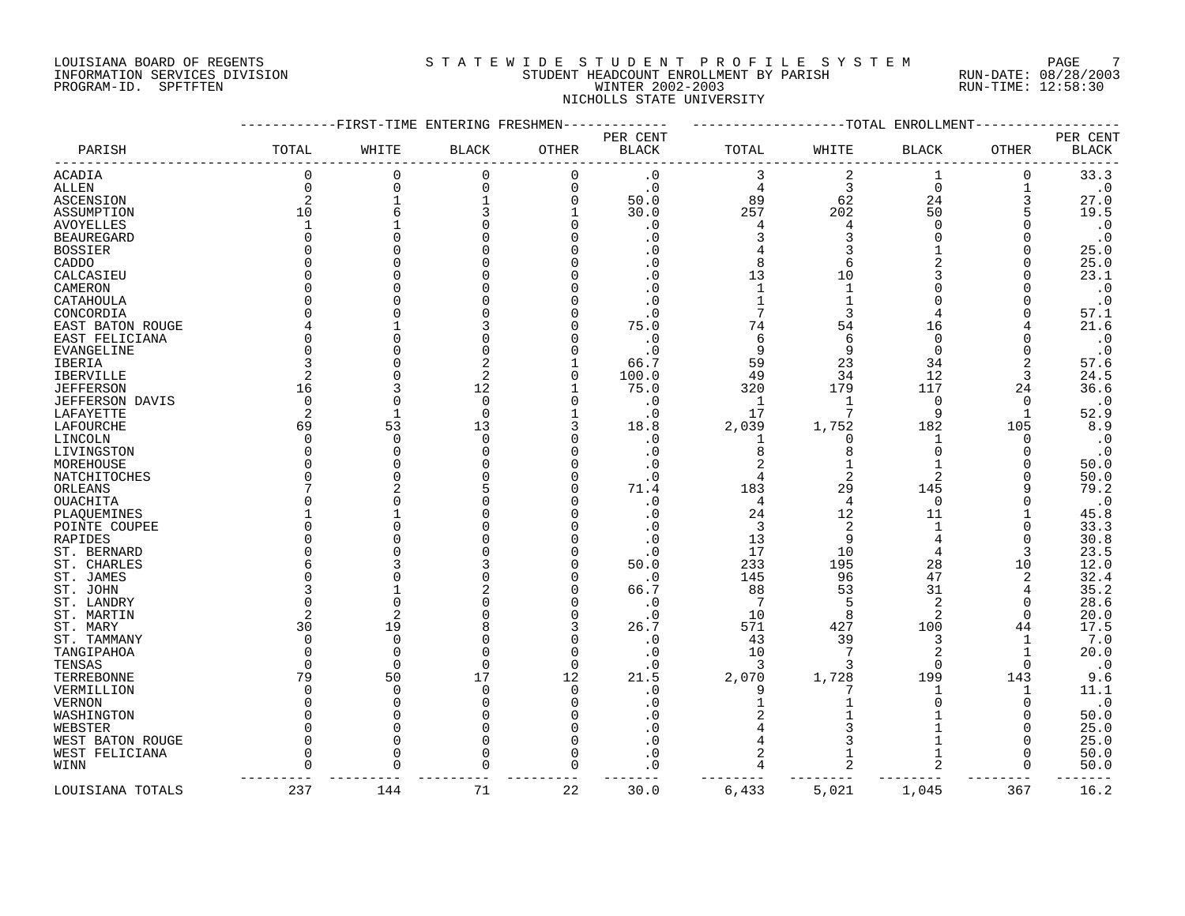LOUISIANA BOARD OF REGENTS
INFORMATION SERVICES DIVISION
PROGRAM-ID. SPFTFTEN

STATEWIDE STUDENT PROFILE SYSTEM
STUDENT HEADCOUNT ENROLLMENT BY PARISH
WINTER 2002-2003
NICHOLLS STATE UNIVERSITY

RUN-DATE: 08/28/2003
RUN-TIME: 12:58:30

| PARISH | FIRST-TIME ENTERING FRESHMEN TOTAL | WHITE | BLACK | OTHER | PER CENT BLACK | TOTAL ENROLLMENT TOTAL | WHITE | BLACK | OTHER | PER CENT BLACK |
|---|---|---|---|---|---|---|---|---|---|---|
| ACADIA | 0 | 0 | 0 | 0 | .0 | 3 | 2 | 1 | 0 | 33.3 |
| ALLEN | 0 | 0 | 0 | 0 | .0 | 4 | 3 | 0 | 1 | .0 |
| ASCENSION | 2 | 1 | 1 | 0 | 50.0 | 89 | 62 | 24 | 3 | 27.0 |
| ASSUMPTION | 10 | 6 | 3 | 1 | 30.0 | 257 | 202 | 50 | 5 | 19.5 |
| AVOYELLES | 1 | 1 | 0 | 0 | .0 | 4 | 4 | 0 | 0 | .0 |
| BEAUREGARD | 0 | 0 | 0 | 0 | .0 | 3 | 3 | 0 | 0 | .0 |
| BOSSIER | 0 | 0 | 0 | 0 | .0 | 4 | 3 | 1 | 0 | 25.0 |
| CADDO | 0 | 0 | 0 | 0 | .0 | 8 | 6 | 2 | 0 | 25.0 |
| CALCASIEU | 0 | 0 | 0 | 0 | .0 | 13 | 10 | 3 | 0 | 23.1 |
| CAMERON | 0 | 0 | 0 | 0 | .0 | 1 | 1 | 0 | 0 | .0 |
| CATAHOULA | 0 | 0 | 0 | 0 | .0 | 1 | 1 | 0 | 0 | .0 |
| CONCORDIA | 0 | 0 | 0 | 0 | .0 | 7 | 3 | 4 | 0 | 57.1 |
| EAST BATON ROUGE | 4 | 1 | 3 | 0 | 75.0 | 74 | 54 | 16 | 4 | 21.6 |
| EAST FELICIANA | 0 | 0 | 0 | 0 | .0 | 6 | 6 | 0 | 0 | .0 |
| EVANGELINE | 0 | 0 | 0 | 0 | .0 | 9 | 9 | 0 | 0 | .0 |
| IBERIA | 3 | 0 | 2 | 1 | 66.7 | 59 | 23 | 34 | 2 | 57.6 |
| IBERVILLE | 2 | 0 | 2 | 0 | 100.0 | 49 | 34 | 12 | 3 | 24.5 |
| JEFFERSON | 16 | 3 | 12 | 1 | 75.0 | 320 | 179 | 117 | 24 | 36.6 |
| JEFFERSON DAVIS | 0 | 0 | 0 | 0 | .0 | 1 | 1 | 0 | 0 | .0 |
| LAFAYETTE | 2 | 1 | 0 | 1 | .0 | 17 | 7 | 9 | 1 | 52.9 |
| LAFOURCHE | 69 | 53 | 13 | 3 | 18.8 | 2,039 | 1,752 | 182 | 105 | 8.9 |
| LINCOLN | 0 | 0 | 0 | 0 | .0 | 1 | 0 | 1 | 0 | .0 |
| LIVINGSTON | 0 | 0 | 0 | 0 | .0 | 8 | 8 | 0 | 0 | .0 |
| MOREHOUSE | 0 | 0 | 0 | 0 | .0 | 2 | 1 | 1 | 0 | 50.0 |
| NATCHITOCHES | 0 | 0 | 0 | 0 | .0 | 4 | 2 | 2 | 0 | 50.0 |
| ORLEANS | 7 | 2 | 5 | 0 | 71.4 | 183 | 29 | 145 | 9 | 79.2 |
| OUACHITA | 0 | 0 | 0 | 0 | .0 | 4 | 4 | 0 | 0 | .0 |
| PLAQUEMINES | 1 | 1 | 0 | 0 | .0 | 24 | 12 | 11 | 1 | 45.8 |
| POINTE COUPEE | 0 | 0 | 0 | 0 | .0 | 3 | 2 | 1 | 0 | 33.3 |
| RAPIDES | 0 | 0 | 0 | 0 | .0 | 13 | 9 | 4 | 0 | 30.8 |
| ST. BERNARD | 0 | 0 | 0 | 0 | .0 | 17 | 10 | 4 | 3 | 23.5 |
| ST. CHARLES | 6 | 3 | 3 | 0 | 50.0 | 233 | 195 | 28 | 10 | 12.0 |
| ST. JAMES | 0 | 0 | 0 | 0 | .0 | 145 | 96 | 47 | 2 | 32.4 |
| ST. JOHN | 3 | 1 | 2 | 0 | 66.7 | 88 | 53 | 31 | 4 | 35.2 |
| ST. LANDRY | 0 | 0 | 0 | 0 | .0 | 7 | 5 | 2 | 0 | 28.6 |
| ST. MARTIN | 2 | 2 | 0 | 0 | .0 | 10 | 8 | 2 | 0 | 20.0 |
| ST. MARY | 30 | 19 | 8 | 3 | 26.7 | 571 | 427 | 100 | 44 | 17.5 |
| ST. TAMMANY | 0 | 0 | 0 | 0 | .0 | 43 | 39 | 3 | 1 | 7.0 |
| TANGIPAHOA | 0 | 0 | 0 | 0 | .0 | 10 | 7 | 2 | 1 | 20.0 |
| TENSAS | 0 | 0 | 0 | 0 | .0 | 3 | 3 | 0 | 0 | .0 |
| TERREBONNE | 79 | 50 | 17 | 12 | 21.5 | 2,070 | 1,728 | 199 | 143 | 9.6 |
| VERMILLION | 0 | 0 | 0 | 0 | .0 | 9 | 7 | 1 | 1 | 11.1 |
| VERNON | 0 | 0 | 0 | 0 | .0 | 1 | 1 | 0 | 0 | .0 |
| WASHINGTON | 0 | 0 | 0 | 0 | .0 | 2 | 1 | 1 | 0 | 50.0 |
| WEBSTER | 0 | 0 | 0 | 0 | .0 | 4 | 3 | 1 | 0 | 25.0 |
| WEST BATON ROUGE | 0 | 0 | 0 | 0 | .0 | 4 | 3 | 1 | 0 | 25.0 |
| WEST FELICIANA | 0 | 0 | 0 | 0 | .0 | 2 | 1 | 1 | 0 | 50.0 |
| WINN | 0 | 0 | 0 | 0 | .0 | 4 | 2 | 2 | 0 | 50.0 |
| LOUISIANA TOTALS | 237 | 144 | 71 | 22 | 30.0 | 6,433 | 5,021 | 1,045 | 367 | 16.2 |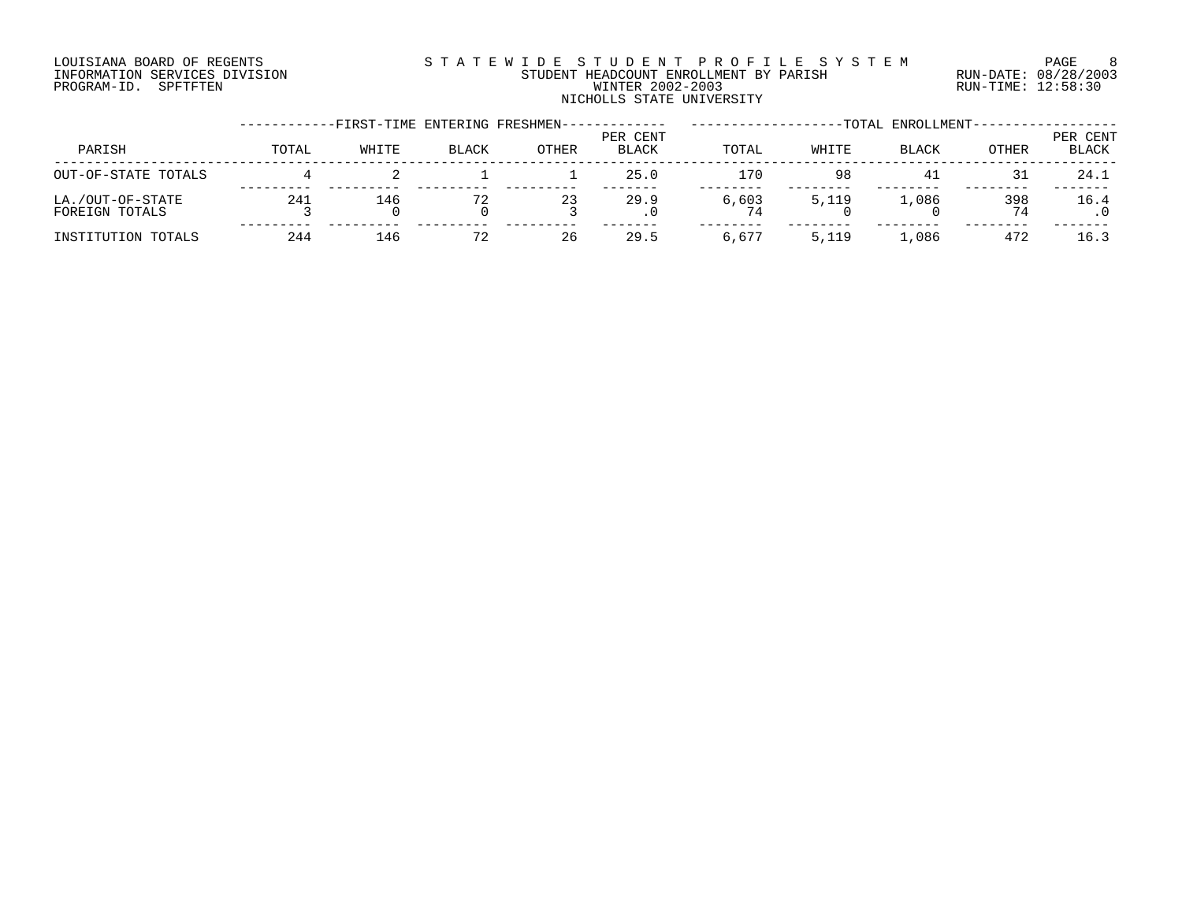LOUISIANA BOARD OF REGENTS
INFORMATION SERVICES DIVISION
PROGRAM-ID. SPFTFTEN

STATEWIDE STUDENT PROFILE SYSTEM
STUDENT HEADCOUNT ENROLLMENT BY PARISH
WINTER 2002-2003
NICHOLLS STATE UNIVERSITY

RUN-DATE: 08/28/2003
RUN-TIME: 12:58:30

| PARISH | FIRST-TIME ENTERING FRESHMEN | | | | | TOTAL ENROLLMENT | | | | |
|---|---|---|---|---|---|---|---|---|---|---|
| | TOTAL | WHITE | BLACK | OTHER | PER CENT BLACK | TOTAL | WHITE | BLACK | OTHER | PER CENT BLACK |
| OUT-OF-STATE TOTALS | 4 | 2 | 1 | 1 | 25.0 | 170 | 98 | 41 | 31 | 24.1 |
| LA./OUT-OF-STATE | 241 | 146 | 72 | 23 | 29.9 | 6,603 | 5,119 | 1,086 | 398 | 16.4 |
| FOREIGN TOTALS | 3 | 0 | 0 | 3 | .0 | 74 | 0 | 0 | 74 | .0 |
| INSTITUTION TOTALS | 244 | 146 | 72 | 26 | 29.5 | 6,677 | 5,119 | 1,086 | 472 | 16.3 |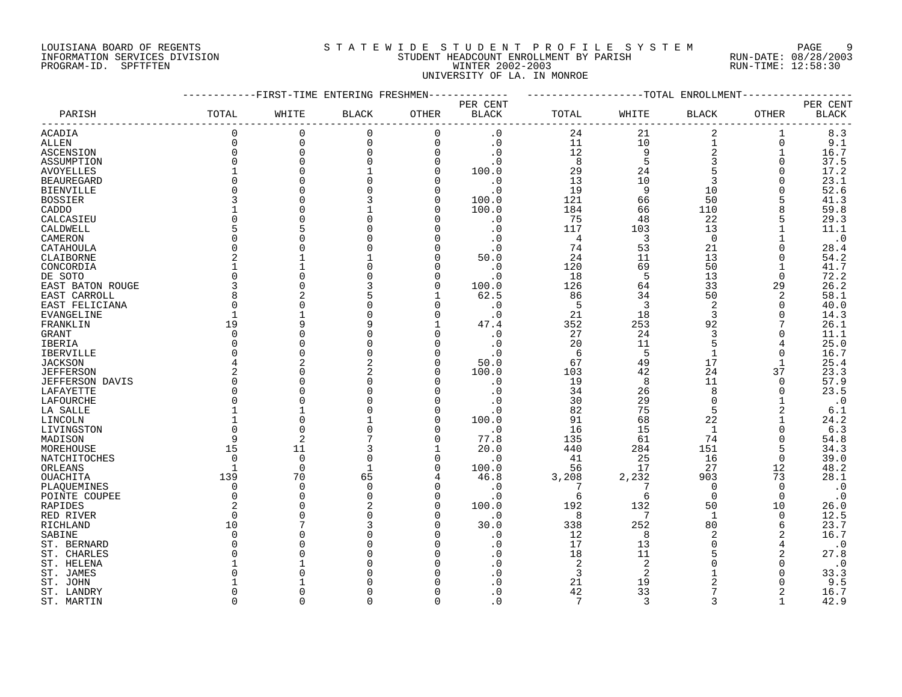LOUISIANA BOARD OF REGENTS
INFORMATION SERVICES DIVISION
PROGRAM-ID. SPFTFTEN

STATEWIDE STUDENT PROFILE SYSTEM
STUDENT HEADCOUNT ENROLLMENT BY PARISH
WINTER 2002-2003
UNIVERSITY OF LA. IN MONROE

RUN-DATE: 08/28/2003
RUN-TIME: 12:58:30

| PARISH | FIRST-TIME ENTERING FRESHMEN TOTAL | WHITE | BLACK | OTHER | PER CENT BLACK | TOTAL ENROLLMENT TOTAL | WHITE | BLACK | OTHER | PER CENT BLACK |
|---|---|---|---|---|---|---|---|---|---|---|
| ACADIA | 0 | 0 | 0 | 0 | .0 | 24 | 21 | 2 | 1 | 8.3 |
| ALLEN | 0 | 0 | 0 | 0 | .0 | 11 | 10 | 1 | 0 | 9.1 |
| ASCENSION | 0 | 0 | 0 | 0 | .0 | 12 | 9 | 2 | 1 | 16.7 |
| ASSUMPTION | 0 | 0 | 0 | 0 | .0 | 8 | 5 | 3 | 0 | 37.5 |
| AVOYELLES | 1 | 0 | 1 | 0 | 100.0 | 29 | 24 | 5 | 0 | 17.2 |
| BEAUREGARD | 0 | 0 | 0 | 0 | .0 | 13 | 10 | 3 | 0 | 23.1 |
| BIENVILLE | 0 | 0 | 0 | 0 | .0 | 19 | 9 | 10 | 0 | 52.6 |
| BOSSIER | 3 | 0 | 3 | 0 | 100.0 | 121 | 66 | 50 | 5 | 41.3 |
| CADDO | 1 | 0 | 1 | 0 | 100.0 | 184 | 66 | 110 | 8 | 59.8 |
| CALCASIEU | 0 | 0 | 0 | 0 | .0 | 75 | 48 | 22 | 5 | 29.3 |
| CALDWELL | 5 | 5 | 0 | 0 | .0 | 117 | 103 | 13 | 1 | 11.1 |
| CAMERON | 0 | 0 | 0 | 0 | .0 | 4 | 3 | 0 | 1 | .0 |
| CATAHOULA | 0 | 0 | 0 | 0 | .0 | 74 | 53 | 21 | 0 | 28.4 |
| CLAIBORNE | 2 | 1 | 1 | 0 | 50.0 | 24 | 11 | 13 | 0 | 54.2 |
| CONCORDIA | 1 | 1 | 0 | 0 | .0 | 120 | 69 | 50 | 1 | 41.7 |
| DE SOTO | 0 | 0 | 0 | 0 | .0 | 18 | 5 | 13 | 0 | 72.2 |
| EAST BATON ROUGE | 3 | 0 | 3 | 0 | 100.0 | 126 | 64 | 33 | 29 | 26.2 |
| EAST CARROLL | 8 | 2 | 5 | 1 | 62.5 | 86 | 34 | 50 | 2 | 58.1 |
| EAST FELICIANA | 0 | 0 | 0 | 0 | .0 | 5 | 3 | 2 | 0 | 40.0 |
| EVANGELINE | 1 | 1 | 0 | 0 | .0 | 21 | 18 | 3 | 0 | 14.3 |
| FRANKLIN | 19 | 9 | 9 | 1 | 47.4 | 352 | 253 | 92 | 7 | 26.1 |
| GRANT | 0 | 0 | 0 | 0 | .0 | 27 | 24 | 3 | 0 | 11.1 |
| IBERIA | 0 | 0 | 0 | 0 | .0 | 20 | 11 | 5 | 4 | 25.0 |
| IBERVILLE | 0 | 0 | 0 | 0 | .0 | 6 | 5 | 1 | 0 | 16.7 |
| JACKSON | 4 | 2 | 2 | 0 | 50.0 | 67 | 49 | 17 | 1 | 25.4 |
| JEFFERSON | 2 | 0 | 2 | 0 | 100.0 | 103 | 42 | 24 | 37 | 23.3 |
| JEFFERSON DAVIS | 0 | 0 | 0 | 0 | .0 | 19 | 8 | 11 | 0 | 57.9 |
| LAFAYETTE | 0 | 0 | 0 | 0 | .0 | 34 | 26 | 8 | 0 | 23.5 |
| LAFOURCHE | 0 | 0 | 0 | 0 | .0 | 30 | 29 | 0 | 1 | .0 |
| LA SALLE | 1 | 1 | 0 | 0 | .0 | 82 | 75 | 5 | 2 | 6.1 |
| LINCOLN | 1 | 0 | 1 | 0 | 100.0 | 91 | 68 | 22 | 1 | 24.2 |
| LIVINGSTON | 0 | 0 | 0 | 0 | .0 | 16 | 15 | 1 | 0 | 6.3 |
| MADISON | 9 | 2 | 7 | 0 | 77.8 | 135 | 61 | 74 | 0 | 54.8 |
| MOREHOUSE | 15 | 11 | 3 | 1 | 20.0 | 440 | 284 | 151 | 5 | 34.3 |
| NATCHITOCHES | 0 | 0 | 0 | 0 | .0 | 41 | 25 | 16 | 0 | 39.0 |
| ORLEANS | 1 | 0 | 1 | 0 | 100.0 | 56 | 17 | 27 | 12 | 48.2 |
| OUACHITA | 139 | 70 | 65 | 4 | 46.8 | 3,208 | 2,232 | 903 | 73 | 28.1 |
| PLAQUEMINES | 0 | 0 | 0 | 0 | .0 | 7 | 7 | 0 | 0 | .0 |
| POINTE COUPEE | 0 | 0 | 0 | 0 | .0 | 6 | 6 | 0 | 0 | .0 |
| RAPIDES | 2 | 0 | 2 | 0 | 100.0 | 192 | 132 | 50 | 10 | 26.0 |
| RED RIVER | 0 | 0 | 0 | 0 | .0 | 8 | 7 | 1 | 0 | 12.5 |
| RICHLAND | 10 | 7 | 3 | 0 | 30.0 | 338 | 252 | 80 | 6 | 23.7 |
| SABINE | 0 | 0 | 0 | 0 | .0 | 12 | 8 | 2 | 2 | 16.7 |
| ST. BERNARD | 0 | 0 | 0 | 0 | .0 | 17 | 13 | 0 | 4 | .0 |
| ST. CHARLES | 0 | 0 | 0 | 0 | .0 | 18 | 11 | 5 | 2 | 27.8 |
| ST. HELENA | 1 | 1 | 0 | 0 | .0 | 2 | 2 | 0 | 0 | .0 |
| ST. JAMES | 0 | 0 | 0 | 0 | .0 | 3 | 2 | 1 | 0 | 33.3 |
| ST. JOHN | 1 | 1 | 0 | 0 | .0 | 21 | 19 | 2 | 0 | 9.5 |
| ST. LANDRY | 0 | 0 | 0 | 0 | .0 | 42 | 33 | 7 | 2 | 16.7 |
| ST. MARTIN | 0 | 0 | 0 | 0 | .0 | 7 | 3 | 3 | 1 | 42.9 |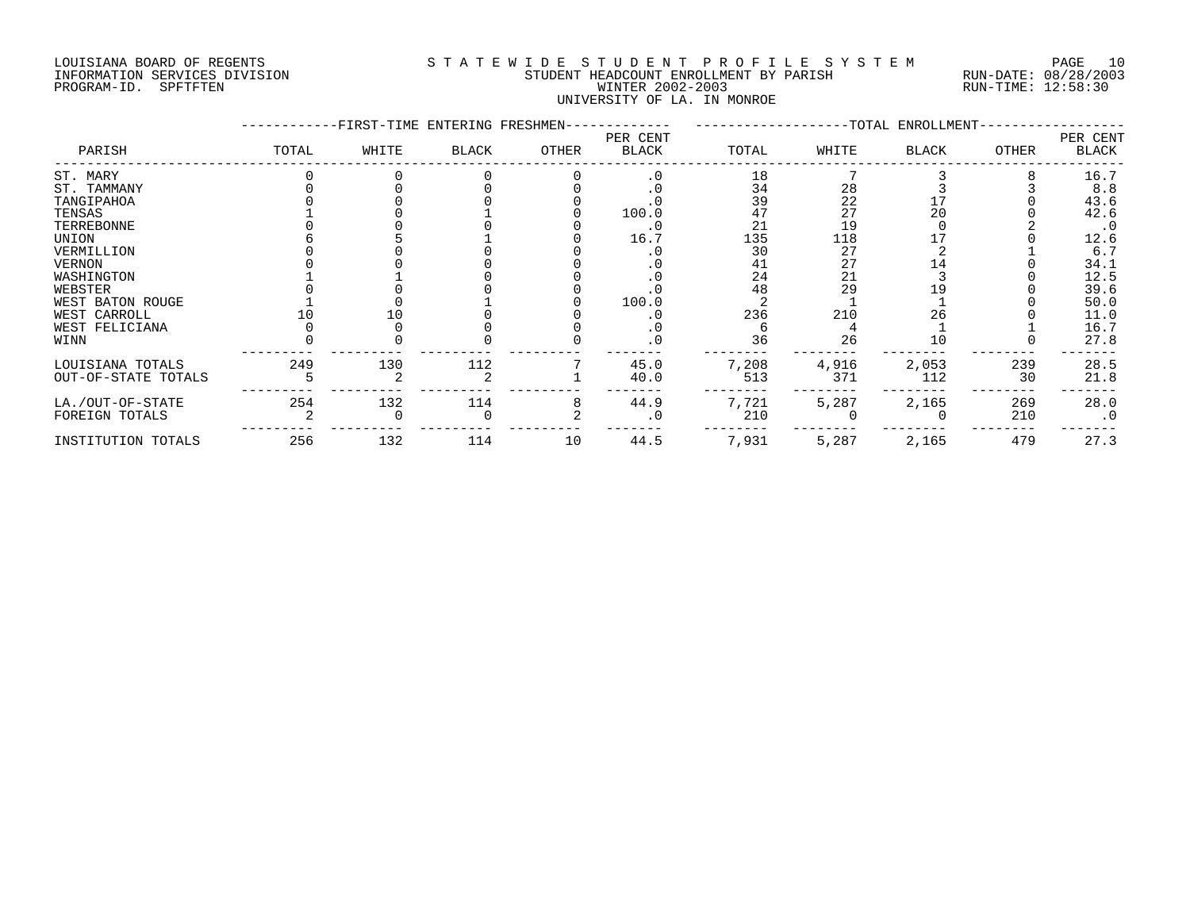LOUISIANA BOARD OF REGENTS — STATEWIDE STUDENT PROFILE SYSTEM
INFORMATION SERVICES DIVISION — STUDENT HEADCOUNT ENROLLMENT BY PARISH — RUN-DATE: 08/28/2003
PROGRAM-ID. SPFTFTEN — WINTER 2002-2003 — RUN-TIME: 12:58:30

UNIVERSITY OF LA. IN MONROE

| PARISH | FIRST-TIME ENTERING FRESHMEN TOTAL | WHITE | BLACK | OTHER | PER CENT BLACK | TOTAL ENROLLMENT TOTAL | WHITE | BLACK | OTHER | PER CENT BLACK |
|---|---|---|---|---|---|---|---|---|---|---|
| ST. MARY | 0 | 0 | 0 | 0 | .0 | 18 | 7 | 3 | 8 | 16.7 |
| ST. TAMMANY | 0 | 0 | 0 | 0 | .0 | 34 | 28 | 3 | 3 | 8.8 |
| TANGIPAHOA | 0 | 0 | 0 | 0 | .0 | 39 | 22 | 17 | 0 | 43.6 |
| TENSAS | 1 | 0 | 1 | 0 | 100.0 | 47 | 27 | 20 | 0 | 42.6 |
| TERREBONNE | 0 | 0 | 0 | 0 | .0 | 21 | 19 | 0 | 2 | .0 |
| UNION | 6 | 5 | 1 | 0 | 16.7 | 135 | 118 | 17 | 0 | 12.6 |
| VERMILLION | 0 | 0 | 0 | 0 | .0 | 30 | 27 | 2 | 1 | 6.7 |
| VERNON | 0 | 0 | 0 | 0 | .0 | 41 | 27 | 14 | 0 | 34.1 |
| WASHINGTON | 1 | 1 | 0 | 0 | .0 | 24 | 21 | 3 | 0 | 12.5 |
| WEBSTER | 0 | 0 | 0 | 0 | .0 | 48 | 29 | 19 | 0 | 39.6 |
| WEST BATON ROUGE | 1 | 0 | 1 | 0 | 100.0 | 2 | 1 | 1 | 0 | 50.0 |
| WEST CARROLL | 10 | 10 | 0 | 0 | .0 | 236 | 210 | 26 | 0 | 11.0 |
| WEST FELICIANA | 0 | 0 | 0 | 0 | .0 | 6 | 4 | 1 | 1 | 16.7 |
| WINN | 0 | 0 | 0 | 0 | .0 | 36 | 26 | 10 | 0 | 27.8 |
| LOUISIANA TOTALS | 249 | 130 | 112 | 7 | 45.0 | 7,208 | 4,916 | 2,053 | 239 | 28.5 |
| OUT-OF-STATE TOTALS | 5 | 2 | 2 | 1 | 40.0 | 513 | 371 | 112 | 30 | 21.8 |
| LA./OUT-OF-STATE | 254 | 132 | 114 | 8 | 44.9 | 7,721 | 5,287 | 2,165 | 269 | 28.0 |
| FOREIGN TOTALS | 2 | 0 | 0 | 2 | .0 | 210 | 0 | 0 | 210 | .0 |
| INSTITUTION TOTALS | 256 | 132 | 114 | 10 | 44.5 | 7,931 | 5,287 | 2,165 | 479 | 27.3 |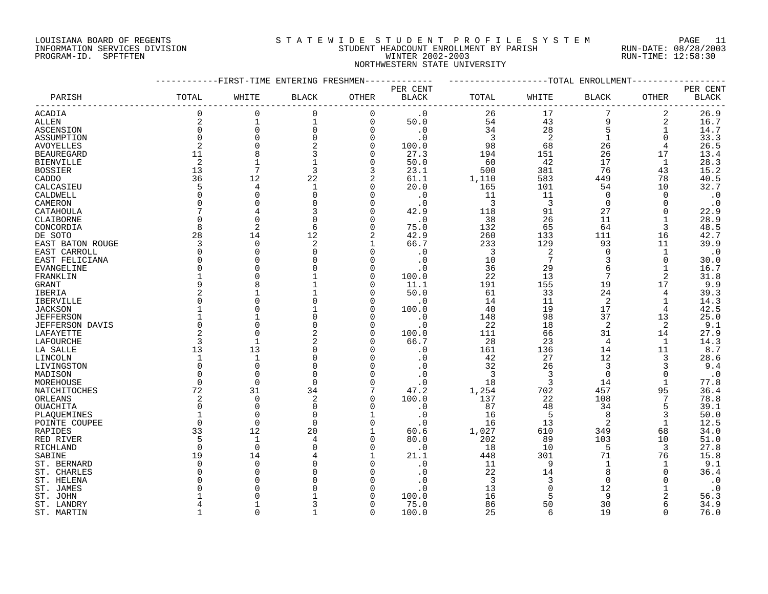LOUISIANA BOARD OF REGENTS
INFORMATION SERVICES DIVISION
PROGRAM-ID. SPFTFTEN

# STATEWIDE STUDENT PROFILE SYSTEM

STUDENT HEADCOUNT ENROLLMENT BY PARISH
WINTER 2002-2003
NORTHWESTERN STATE UNIVERSITY

RUN-DATE: 08/28/2003
RUN-TIME: 12:58:30

| PARISH | FIRST-TIME ENTERING FRESHMEN | | | | | TOTAL ENROLLMENT | | | | |
|---|---|---|---|---|---|---|---|---|---|---|
| | TOTAL | WHITE | BLACK | OTHER | PER CENT BLACK | TOTAL | WHITE | BLACK | OTHER | PER CENT BLACK |
| ACADIA | 0 | 0 | 0 | 0 | .0 | 26 | 17 | 7 | 2 | 26.9 |
| ALLEN | 2 | 1 | 1 | 0 | 50.0 | 54 | 43 | 9 | 2 | 16.7 |
| ASCENSION | 0 | 0 | 0 | 0 | .0 | 34 | 28 | 5 | 1 | 14.7 |
| ASSUMPTION | 0 | 0 | 0 | 0 | .0 | 3 | 2 | 1 | 0 | 33.3 |
| AVOYELLES | 2 | 0 | 2 | 0 | 100.0 | 98 | 68 | 26 | 4 | 26.5 |
| BEAUREGARD | 11 | 8 | 3 | 0 | 27.3 | 194 | 151 | 26 | 17 | 13.4 |
| BIENVILLE | 2 | 1 | 1 | 0 | 50.0 | 60 | 42 | 17 | 1 | 28.3 |
| BOSSIER | 13 | 7 | 3 | 3 | 23.1 | 500 | 381 | 76 | 43 | 15.2 |
| CADDO | 36 | 12 | 22 | 2 | 61.1 | 1,110 | 583 | 449 | 78 | 40.5 |
| CALCASIEU | 5 | 4 | 1 | 0 | 20.0 | 165 | 101 | 54 | 10 | 32.7 |
| CALDWELL | 0 | 0 | 0 | 0 | .0 | 11 | 11 | 0 | 0 | .0 |
| CAMERON | 0 | 0 | 0 | 0 | .0 | 3 | 3 | 0 | 0 | .0 |
| CATAHOULA | 7 | 4 | 3 | 0 | 42.9 | 118 | 91 | 27 | 0 | 22.9 |
| CLAIBORNE | 0 | 0 | 0 | 0 | .0 | 38 | 26 | 11 | 1 | 28.9 |
| CONCORDIA | 8 | 2 | 6 | 0 | 75.0 | 132 | 65 | 64 | 3 | 48.5 |
| DE SOTO | 28 | 14 | 12 | 2 | 42.9 | 260 | 133 | 111 | 16 | 42.7 |
| EAST BATON ROUGE | 3 | 0 | 2 | 1 | 66.7 | 233 | 129 | 93 | 11 | 39.9 |
| EAST CARROLL | 0 | 0 | 0 | 0 | .0 | 3 | 2 | 0 | 1 | .0 |
| EAST FELICIANA | 0 | 0 | 0 | 0 | .0 | 10 | 7 | 3 | 0 | 30.0 |
| EVANGELINE | 0 | 0 | 0 | 0 | .0 | 36 | 29 | 6 | 1 | 16.7 |
| FRANKLIN | 1 | 0 | 1 | 0 | 100.0 | 22 | 13 | 7 | 2 | 31.8 |
| GRANT | 9 | 8 | 1 | 0 | 11.1 | 191 | 155 | 19 | 17 | 9.9 |
| IBERIA | 2 | 1 | 1 | 0 | 50.0 | 61 | 33 | 24 | 4 | 39.3 |
| IBERVILLE | 0 | 0 | 0 | 0 | .0 | 14 | 11 | 2 | 1 | 14.3 |
| JACKSON | 1 | 0 | 1 | 0 | 100.0 | 40 | 19 | 17 | 4 | 42.5 |
| JEFFERSON | 1 | 1 | 0 | 0 | .0 | 148 | 98 | 37 | 13 | 25.0 |
| JEFFERSON DAVIS | 0 | 0 | 0 | 0 | .0 | 22 | 18 | 2 | 2 | 9.1 |
| LAFAYETTE | 2 | 0 | 2 | 0 | 100.0 | 111 | 66 | 31 | 14 | 27.9 |
| LAFOURCHE | 3 | 1 | 2 | 0 | 66.7 | 28 | 23 | 4 | 1 | 14.3 |
| LA SALLE | 13 | 13 | 0 | 0 | .0 | 161 | 136 | 14 | 11 | 8.7 |
| LINCOLN | 1 | 1 | 0 | 0 | .0 | 42 | 27 | 12 | 3 | 28.6 |
| LIVINGSTON | 0 | 0 | 0 | 0 | .0 | 32 | 26 | 3 | 3 | 9.4 |
| MADISON | 0 | 0 | 0 | 0 | .0 | 3 | 3 | 0 | 0 | .0 |
| MOREHOUSE | 0 | 0 | 0 | 0 | .0 | 18 | 3 | 14 | 1 | 77.8 |
| NATCHITOCHES | 72 | 31 | 34 | 7 | 47.2 | 1,254 | 702 | 457 | 95 | 36.4 |
| ORLEANS | 2 | 0 | 2 | 0 | 100.0 | 137 | 22 | 108 | 7 | 78.8 |
| OUACHITA | 0 | 0 | 0 | 0 | .0 | 87 | 48 | 34 | 5 | 39.1 |
| PLAQUEMINES | 1 | 0 | 0 | 1 | .0 | 16 | 5 | 8 | 3 | 50.0 |
| POINTE COUPEE | 0 | 0 | 0 | 0 | .0 | 16 | 13 | 2 | 1 | 12.5 |
| RAPIDES | 33 | 12 | 20 | 1 | 60.6 | 1,027 | 610 | 349 | 68 | 34.0 |
| RED RIVER | 5 | 1 | 4 | 0 | 80.0 | 202 | 89 | 103 | 10 | 51.0 |
| RICHLAND | 0 | 0 | 0 | 0 | .0 | 18 | 10 | 5 | 3 | 27.8 |
| SABINE | 19 | 14 | 4 | 1 | 21.1 | 448 | 301 | 71 | 76 | 15.8 |
| ST. BERNARD | 0 | 0 | 0 | 0 | .0 | 11 | 9 | 1 | 1 | 9.1 |
| ST. CHARLES | 0 | 0 | 0 | 0 | .0 | 22 | 14 | 8 | 0 | 36.4 |
| ST. HELENA | 0 | 0 | 0 | 0 | .0 | 3 | 3 | 0 | 0 | .0 |
| ST. JAMES | 0 | 0 | 0 | 0 | .0 | 13 | 0 | 12 | 1 | .0 |
| ST. JOHN | 1 | 0 | 1 | 0 | 100.0 | 16 | 5 | 9 | 2 | 56.3 |
| ST. LANDRY | 4 | 1 | 3 | 0 | 75.0 | 86 | 50 | 30 | 6 | 34.9 |
| ST. MARTIN | 1 | 0 | 1 | 0 | 100.0 | 25 | 6 | 19 | 0 | 76.0 |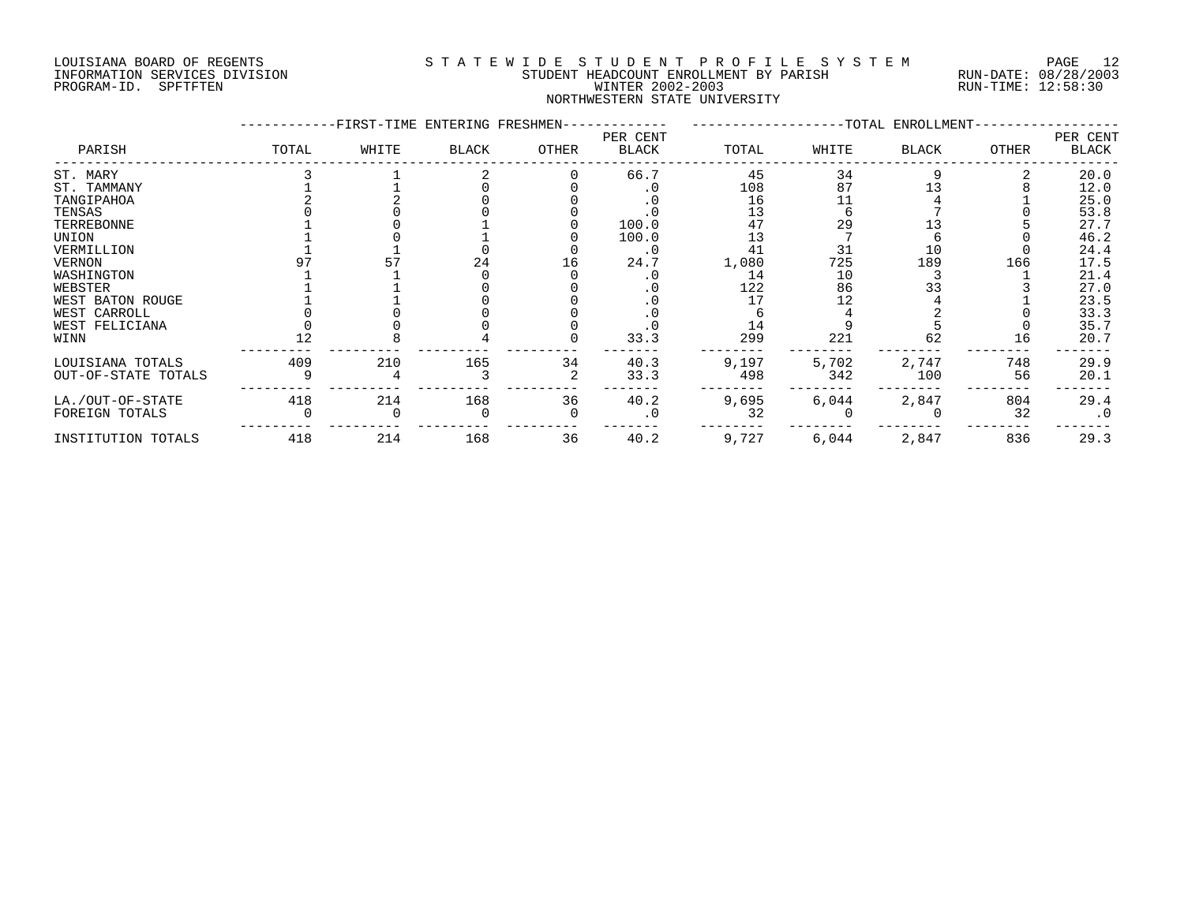LOUISIANA BOARD OF REGENTS
INFORMATION SERVICES DIVISION
PROGRAM-ID. SPFTFTEN

STATEWIDE STUDENT PROFILE SYSTEM
STUDENT HEADCOUNT ENROLLMENT BY PARISH
WINTER 2002-2003
NORTHWESTERN STATE UNIVERSITY

RUN-DATE: 08/28/2003
RUN-TIME: 12:58:30

| PARISH | FIRST-TIME ENTERING FRESHMEN TOTAL | WHITE | BLACK | OTHER | PER CENT BLACK | TOTAL ENROLLMENT TOTAL | WHITE | BLACK | OTHER | PER CENT BLACK |
|---|---|---|---|---|---|---|---|---|---|---|
| ST. MARY | 3 | 1 | 2 | 0 | 66.7 | 45 | 34 | 9 | 2 | 20.0 |
| ST. TAMMANY | 1 | 1 | 0 | 0 | .0 | 108 | 87 | 13 | 8 | 12.0 |
| TANGIPAHOA | 2 | 2 | 0 | 0 | .0 | 16 | 11 | 4 | 1 | 25.0 |
| TENSAS | 0 | 0 | 0 | 0 | .0 | 13 | 6 | 7 | 0 | 53.8 |
| TERREBONNE | 1 | 0 | 1 | 0 | 100.0 | 47 | 29 | 13 | 5 | 27.7 |
| UNION | 1 | 0 | 1 | 0 | 100.0 | 13 | 7 | 6 | 0 | 46.2 |
| VERMILLION | 1 | 1 | 0 | 0 | .0 | 41 | 31 | 10 | 0 | 24.4 |
| VERNON | 97 | 57 | 24 | 16 | 24.7 | 1,080 | 725 | 189 | 166 | 17.5 |
| WASHINGTON | 1 | 1 | 0 | 0 | .0 | 14 | 10 | 3 | 1 | 21.4 |
| WEBSTER | 1 | 1 | 0 | 0 | .0 | 122 | 86 | 33 | 3 | 27.0 |
| WEST BATON ROUGE | 1 | 1 | 0 | 0 | .0 | 17 | 12 | 4 | 1 | 23.5 |
| WEST CARROLL | 0 | 0 | 0 | 0 | .0 | 6 | 4 | 2 | 0 | 33.3 |
| WEST FELICIANA | 0 | 0 | 0 | 0 | .0 | 14 | 9 | 5 | 0 | 35.7 |
| WINN | 12 | 8 | 4 | 0 | 33.3 | 299 | 221 | 62 | 16 | 20.7 |
| LOUISIANA TOTALS | 409 | 210 | 165 | 34 | 40.3 | 9,197 | 5,702 | 2,747 | 748 | 29.9 |
| OUT-OF-STATE TOTALS | 9 | 4 | 3 | 2 | 33.3 | 498 | 342 | 100 | 56 | 20.1 |
| LA./OUT-OF-STATE | 418 | 214 | 168 | 36 | 40.2 | 9,695 | 6,044 | 2,847 | 804 | 29.4 |
| FOREIGN TOTALS | 0 | 0 | 0 | 0 | .0 | 32 | 0 | 0 | 32 | .0 |
| INSTITUTION TOTALS | 418 | 214 | 168 | 36 | 40.2 | 9,727 | 6,044 | 2,847 | 836 | 29.3 |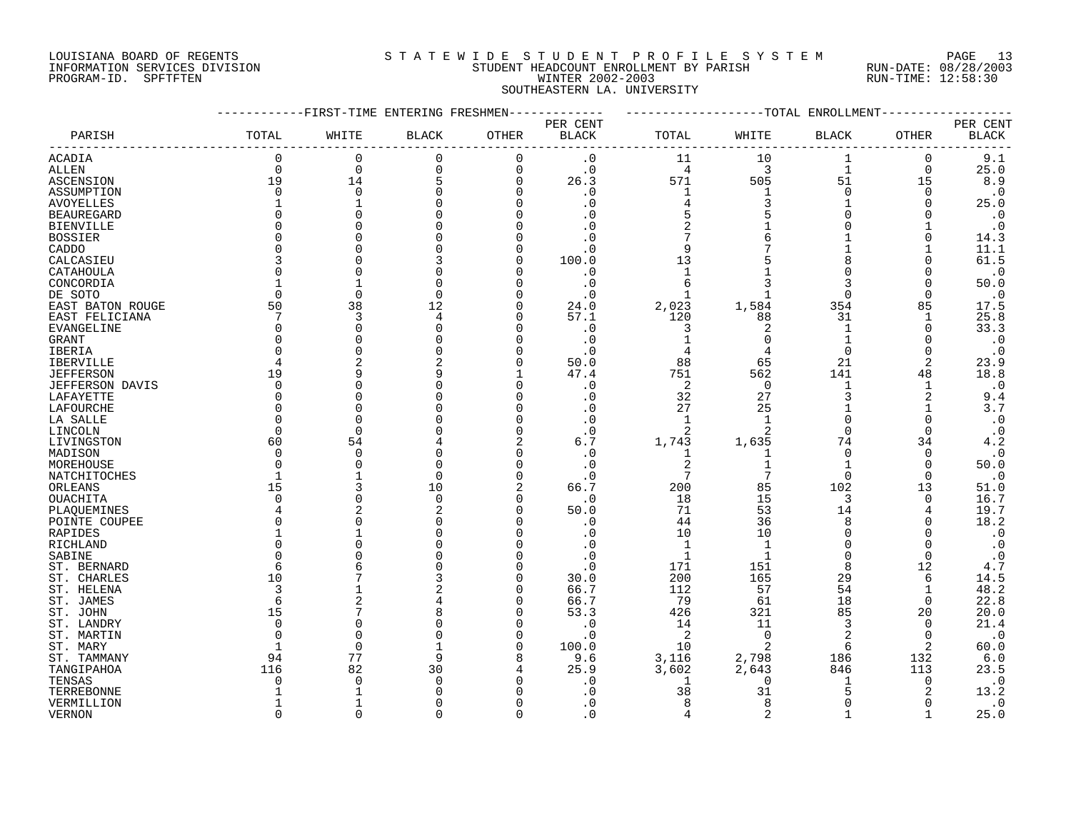LOUISIANA BOARD OF REGENTS
INFORMATION SERVICES DIVISION
PROGRAM-ID. SPFTFTEN

# STATEWIDE STUDENT PROFILE SYSTEM

STUDENT HEADCOUNT ENROLLMENT BY PARISH
WINTER 2002-2003
SOUTHEASTERN LA. UNIVERSITY

RUN-DATE: 08/28/2003
RUN-TIME: 12:58:30

| PARISH | FIRST-TIME ENTERING FRESHMEN TOTAL | WHITE | BLACK | OTHER | PER CENT BLACK | TOTAL ENROLLMENT TOTAL | WHITE | BLACK | OTHER | PER CENT BLACK |
|---|---|---|---|---|---|---|---|---|---|---|
| ACADIA | 0 | 0 | 0 | 0 | .0 | 11 | 10 | 1 | 0 | 9.1 |
| ALLEN | 0 | 0 | 0 | 0 | .0 | 4 | 3 | 1 | 0 | 25.0 |
| ASCENSION | 19 | 14 | 5 | 0 | 26.3 | 571 | 505 | 51 | 15 | 8.9 |
| ASSUMPTION | 0 | 0 | 0 | 0 | .0 | 1 | 1 | 0 | 0 | .0 |
| AVOYELLES | 1 | 1 | 0 | 0 | .0 | 4 | 3 | 1 | 0 | 25.0 |
| BEAUREGARD | 0 | 0 | 0 | 0 | .0 | 5 | 5 | 0 | 0 | .0 |
| BIENVILLE | 0 | 0 | 0 | 0 | .0 | 2 | 1 | 0 | 1 | .0 |
| BOSSIER | 0 | 0 | 0 | 0 | .0 | 7 | 6 | 1 | 0 | 14.3 |
| CADDO | 0 | 0 | 0 | 0 | .0 | 9 | 7 | 1 | 1 | 11.1 |
| CALCASIEU | 3 | 0 | 3 | 0 | 100.0 | 13 | 5 | 8 | 0 | 61.5 |
| CATAHOULA | 0 | 0 | 0 | 0 | .0 | 1 | 1 | 0 | 0 | .0 |
| CONCORDIA | 1 | 1 | 0 | 0 | .0 | 6 | 3 | 3 | 0 | 50.0 |
| DE SOTO | 0 | 0 | 0 | 0 | .0 | 1 | 1 | 0 | 0 | .0 |
| EAST BATON ROUGE | 50 | 38 | 12 | 0 | 24.0 | 2,023 | 1,584 | 354 | 85 | 17.5 |
| EAST FELICIANA | 7 | 3 | 4 | 0 | 57.1 | 120 | 88 | 31 | 1 | 25.8 |
| EVANGELINE | 0 | 0 | 0 | 0 | .0 | 3 | 2 | 1 | 0 | 33.3 |
| GRANT | 0 | 0 | 0 | 0 | .0 | 1 | 0 | 1 | 0 | .0 |
| IBERIA | 0 | 0 | 0 | 0 | .0 | 4 | 4 | 0 | 0 | .0 |
| IBERVILLE | 4 | 2 | 2 | 0 | 50.0 | 88 | 65 | 21 | 2 | 23.9 |
| JEFFERSON | 19 | 9 | 9 | 1 | 47.4 | 751 | 562 | 141 | 48 | 18.8 |
| JEFFERSON DAVIS | 0 | 0 | 0 | 0 | .0 | 2 | 0 | 1 | 1 | .0 |
| LAFAYETTE | 0 | 0 | 0 | 0 | .0 | 32 | 27 | 3 | 2 | 9.4 |
| LAFOURCHE | 0 | 0 | 0 | 0 | .0 | 27 | 25 | 1 | 1 | 3.7 |
| LA SALLE | 0 | 0 | 0 | 0 | .0 | 1 | 1 | 0 | 0 | .0 |
| LINCOLN | 0 | 0 | 0 | 0 | .0 | 2 | 2 | 0 | 0 | .0 |
| LIVINGSTON | 60 | 54 | 4 | 2 | 6.7 | 1,743 | 1,635 | 74 | 34 | 4.2 |
| MADISON | 0 | 0 | 0 | 0 | .0 | 1 | 1 | 0 | 0 | .0 |
| MOREHOUSE | 0 | 0 | 0 | 0 | .0 | 2 | 1 | 1 | 0 | 50.0 |
| NATCHITOCHES | 1 | 1 | 0 | 0 | .0 | 7 | 7 | 0 | 0 | .0 |
| ORLEANS | 15 | 3 | 10 | 2 | 66.7 | 200 | 85 | 102 | 13 | 51.0 |
| OUACHITA | 0 | 0 | 0 | 0 | .0 | 18 | 15 | 3 | 0 | 16.7 |
| PLAQUEMINES | 4 | 2 | 2 | 0 | 50.0 | 71 | 53 | 14 | 4 | 19.7 |
| POINTE COUPEE | 0 | 0 | 0 | 0 | .0 | 44 | 36 | 8 | 0 | 18.2 |
| RAPIDES | 1 | 1 | 0 | 0 | .0 | 10 | 10 | 0 | 0 | .0 |
| RICHLAND | 0 | 0 | 0 | 0 | .0 | 1 | 1 | 0 | 0 | .0 |
| SABINE | 0 | 0 | 0 | 0 | .0 | 1 | 1 | 0 | 0 | .0 |
| ST. BERNARD | 6 | 6 | 0 | 0 | .0 | 171 | 151 | 8 | 12 | 4.7 |
| ST. CHARLES | 10 | 7 | 3 | 0 | 30.0 | 200 | 165 | 29 | 6 | 14.5 |
| ST. HELENA | 3 | 1 | 2 | 0 | 66.7 | 112 | 57 | 54 | 1 | 48.2 |
| ST. JAMES | 6 | 2 | 4 | 0 | 66.7 | 79 | 61 | 18 | 0 | 22.8 |
| ST. JOHN | 15 | 7 | 8 | 0 | 53.3 | 426 | 321 | 85 | 20 | 20.0 |
| ST. LANDRY | 0 | 0 | 0 | 0 | .0 | 14 | 11 | 3 | 0 | 21.4 |
| ST. MARTIN | 0 | 0 | 0 | 0 | .0 | 2 | 0 | 2 | 0 | .0 |
| ST. MARY | 1 | 0 | 1 | 0 | 100.0 | 10 | 2 | 6 | 2 | 60.0 |
| ST. TAMMANY | 94 | 77 | 9 | 8 | 9.6 | 3,116 | 2,798 | 186 | 132 | 6.0 |
| TANGIPAHOA | 116 | 82 | 30 | 4 | 25.9 | 3,602 | 2,643 | 846 | 113 | 23.5 |
| TENSAS | 0 | 0 | 0 | 0 | .0 | 1 | 0 | 1 | 0 | .0 |
| TERREBONNE | 1 | 1 | 0 | 0 | .0 | 38 | 31 | 5 | 2 | 13.2 |
| VERMILLION | 1 | 1 | 0 | 0 | .0 | 8 | 8 | 0 | 0 | .0 |
| VERNON | 0 | 0 | 0 | 0 | .0 | 4 | 2 | 1 | 1 | 25.0 |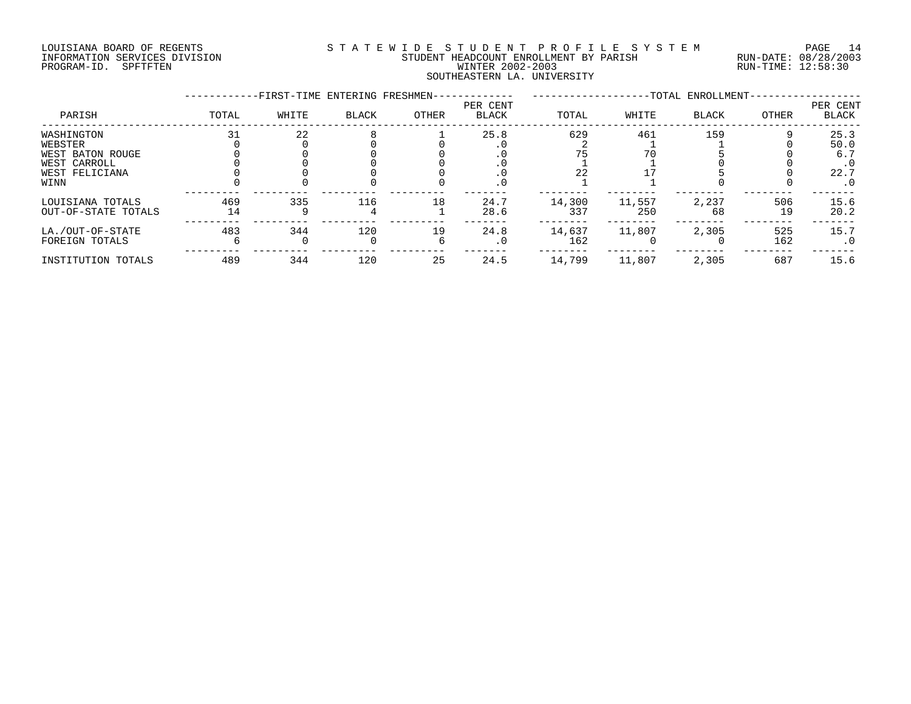LOUISIANA BOARD OF REGENTS
INFORMATION SERVICES DIVISION
PROGRAM-ID. SPFTFTEN

STATEWIDE STUDENT PROFILE SYSTEM
STUDENT HEADCOUNT ENROLLMENT BY PARISH
WINTER 2002-2003
SOUTHEASTERN LA. UNIVERSITY

RUN-DATE: 08/28/2003
RUN-TIME: 12:58:30

| PARISH | FIRST-TIME ENTERING FRESHMEN TOTAL | WHITE | BLACK | OTHER | PER CENT BLACK | TOTAL ENROLLMENT TOTAL | WHITE | BLACK | OTHER | PER CENT BLACK |
|---|---|---|---|---|---|---|---|---|---|---|
| WASHINGTON | 31 | 22 | 8 | 1 | 25.8 | 629 | 461 | 159 | 9 | 25.3 |
| WEBSTER | 0 | 0 | 0 | 0 | .0 | 2 | 1 | 1 | 0 | 50.0 |
| WEST BATON ROUGE | 0 | 0 | 0 | 0 | .0 | 75 | 70 | 5 | 0 | 6.7 |
| WEST CARROLL | 0 | 0 | 0 | 0 | .0 | 1 | 1 | 0 | 0 | .0 |
| WEST FELICIANA | 0 | 0 | 0 | 0 | .0 | 22 | 17 | 5 | 0 | 22.7 |
| WINN | 0 | 0 | 0 | 0 | .0 | 1 | 1 | 0 | 0 | .0 |
| LOUISIANA TOTALS | 469 | 335 | 116 | 18 | 24.7 | 14,300 | 11,557 | 2,237 | 506 | 15.6 |
| OUT-OF-STATE TOTALS | 14 | 9 | 4 | 1 | 28.6 | 337 | 250 | 68 | 19 | 20.2 |
| LA./OUT-OF-STATE | 483 | 344 | 120 | 19 | 24.8 | 14,637 | 11,807 | 2,305 | 525 | 15.7 |
| FOREIGN TOTALS | 6 | 0 | 0 | 6 | .0 | 162 | 0 | 0 | 162 | .0 |
| INSTITUTION TOTALS | 489 | 344 | 120 | 25 | 24.5 | 14,799 | 11,807 | 2,305 | 687 | 15.6 |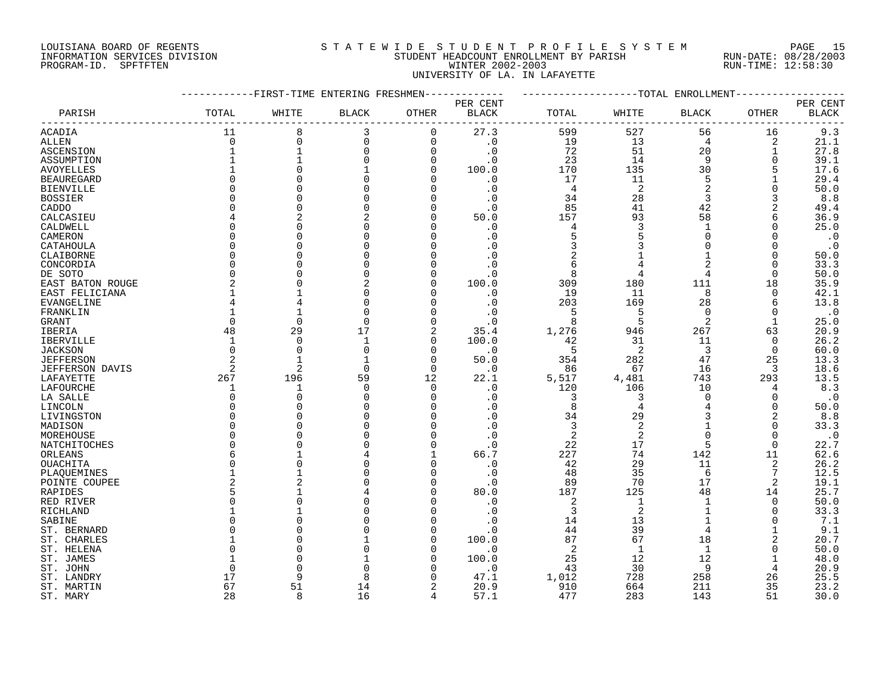LOUISIANA BOARD OF REGENTS
INFORMATION SERVICES DIVISION
PROGRAM-ID. SPFTFTEN

STATEWIDE STUDENT PROFILE SYSTEM
STUDENT HEADCOUNT ENROLLMENT BY PARISH
WINTER 2002-2003
UNIVERSITY OF LA. IN LAFAYETTE

RUN-DATE: 08/28/2003
RUN-TIME: 12:58:30

| PARISH | FIRST-TIME ENTERING FRESHMEN TOTAL | WHITE | BLACK | OTHER | PER CENT BLACK | TOTAL ENROLLMENT TOTAL | WHITE | BLACK | OTHER | PER CENT BLACK |
|---|---|---|---|---|---|---|---|---|---|---|
| ACADIA | 11 | 8 | 3 | 0 | 27.3 | 599 | 527 | 56 | 16 | 9.3 |
| ALLEN | 0 | 0 | 0 | 0 | .0 | 19 | 13 | 4 | 2 | 21.1 |
| ASCENSION | 1 | 1 | 0 | 0 | .0 | 72 | 51 | 20 | 1 | 27.8 |
| ASSUMPTION | 1 | 1 | 0 | 0 | .0 | 23 | 14 | 9 | 0 | 39.1 |
| AVOYELLES | 1 | 0 | 1 | 0 | 100.0 | 170 | 135 | 30 | 5 | 17.6 |
| BEAUREGARD | 0 | 0 | 0 | 0 | .0 | 17 | 11 | 5 | 1 | 29.4 |
| BIENVILLE | 0 | 0 | 0 | 0 | .0 | 4 | 2 | 2 | 0 | 50.0 |
| BOSSIER | 0 | 0 | 0 | 0 | .0 | 34 | 28 | 3 | 3 | 8.8 |
| CADDO | 0 | 0 | 0 | 0 | .0 | 85 | 41 | 42 | 2 | 49.4 |
| CALCASIEU | 4 | 2 | 2 | 0 | 50.0 | 157 | 93 | 58 | 6 | 36.9 |
| CALDWELL | 0 | 0 | 0 | 0 | .0 | 4 | 3 | 1 | 0 | 25.0 |
| CAMERON | 0 | 0 | 0 | 0 | .0 | 5 | 5 | 0 | 0 | .0 |
| CATAHOULA | 0 | 0 | 0 | 0 | .0 | 3 | 3 | 0 | 0 | .0 |
| CLAIBORNE | 0 | 0 | 0 | 0 | .0 | 2 | 1 | 1 | 0 | 50.0 |
| CONCORDIA | 0 | 0 | 0 | 0 | .0 | 6 | 4 | 2 | 0 | 33.3 |
| DE SOTO | 0 | 0 | 0 | 0 | .0 | 8 | 4 | 4 | 0 | 50.0 |
| EAST BATON ROUGE | 2 | 0 | 2 | 0 | 100.0 | 309 | 180 | 111 | 18 | 35.9 |
| EAST FELICIANA | 1 | 1 | 0 | 0 | .0 | 19 | 11 | 8 | 0 | 42.1 |
| EVANGELINE | 4 | 4 | 0 | 0 | .0 | 203 | 169 | 28 | 6 | 13.8 |
| FRANKLIN | 1 | 1 | 0 | 0 | .0 | 5 | 5 | 0 | 0 | .0 |
| GRANT | 0 | 0 | 0 | 0 | .0 | 8 | 5 | 2 | 1 | 25.0 |
| IBERIA | 48 | 29 | 17 | 2 | 35.4 | 1,276 | 946 | 267 | 63 | 20.9 |
| IBERVILLE | 1 | 0 | 1 | 0 | 100.0 | 42 | 31 | 11 | 0 | 26.2 |
| JACKSON | 0 | 0 | 0 | 0 | .0 | 5 | 2 | 3 | 0 | 60.0 |
| JEFFERSON | 2 | 1 | 1 | 0 | 50.0 | 354 | 282 | 47 | 25 | 13.3 |
| JEFFERSON DAVIS | 2 | 2 | 0 | 0 | .0 | 86 | 67 | 16 | 3 | 18.6 |
| LAFAYETTE | 267 | 196 | 59 | 12 | 22.1 | 5,517 | 4,481 | 743 | 293 | 13.5 |
| LAFOURCHE | 1 | 1 | 0 | 0 | .0 | 120 | 106 | 10 | 4 | 8.3 |
| LA SALLE | 0 | 0 | 0 | 0 | .0 | 3 | 3 | 0 | 0 | .0 |
| LINCOLN | 0 | 0 | 0 | 0 | .0 | 8 | 4 | 4 | 0 | 50.0 |
| LIVINGSTON | 0 | 0 | 0 | 0 | .0 | 34 | 29 | 3 | 2 | 8.8 |
| MADISON | 0 | 0 | 0 | 0 | .0 | 3 | 2 | 1 | 0 | 33.3 |
| MOREHOUSE | 0 | 0 | 0 | 0 | .0 | 2 | 2 | 0 | 0 | .0 |
| NATCHITOCHES | 0 | 0 | 0 | 0 | .0 | 22 | 17 | 5 | 0 | 22.7 |
| ORLEANS | 6 | 1 | 4 | 1 | 66.7 | 227 | 74 | 142 | 11 | 62.6 |
| OUACHITA | 0 | 0 | 0 | 0 | .0 | 42 | 29 | 11 | 2 | 26.2 |
| PLAQUEMINES | 1 | 1 | 0 | 0 | .0 | 48 | 35 | 6 | 7 | 12.5 |
| POINTE COUPEE | 2 | 2 | 0 | 0 | .0 | 89 | 70 | 17 | 2 | 19.1 |
| RAPIDES | 5 | 1 | 4 | 0 | 80.0 | 187 | 125 | 48 | 14 | 25.7 |
| RED RIVER | 0 | 0 | 0 | 0 | .0 | 2 | 1 | 1 | 0 | 50.0 |
| RICHLAND | 1 | 1 | 0 | 0 | .0 | 3 | 2 | 1 | 0 | 33.3 |
| SABINE | 0 | 0 | 0 | 0 | .0 | 14 | 13 | 1 | 0 | 7.1 |
| ST. BERNARD | 0 | 0 | 0 | 0 | .0 | 44 | 39 | 4 | 1 | 9.1 |
| ST. CHARLES | 1 | 0 | 1 | 0 | 100.0 | 87 | 67 | 18 | 2 | 20.7 |
| ST. HELENA | 0 | 0 | 0 | 0 | .0 | 2 | 1 | 1 | 0 | 50.0 |
| ST. JAMES | 1 | 0 | 1 | 0 | 100.0 | 25 | 12 | 12 | 1 | 48.0 |
| ST. JOHN | 0 | 0 | 0 | 0 | .0 | 43 | 30 | 9 | 4 | 20.9 |
| ST. LANDRY | 17 | 9 | 8 | 0 | 47.1 | 1,012 | 728 | 258 | 26 | 25.5 |
| ST. MARTIN | 67 | 51 | 14 | 2 | 20.9 | 910 | 664 | 211 | 35 | 23.2 |
| ST. MARY | 28 | 8 | 16 | 4 | 57.1 | 477 | 283 | 143 | 51 | 30.0 |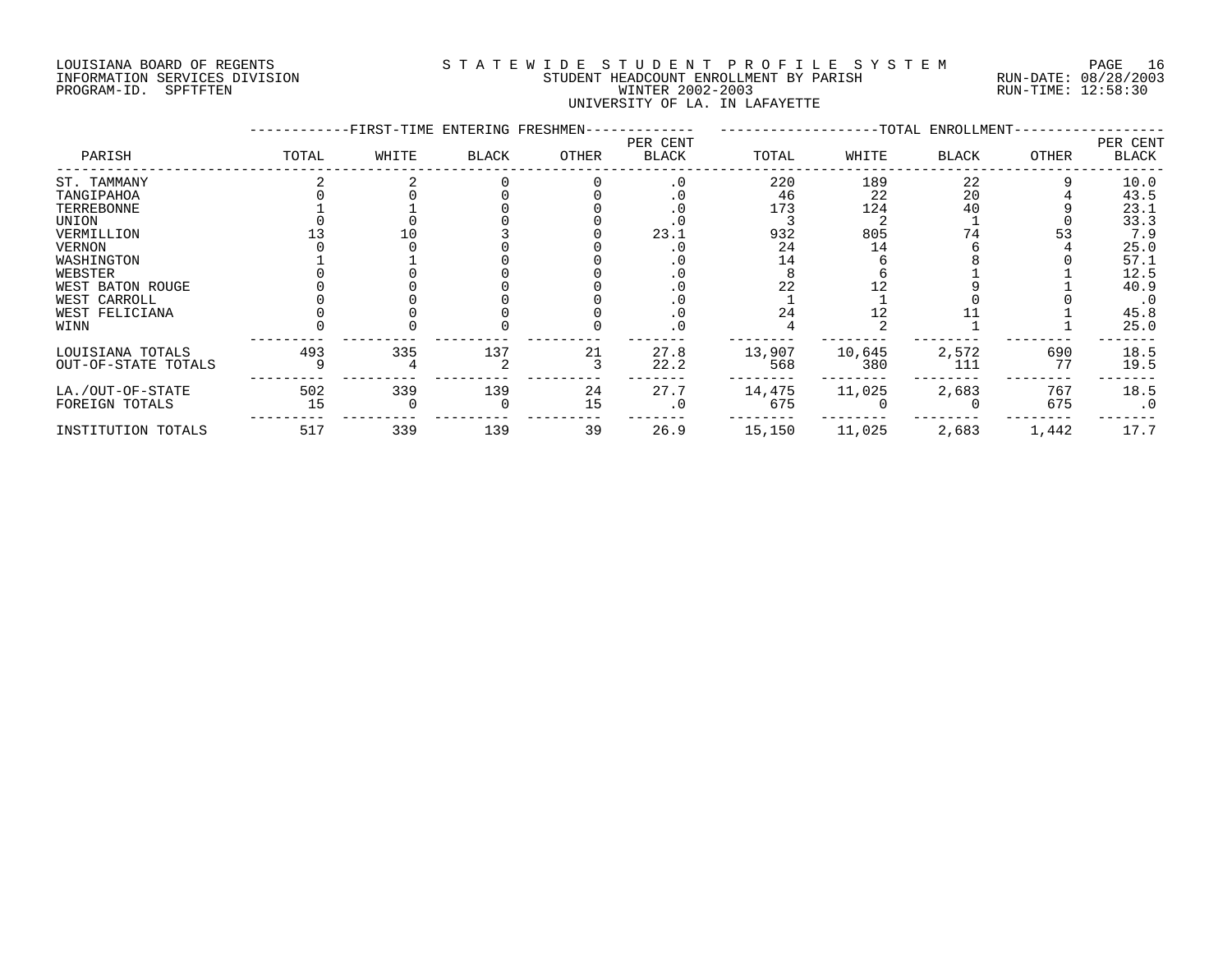LOUISIANA BOARD OF REGENTS
INFORMATION SERVICES DIVISION
PROGRAM-ID. SPFTFTEN

STATEWIDE STUDENT PROFILE SYSTEM
STUDENT HEADCOUNT ENROLLMENT BY PARISH
WINTER 2002-2003
UNIVERSITY OF LA. IN LAFAYETTE

RUN-DATE: 08/28/2003
RUN-TIME: 12:58:30

| PARISH | FIRST-TIME ENTERING FRESHMEN TOTAL | WHITE | BLACK | OTHER | PER CENT BLACK | TOTAL ENROLLMENT TOTAL | WHITE | BLACK | OTHER | PER CENT BLACK |
|---|---|---|---|---|---|---|---|---|---|---|
| ST. TAMMANY | 2 | 2 | 0 | 0 | .0 | 220 | 189 | 22 | 9 | 10.0 |
| TANGIPAHOA | 0 | 0 | 0 | 0 | .0 | 46 | 22 | 20 | 4 | 43.5 |
| TERREBONNE | 1 | 1 | 0 | 0 | .0 | 173 | 124 | 40 | 9 | 23.1 |
| UNION | 0 | 0 | 0 | 0 | .0 | 3 | 2 | 1 | 0 | 33.3 |
| VERMILLION | 13 | 10 | 3 | 0 | 23.1 | 932 | 805 | 74 | 53 | 7.9 |
| VERNON | 0 | 0 | 0 | 0 | .0 | 24 | 14 | 6 | 4 | 25.0 |
| WASHINGTON | 1 | 1 | 0 | 0 | .0 | 14 | 6 | 8 | 0 | 57.1 |
| WEBSTER | 0 | 0 | 0 | 0 | .0 | 8 | 6 | 1 | 1 | 12.5 |
| WEST BATON ROUGE | 0 | 0 | 0 | 0 | .0 | 22 | 12 | 9 | 1 | 40.9 |
| WEST CARROLL | 0 | 0 | 0 | 0 | .0 | 1 | 1 | 0 | 0 | .0 |
| WEST FELICIANA | 0 | 0 | 0 | 0 | .0 | 24 | 12 | 11 | 1 | 45.8 |
| WINN | 0 | 0 | 0 | 0 | .0 | 4 | 2 | 1 | 1 | 25.0 |
| LOUISIANA TOTALS | 493 | 335 | 137 | 21 | 27.8 | 13,907 | 10,645 | 2,572 | 690 | 18.5 |
| OUT-OF-STATE TOTALS | 9 | 4 | 2 | 3 | 22.2 | 568 | 380 | 111 | 77 | 19.5 |
| LA./OUT-OF-STATE | 502 | 339 | 139 | 24 | 27.7 | 14,475 | 11,025 | 2,683 | 767 | 18.5 |
| FOREIGN TOTALS | 15 | 0 | 0 | 15 | .0 | 675 | 0 | 0 | 675 | .0 |
| INSTITUTION TOTALS | 517 | 339 | 139 | 39 | 26.9 | 15,150 | 11,025 | 2,683 | 1,442 | 17.7 |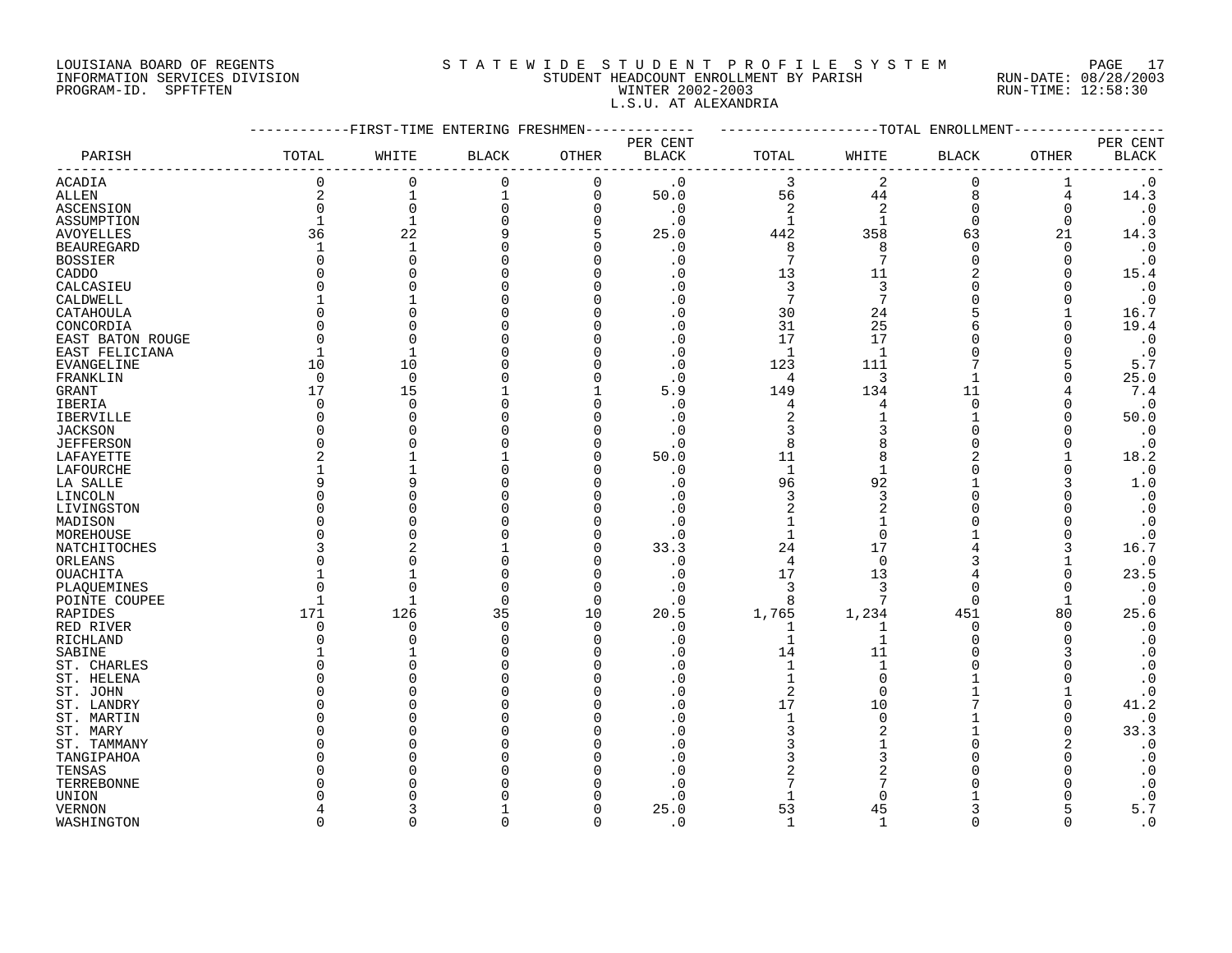LOUISIANA BOARD OF REGENTS
INFORMATION SERVICES DIVISION
PROGRAM-ID. SPFTFTEN

STATEWIDE STUDENT PROFILE SYSTEM
STUDENT HEADCOUNT ENROLLMENT BY PARISH
WINTER 2002-2003
L.S.U. AT ALEXANDRIA

RUN-DATE: 08/28/2003
RUN-TIME: 12:58:30

| PARISH | FIRST-TIME ENTERING FRESHMEN | | | | | TOTAL ENROLLMENT | | | | |
|---|---|---|---|---|---|---|---|---|---|---|
| | TOTAL | WHITE | BLACK | OTHER | PER CENT BLACK | TOTAL | WHITE | BLACK | OTHER | PER CENT BLACK |
| ACADIA | 0 | 0 | 0 | 0 | .0 | 3 | 2 | 0 | 1 | .0 |
| ALLEN | 2 | 1 | 1 | 0 | 50.0 | 56 | 44 | 8 | 4 | 14.3 |
| ASCENSION | 0 | 0 | 0 | 0 | .0 | 2 | 2 | 0 | 0 | .0 |
| ASSUMPTION | 1 | 1 | 0 | 0 | .0 | 1 | 1 | 0 | 0 | .0 |
| AVOYELLES | 36 | 22 | 9 | 5 | 25.0 | 442 | 358 | 63 | 21 | 14.3 |
| BEAUREGARD | 1 | 1 | 0 | 0 | .0 | 8 | 8 | 0 | 0 | .0 |
| BOSSIER | 0 | 0 | 0 | 0 | .0 | 7 | 7 | 0 | 0 | .0 |
| CADDO | 0 | 0 | 0 | 0 | .0 | 13 | 11 | 2 | 0 | 15.4 |
| CALCASIEU | 0 | 0 | 0 | 0 | .0 | 3 | 3 | 0 | 0 | .0 |
| CALDWELL | 1 | 1 | 0 | 0 | .0 | 7 | 7 | 0 | 0 | .0 |
| CATAHOULA | 0 | 0 | 0 | 0 | .0 | 30 | 24 | 5 | 1 | 16.7 |
| CONCORDIA | 0 | 0 | 0 | 0 | .0 | 31 | 25 | 6 | 0 | 19.4 |
| EAST BATON ROUGE | 0 | 0 | 0 | 0 | .0 | 17 | 17 | 0 | 0 | .0 |
| EAST FELICIANA | 1 | 1 | 0 | 0 | .0 | 1 | 1 | 0 | 0 | .0 |
| EVANGELINE | 10 | 10 | 0 | 0 | .0 | 123 | 111 | 7 | 5 | 5.7 |
| FRANKLIN | 0 | 0 | 0 | 0 | .0 | 4 | 3 | 1 | 0 | 25.0 |
| GRANT | 17 | 15 | 1 | 1 | 5.9 | 149 | 134 | 11 | 4 | 7.4 |
| IBERIA | 0 | 0 | 0 | 0 | .0 | 4 | 4 | 0 | 0 | .0 |
| IBERVILLE | 0 | 0 | 0 | 0 | .0 | 2 | 1 | 1 | 0 | 50.0 |
| JACKSON | 0 | 0 | 0 | 0 | .0 | 3 | 3 | 0 | 0 | .0 |
| JEFFERSON | 0 | 0 | 0 | 0 | .0 | 8 | 8 | 0 | 0 | .0 |
| LAFAYETTE | 2 | 1 | 1 | 0 | 50.0 | 11 | 8 | 2 | 1 | 18.2 |
| LAFOURCHE | 1 | 1 | 0 | 0 | .0 | 1 | 1 | 0 | 0 | .0 |
| LA SALLE | 9 | 9 | 0 | 0 | .0 | 96 | 92 | 1 | 3 | 1.0 |
| LINCOLN | 0 | 0 | 0 | 0 | .0 | 3 | 3 | 0 | 0 | .0 |
| LIVINGSTON | 0 | 0 | 0 | 0 | .0 | 2 | 2 | 0 | 0 | .0 |
| MADISON | 0 | 0 | 0 | 0 | .0 | 1 | 1 | 0 | 0 | .0 |
| MOREHOUSE | 0 | 0 | 0 | 0 | .0 | 1 | 0 | 1 | 0 | .0 |
| NATCHITOCHES | 3 | 2 | 1 | 0 | 33.3 | 24 | 17 | 4 | 3 | 16.7 |
| ORLEANS | 0 | 0 | 0 | 0 | .0 | 4 | 0 | 3 | 1 | .0 |
| OUACHITA | 1 | 1 | 0 | 0 | .0 | 17 | 13 | 4 | 0 | 23.5 |
| PLAQUEMINES | 0 | 0 | 0 | 0 | .0 | 3 | 3 | 0 | 0 | .0 |
| POINTE COUPEE | 1 | 1 | 0 | 0 | .0 | 8 | 7 | 0 | 1 | .0 |
| RAPIDES | 171 | 126 | 35 | 10 | 20.5 | 1,765 | 1,234 | 451 | 80 | 25.6 |
| RED RIVER | 0 | 0 | 0 | 0 | .0 | 1 | 1 | 0 | 0 | .0 |
| RICHLAND | 0 | 0 | 0 | 0 | .0 | 1 | 1 | 0 | 0 | .0 |
| SABINE | 1 | 1 | 0 | 0 | .0 | 14 | 11 | 0 | 3 | .0 |
| ST. CHARLES | 0 | 0 | 0 | 0 | .0 | 1 | 1 | 0 | 0 | .0 |
| ST. HELENA | 0 | 0 | 0 | 0 | .0 | 1 | 0 | 1 | 0 | .0 |
| ST. JOHN | 0 | 0 | 0 | 0 | .0 | 2 | 0 | 1 | 1 | .0 |
| ST. LANDRY | 0 | 0 | 0 | 0 | .0 | 17 | 10 | 7 | 0 | 41.2 |
| ST. MARTIN | 0 | 0 | 0 | 0 | .0 | 1 | 0 | 1 | 0 | .0 |
| ST. MARY | 0 | 0 | 0 | 0 | .0 | 3 | 2 | 1 | 0 | 33.3 |
| ST. TAMMANY | 0 | 0 | 0 | 0 | .0 | 3 | 1 | 0 | 2 | .0 |
| TANGIPAHOA | 0 | 0 | 0 | 0 | .0 | 3 | 3 | 0 | 0 | .0 |
| TENSAS | 0 | 0 | 0 | 0 | .0 | 2 | 2 | 0 | 0 | .0 |
| TERREBONNE | 0 | 0 | 0 | 0 | .0 | 7 | 7 | 0 | 0 | .0 |
| UNION | 0 | 0 | 0 | 0 | .0 | 1 | 0 | 1 | 0 | .0 |
| VERNON | 4 | 3 | 1 | 0 | 25.0 | 53 | 45 | 3 | 5 | 5.7 |
| WASHINGTON | 0 | 0 | 0 | 0 | .0 | 1 | 1 | 0 | 0 | .0 |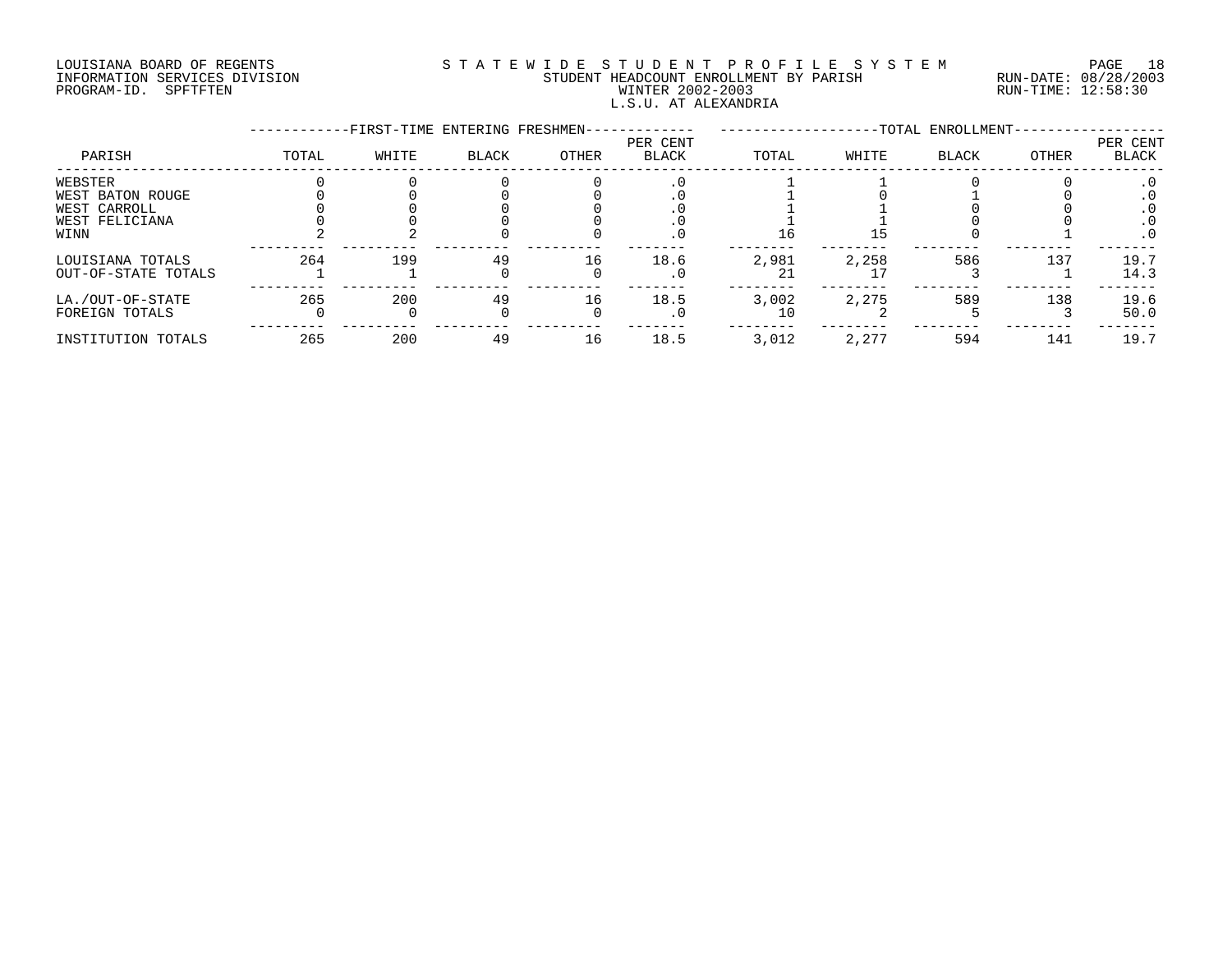LOUISIANA BOARD OF REGENTS
INFORMATION SERVICES DIVISION
PROGRAM-ID. SPFTFTEN

STATEWIDE STUDENT PROFILE SYSTEM
STUDENT HEADCOUNT ENROLLMENT BY PARISH
WINTER 2002-2003
L.S.U. AT ALEXANDRIA

RUN-DATE: 08/28/2003
RUN-TIME: 12:58:30

| PARISH | FIRST-TIME ENTERING FRESHMEN TOTAL | WHITE | BLACK | OTHER | PER CENT BLACK | TOTAL ENROLLMENT TOTAL | WHITE | BLACK | OTHER | PER CENT BLACK |
|---|---|---|---|---|---|---|---|---|---|---|
| WEBSTER | 0 | 0 | 0 | 0 | .0 | 1 | 1 | 0 | 0 | .0 |
| WEST BATON ROUGE | 0 | 0 | 0 | 0 | .0 | 1 | 0 | 1 | 0 | .0 |
| WEST CARROLL | 0 | 0 | 0 | 0 | .0 | 1 | 1 | 0 | 0 | .0 |
| WEST FELICIANA | 0 | 0 | 0 | 0 | .0 | 1 | 1 | 0 | 0 | .0 |
| WINN | 2 | 2 | 0 | 0 | .0 | 16 | 15 | 0 | 1 | .0 |
| LOUISIANA TOTALS | 264 | 199 | 49 | 16 | 18.6 | 2,981 | 2,258 | 586 | 137 | 19.7 |
| OUT-OF-STATE TOTALS | 1 | 1 | 0 | 0 | .0 | 21 | 17 | 3 | 1 | 14.3 |
| LA./OUT-OF-STATE | 265 | 200 | 49 | 16 | 18.5 | 3,002 | 2,275 | 589 | 138 | 19.6 |
| FOREIGN TOTALS | 0 | 0 | 0 | 0 | .0 | 10 | 2 | 5 | 3 | 50.0 |
| INSTITUTION TOTALS | 265 | 200 | 49 | 16 | 18.5 | 3,012 | 2,277 | 594 | 141 | 19.7 |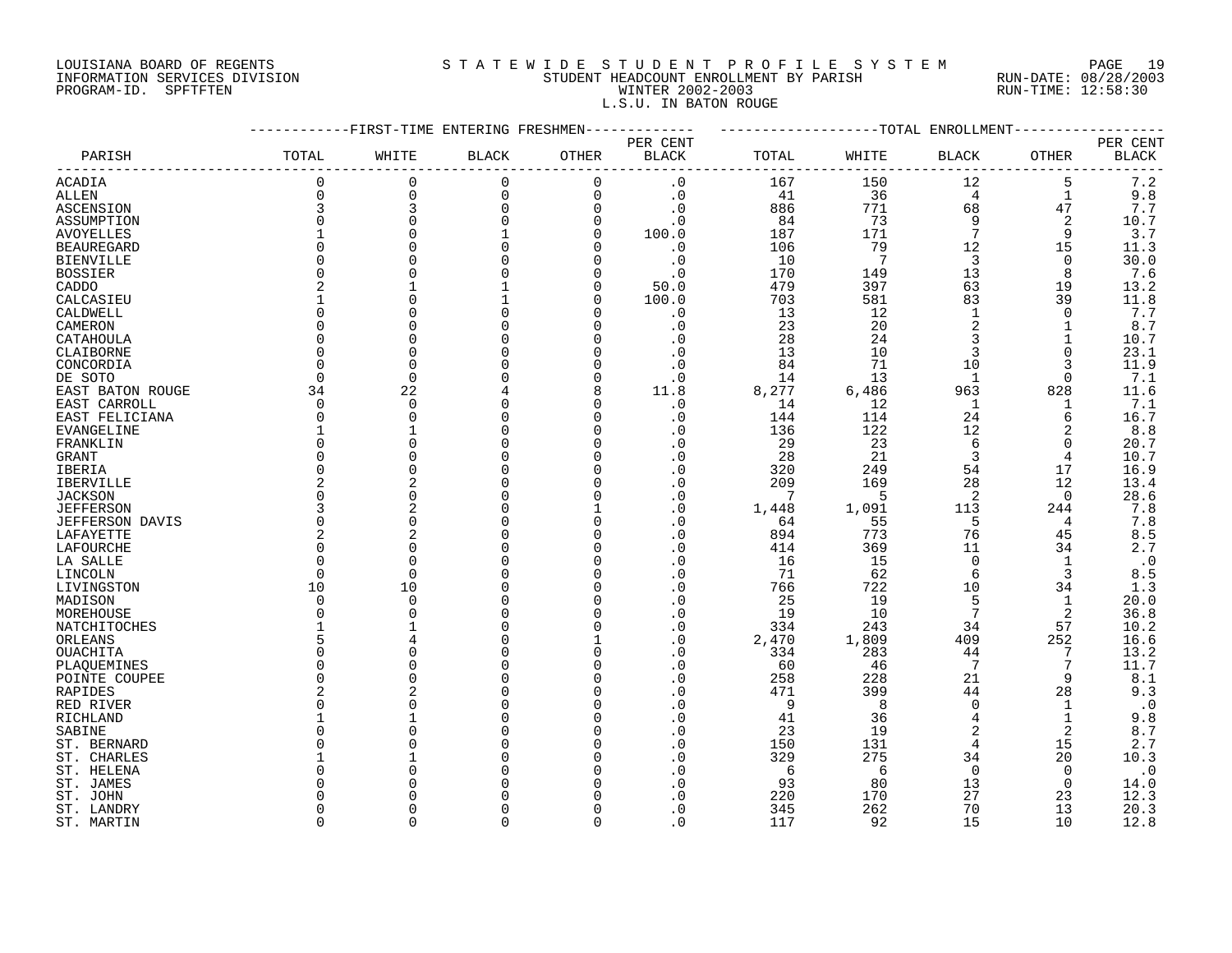LOUISIANA BOARD OF REGENTS
INFORMATION SERVICES DIVISION
PROGRAM-ID. SPFTFTEN

# STATEWIDE STUDENT PROFILE SYSTEM
## STUDENT HEADCOUNT ENROLLMENT BY PARISH
## WINTER 2002-2003
## L.S.U. IN BATON ROUGE

RUN-DATE: 08/28/2003
RUN-TIME: 12:58:30

| PARISH | FIRST-TIME ENTERING FRESHMEN TOTAL | WHITE | BLACK | OTHER | PER CENT BLACK | TOTAL ENROLLMENT TOTAL | WHITE | BLACK | OTHER | PER CENT BLACK |
|---|---|---|---|---|---|---|---|---|---|---|
| ACADIA | 0 | 0 | 0 | 0 | .0 | 167 | 150 | 12 | 5 | 7.2 |
| ALLEN | 0 | 0 | 0 | 0 | .0 | 41 | 36 | 4 | 1 | 9.8 |
| ASCENSION | 3 | 3 | 0 | 0 | .0 | 886 | 771 | 68 | 47 | 7.7 |
| ASSUMPTION | 0 | 0 | 0 | 0 | .0 | 84 | 73 | 9 | 2 | 10.7 |
| AVOYELLES | 1 | 0 | 1 | 0 | 100.0 | 187 | 171 | 7 | 9 | 3.7 |
| BEAUREGARD | 0 | 0 | 0 | 0 | .0 | 106 | 79 | 12 | 15 | 11.3 |
| BIENVILLE | 0 | 0 | 0 | 0 | .0 | 10 | 7 | 3 | 0 | 30.0 |
| BOSSIER | 0 | 0 | 0 | 0 | .0 | 170 | 149 | 13 | 8 | 7.6 |
| CADDO | 2 | 1 | 1 | 0 | 50.0 | 479 | 397 | 63 | 19 | 13.2 |
| CALCASIEU | 1 | 0 | 1 | 0 | 100.0 | 703 | 581 | 83 | 39 | 11.8 |
| CALDWELL | 0 | 0 | 0 | 0 | .0 | 13 | 12 | 1 | 0 | 7.7 |
| CAMERON | 0 | 0 | 0 | 0 | .0 | 23 | 20 | 2 | 1 | 8.7 |
| CATAHOULA | 0 | 0 | 0 | 0 | .0 | 28 | 24 | 3 | 1 | 10.7 |
| CLAIBORNE | 0 | 0 | 0 | 0 | .0 | 13 | 10 | 3 | 0 | 23.1 |
| CONCORDIA | 0 | 0 | 0 | 0 | .0 | 84 | 71 | 10 | 3 | 11.9 |
| DE SOTO | 0 | 0 | 0 | 0 | .0 | 14 | 13 | 1 | 0 | 7.1 |
| EAST BATON ROUGE | 34 | 22 | 4 | 8 | 11.8 | 8,277 | 6,486 | 963 | 828 | 11.6 |
| EAST CARROLL | 0 | 0 | 0 | 0 | .0 | 14 | 12 | 1 | 1 | 7.1 |
| EAST FELICIANA | 0 | 0 | 0 | 0 | .0 | 144 | 114 | 24 | 6 | 16.7 |
| EVANGELINE | 1 | 1 | 0 | 0 | .0 | 136 | 122 | 12 | 2 | 8.8 |
| FRANKLIN | 0 | 0 | 0 | 0 | .0 | 29 | 23 | 6 | 0 | 20.7 |
| GRANT | 0 | 0 | 0 | 0 | .0 | 28 | 21 | 3 | 4 | 10.7 |
| IBERIA | 0 | 0 | 0 | 0 | .0 | 320 | 249 | 54 | 17 | 16.9 |
| IBERVILLE | 2 | 2 | 0 | 0 | .0 | 209 | 169 | 28 | 12 | 13.4 |
| JACKSON | 0 | 0 | 0 | 0 | .0 | 7 | 5 | 2 | 0 | 28.6 |
| JEFFERSON | 3 | 2 | 0 | 1 | .0 | 1,448 | 1,091 | 113 | 244 | 7.8 |
| JEFFERSON DAVIS | 0 | 0 | 0 | 0 | .0 | 64 | 55 | 5 | 4 | 7.8 |
| LAFAYETTE | 2 | 2 | 0 | 0 | .0 | 894 | 773 | 76 | 45 | 8.5 |
| LAFOURCHE | 0 | 0 | 0 | 0 | .0 | 414 | 369 | 11 | 34 | 2.7 |
| LA SALLE | 0 | 0 | 0 | 0 | .0 | 16 | 15 | 0 | 1 | .0 |
| LINCOLN | 0 | 0 | 0 | 0 | .0 | 71 | 62 | 6 | 3 | 8.5 |
| LIVINGSTON | 10 | 10 | 0 | 0 | .0 | 766 | 722 | 10 | 34 | 1.3 |
| MADISON | 0 | 0 | 0 | 0 | .0 | 25 | 19 | 5 | 1 | 20.0 |
| MOREHOUSE | 0 | 0 | 0 | 0 | .0 | 19 | 10 | 7 | 2 | 36.8 |
| NATCHITOCHES | 1 | 1 | 0 | 0 | .0 | 334 | 243 | 34 | 57 | 10.2 |
| ORLEANS | 5 | 4 | 0 | 1 | .0 | 2,470 | 1,809 | 409 | 252 | 16.6 |
| OUACHITA | 0 | 0 | 0 | 0 | .0 | 334 | 283 | 44 | 7 | 13.2 |
| PLAQUEMINES | 0 | 0 | 0 | 0 | .0 | 60 | 46 | 7 | 7 | 11.7 |
| POINTE COUPEE | 0 | 0 | 0 | 0 | .0 | 258 | 228 | 21 | 9 | 8.1 |
| RAPIDES | 2 | 2 | 0 | 0 | .0 | 471 | 399 | 44 | 28 | 9.3 |
| RED RIVER | 0 | 0 | 0 | 0 | .0 | 9 | 8 | 0 | 1 | .0 |
| RICHLAND | 1 | 1 | 0 | 0 | .0 | 41 | 36 | 4 | 1 | 9.8 |
| SABINE | 0 | 0 | 0 | 0 | .0 | 23 | 19 | 2 | 2 | 8.7 |
| ST. BERNARD | 0 | 0 | 0 | 0 | .0 | 150 | 131 | 4 | 15 | 2.7 |
| ST. CHARLES | 1 | 1 | 0 | 0 | .0 | 329 | 275 | 34 | 20 | 10.3 |
| ST. HELENA | 0 | 0 | 0 | 0 | .0 | 6 | 6 | 0 | 0 | .0 |
| ST. JAMES | 0 | 0 | 0 | 0 | .0 | 93 | 80 | 13 | 0 | 14.0 |
| ST. JOHN | 0 | 0 | 0 | 0 | .0 | 220 | 170 | 27 | 23 | 12.3 |
| ST. LANDRY | 0 | 0 | 0 | 0 | .0 | 345 | 262 | 70 | 13 | 20.3 |
| ST. MARTIN | 0 | 0 | 0 | 0 | .0 | 117 | 92 | 15 | 10 | 12.8 |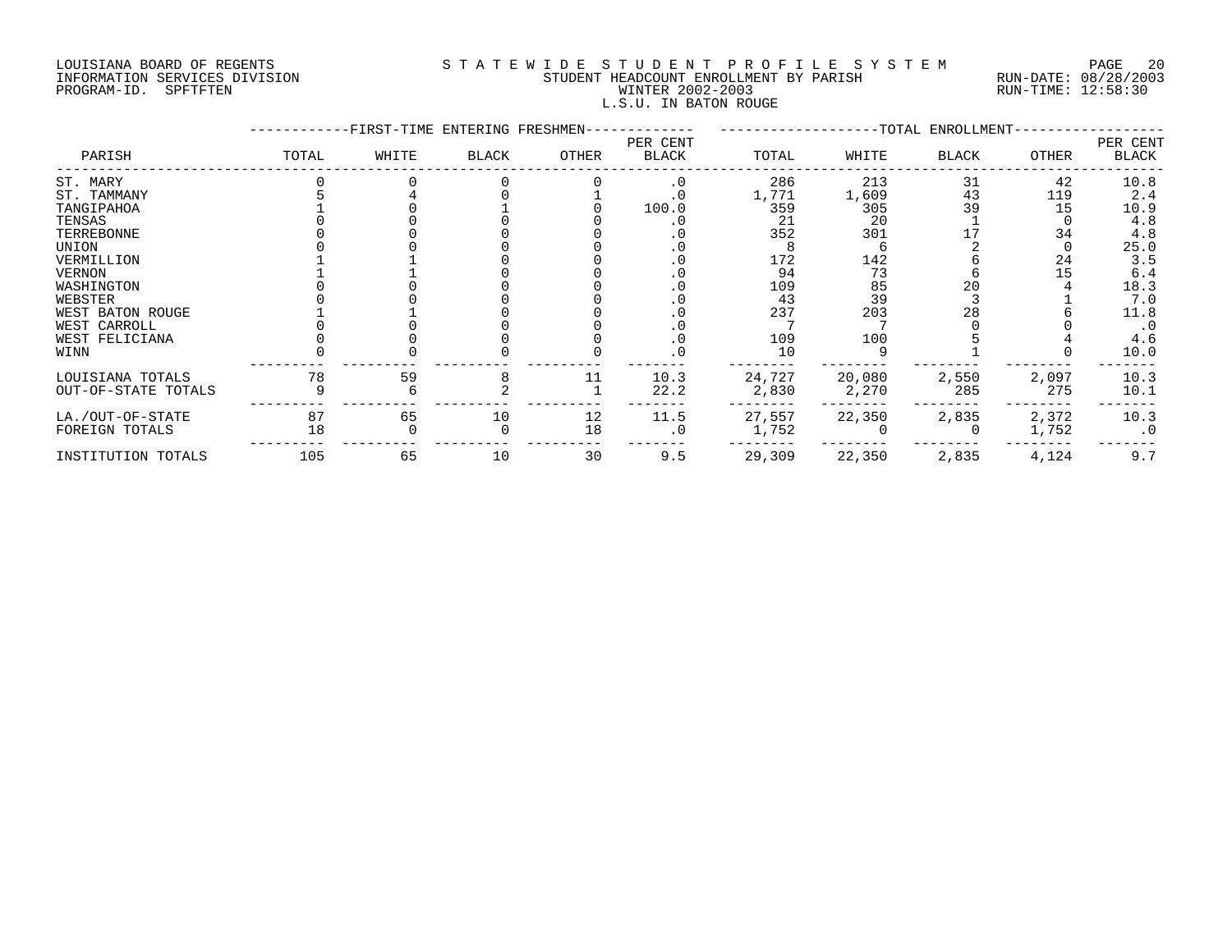LOUISIANA BOARD OF REGENTS
INFORMATION SERVICES DIVISION
PROGRAM-ID. SPFTFTEN

STATEWIDE STUDENT PROFILE SYSTEM
STUDENT HEADCOUNT ENROLLMENT BY PARISH
WINTER 2002-2003
L.S.U. IN BATON ROUGE

RUN-DATE: 08/28/2003
RUN-TIME: 12:58:30

| PARISH | FIRST-TIME ENTERING FRESHMEN TOTAL | WHITE | BLACK | OTHER | PER CENT BLACK | TOTAL ENROLLMENT TOTAL | WHITE | BLACK | OTHER | PER CENT BLACK |
|---|---|---|---|---|---|---|---|---|---|---|
| ST. MARY | 0 | 0 | 0 | 0 | .0 | 286 | 213 | 31 | 42 | 10.8 |
| ST. TAMMANY | 5 | 4 | 0 | 1 | .0 | 1,771 | 1,609 | 43 | 119 | 2.4 |
| TANGIPAHOA | 1 | 0 | 1 | 0 | 100.0 | 359 | 305 | 39 | 15 | 10.9 |
| TENSAS | 0 | 0 | 0 | 0 | .0 | 21 | 20 | 1 | 0 | 4.8 |
| TERREBONNE | 0 | 0 | 0 | 0 | .0 | 352 | 301 | 17 | 34 | 4.8 |
| UNION | 0 | 0 | 0 | 0 | .0 | 8 | 6 | 2 | 0 | 25.0 |
| VERMILLION | 1 | 1 | 0 | 0 | .0 | 172 | 142 | 6 | 24 | 3.5 |
| VERNON | 1 | 1 | 0 | 0 | .0 | 94 | 73 | 6 | 15 | 6.4 |
| WASHINGTON | 0 | 0 | 0 | 0 | .0 | 109 | 85 | 20 | 4 | 18.3 |
| WEBSTER | 0 | 0 | 0 | 0 | .0 | 43 | 39 | 3 | 1 | 7.0 |
| WEST BATON ROUGE | 1 | 1 | 0 | 0 | .0 | 237 | 203 | 28 | 6 | 11.8 |
| WEST CARROLL | 0 | 0 | 0 | 0 | .0 | 7 | 7 | 0 | 0 | .0 |
| WEST FELICIANA | 0 | 0 | 0 | 0 | .0 | 109 | 100 | 5 | 4 | 4.6 |
| WINN | 0 | 0 | 0 | 0 | .0 | 10 | 9 | 1 | 0 | 10.0 |
| LOUISIANA TOTALS | 78 | 59 | 8 | 11 | 10.3 | 24,727 | 20,080 | 2,550 | 2,097 | 10.3 |
| OUT-OF-STATE TOTALS | 9 | 6 | 2 | 1 | 22.2 | 2,830 | 2,270 | 285 | 275 | 10.1 |
| LA./OUT-OF-STATE | 87 | 65 | 10 | 12 | 11.5 | 27,557 | 22,350 | 2,835 | 2,372 | 10.3 |
| FOREIGN TOTALS | 18 | 0 | 0 | 18 | .0 | 1,752 | 0 | 0 | 1,752 | .0 |
| INSTITUTION TOTALS | 105 | 65 | 10 | 30 | 9.5 | 29,309 | 22,350 | 2,835 | 4,124 | 9.7 |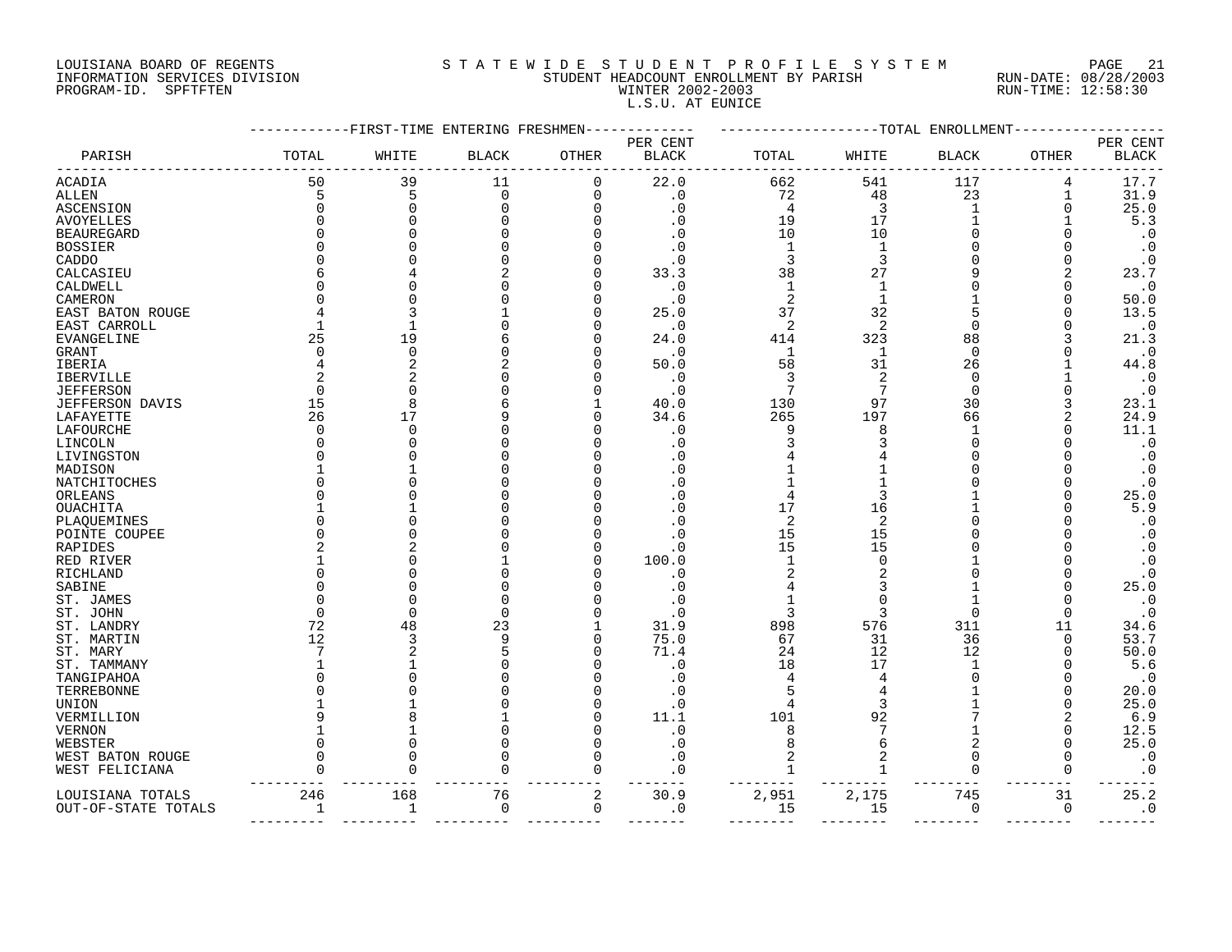LOUISIANA BOARD OF REGENTS
INFORMATION SERVICES DIVISION
PROGRAM-ID. SPFTFTEN

# S T A T E W I D E S T U D E N T P R O F I L E S Y S T E M
## STUDENT HEADCOUNT ENROLLMENT BY PARISH
## WINTER 2002-2003
## L.S.U. AT EUNICE

RUN-DATE: 08/28/2003
RUN-TIME: 12:58:30

| PARISH | FIRST-TIME ENTERING FRESHMEN TOTAL | WHITE | BLACK | OTHER | PER CENT BLACK | TOTAL ENROLLMENT TOTAL | WHITE | BLACK | OTHER | PER CENT BLACK |
|---|---|---|---|---|---|---|---|---|---|---|
| ACADIA | 50 | 39 | 11 | 0 | 22.0 | 662 | 541 | 117 | 4 | 17.7 |
| ALLEN | 5 | 5 | 0 | 0 | .0 | 72 | 48 | 23 | 1 | 31.9 |
| ASCENSION | 0 | 0 | 0 | 0 | .0 | 4 | 3 | 1 | 0 | 25.0 |
| AVOYELLES | 0 | 0 | 0 | 0 | .0 | 19 | 17 | 1 | 1 | 5.3 |
| BEAUREGARD | 0 | 0 | 0 | 0 | .0 | 10 | 10 | 0 | 0 | .0 |
| BOSSIER | 0 | 0 | 0 | 0 | .0 | 1 | 1 | 0 | 0 | .0 |
| CADDO | 0 | 0 | 0 | 0 | .0 | 3 | 3 | 0 | 0 | .0 |
| CALCASIEU | 6 | 4 | 2 | 0 | 33.3 | 38 | 27 | 9 | 2 | 23.7 |
| CALDWELL | 0 | 0 | 0 | 0 | .0 | 1 | 1 | 0 | 0 | .0 |
| CAMERON | 0 | 0 | 0 | 0 | .0 | 2 | 1 | 1 | 0 | 50.0 |
| EAST BATON ROUGE | 4 | 3 | 1 | 0 | 25.0 | 37 | 32 | 5 | 0 | 13.5 |
| EAST CARROLL | 1 | 1 | 0 | 0 | .0 | 2 | 2 | 0 | 0 | .0 |
| EVANGELINE | 25 | 19 | 6 | 0 | 24.0 | 414 | 323 | 88 | 3 | 21.3 |
| GRANT | 0 | 0 | 0 | 0 | .0 | 1 | 1 | 0 | 0 | .0 |
| IBERIA | 4 | 2 | 2 | 0 | 50.0 | 58 | 31 | 26 | 1 | 44.8 |
| IBERVILLE | 2 | 2 | 0 | 0 | .0 | 3 | 2 | 0 | 1 | .0 |
| JEFFERSON | 0 | 0 | 0 | 0 | .0 | 7 | 7 | 0 | 0 | .0 |
| JEFFERSON DAVIS | 15 | 8 | 6 | 1 | 40.0 | 130 | 97 | 30 | 3 | 23.1 |
| LAFAYETTE | 26 | 17 | 9 | 0 | 34.6 | 265 | 197 | 66 | 2 | 24.9 |
| LAFOURCHE | 0 | 0 | 0 | 0 | .0 | 9 | 8 | 1 | 0 | 11.1 |
| LINCOLN | 0 | 0 | 0 | 0 | .0 | 3 | 3 | 0 | 0 | .0 |
| LIVINGSTON | 0 | 0 | 0 | 0 | .0 | 4 | 4 | 0 | 0 | .0 |
| MADISON | 1 | 1 | 0 | 0 | .0 | 1 | 1 | 0 | 0 | .0 |
| NATCHITOCHES | 0 | 0 | 0 | 0 | .0 | 1 | 1 | 0 | 0 | .0 |
| ORLEANS | 0 | 0 | 0 | 0 | .0 | 4 | 3 | 1 | 0 | 25.0 |
| OUACHITA | 1 | 1 | 0 | 0 | .0 | 17 | 16 | 1 | 0 | 5.9 |
| PLAQUEMINES | 0 | 0 | 0 | 0 | .0 | 2 | 2 | 0 | 0 | .0 |
| POINTE COUPEE | 0 | 0 | 0 | 0 | .0 | 15 | 15 | 0 | 0 | .0 |
| RAPIDES | 2 | 2 | 0 | 0 | .0 | 15 | 15 | 0 | 0 | .0 |
| RED RIVER | 1 | 0 | 1 | 0 | 100.0 | 1 | 0 | 1 | 0 | .0 |
| RICHLAND | 0 | 0 | 0 | 0 | .0 | 2 | 2 | 0 | 0 | .0 |
| SABINE | 0 | 0 | 0 | 0 | .0 | 4 | 3 | 1 | 0 | 25.0 |
| ST. JAMES | 0 | 0 | 0 | 0 | .0 | 1 | 0 | 1 | 0 | .0 |
| ST. JOHN | 0 | 0 | 0 | 0 | .0 | 3 | 3 | 0 | 0 | .0 |
| ST. LANDRY | 72 | 48 | 23 | 1 | 31.9 | 898 | 576 | 311 | 11 | 34.6 |
| ST. MARTIN | 12 | 3 | 9 | 0 | 75.0 | 67 | 31 | 36 | 0 | 53.7 |
| ST. MARY | 7 | 2 | 5 | 0 | 71.4 | 24 | 12 | 12 | 0 | 50.0 |
| ST. TAMMANY | 1 | 1 | 0 | 0 | .0 | 18 | 17 | 1 | 0 | 5.6 |
| TANGIPAHOA | 0 | 0 | 0 | 0 | .0 | 4 | 4 | 0 | 0 | .0 |
| TERREBONNE | 0 | 0 | 0 | 0 | .0 | 5 | 4 | 1 | 0 | 20.0 |
| UNION | 1 | 1 | 0 | 0 | .0 | 4 | 3 | 1 | 0 | 25.0 |
| VERMILLION | 9 | 8 | 1 | 0 | 11.1 | 101 | 92 | 7 | 2 | 6.9 |
| VERNON | 1 | 1 | 0 | 0 | .0 | 8 | 7 | 1 | 0 | 12.5 |
| WEBSTER | 0 | 0 | 0 | 0 | .0 | 8 | 6 | 2 | 0 | 25.0 |
| WEST BATON ROUGE | 0 | 0 | 0 | 0 | .0 | 2 | 2 | 0 | 0 | .0 |
| WEST FELICIANA | 0 | 0 | 0 | 0 | .0 | 1 | 1 | 0 | 0 | .0 |
| LOUISIANA TOTALS | 246 | 168 | 76 | 2 | 30.9 | 2,951 | 2,175 | 745 | 31 | 25.2 |
| OUT-OF-STATE TOTALS | 1 | 1 | 0 | 0 | .0 | 15 | 15 | 0 | 0 | .0 |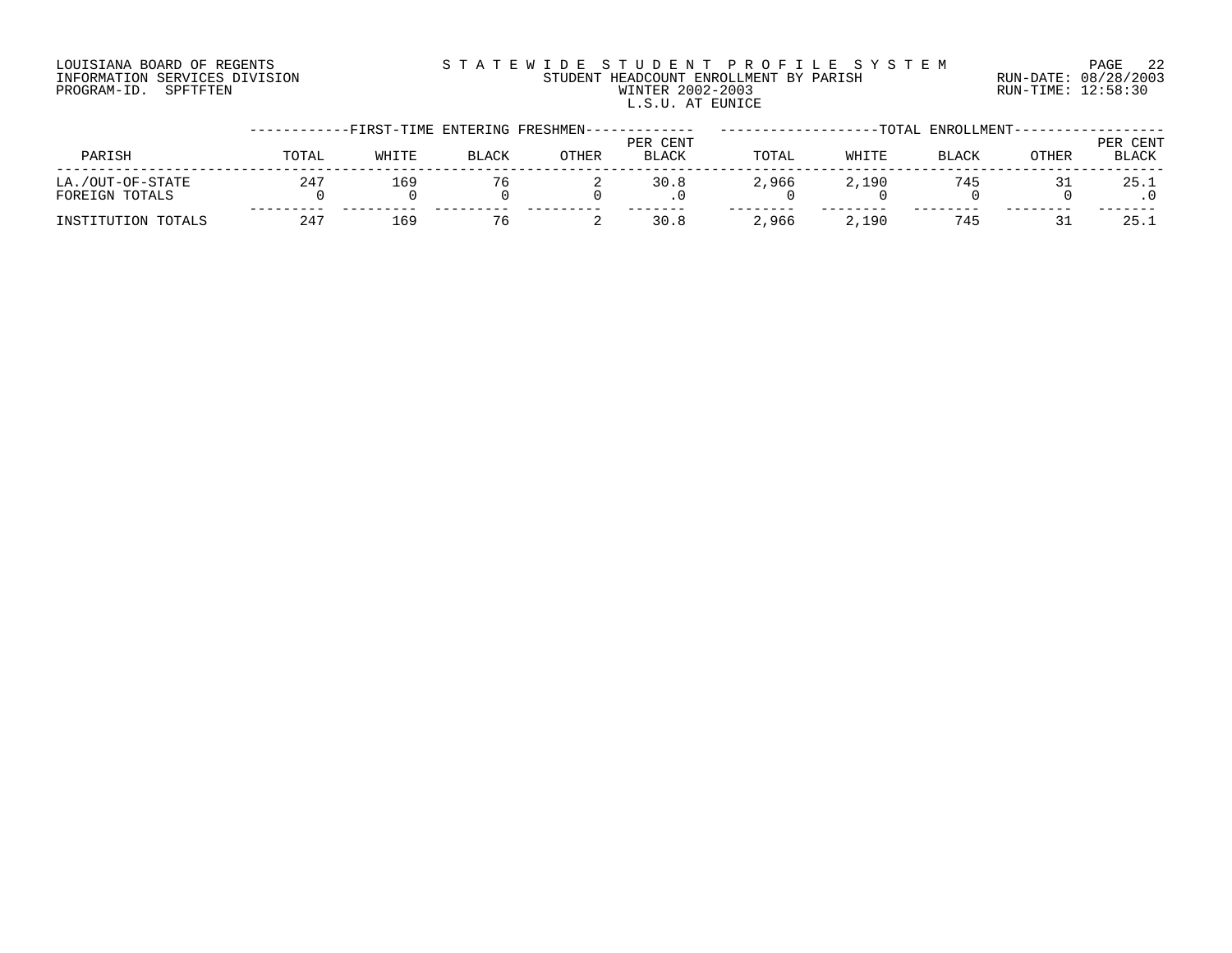LOUISIANA BOARD OF REGENTS
INFORMATION SERVICES DIVISION
PROGRAM-ID. SPFTFTEN

# STATEWIDE STUDENT PROFILE SYSTEM

STUDENT HEADCOUNT ENROLLMENT BY PARISH
WINTER 2002-2003
L.S.U. AT EUNICE

RUN-DATE: 08/28/2003
RUN-TIME: 12:58:30

| | FIRST-TIME ENTERING FRESHMEN | | | | | TOTAL ENROLLMENT | | | | |
|---|---|---|---|---|---|---|---|---|---|---|
| PARISH | TOTAL | WHITE | BLACK | OTHER | PER CENT BLACK | TOTAL | WHITE | BLACK | OTHER | PER CENT BLACK |
| LA./OUT-OF-STATE | 247 | 169 | 76 | 2 | 30.8 | 2,966 | 2,190 | 745 | 31 | 25.1 |
| FOREIGN TOTALS | 0 | 0 | 0 | 0 | .0 | 0 | 0 | 0 | 0 | .0 |
| INSTITUTION TOTALS | 247 | 169 | 76 | 2 | 30.8 | 2,966 | 2,190 | 745 | 31 | 25.1 |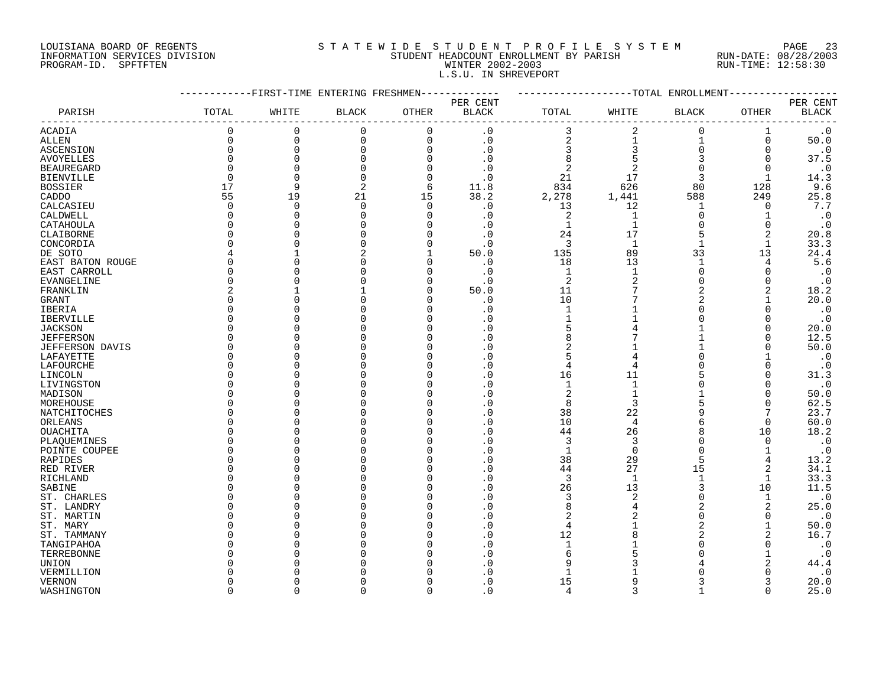LOUISIANA BOARD OF REGENTS
INFORMATION SERVICES DIVISION
PROGRAM-ID. SPFTFTEN

S T A T E W I D E  S T U D E N T  P R O F I L E  S Y S T E M
STUDENT HEADCOUNT ENROLLMENT BY PARISH
WINTER 2002-2003
L.S.U. IN SHREVEPORT

RUN-DATE: 08/28/2003
RUN-TIME: 12:58:30

| PARISH | FIRST-TIME ENTERING FRESHMEN TOTAL | WHITE | BLACK | OTHER | PER CENT BLACK | TOTAL ENROLLMENT TOTAL | WHITE | BLACK | OTHER | PER CENT BLACK |
|---|---|---|---|---|---|---|---|---|---|---|
| ACADIA | 0 | 0 | 0 | 0 | .0 | 3 | 2 | 0 | 1 | .0 |
| ALLEN | 0 | 0 | 0 | 0 | .0 | 2 | 1 | 1 | 0 | 50.0 |
| ASCENSION | 0 | 0 | 0 | 0 | .0 | 3 | 3 | 0 | 0 | .0 |
| AVOYELLES | 0 | 0 | 0 | 0 | .0 | 8 | 5 | 3 | 0 | 37.5 |
| BEAUREGARD | 0 | 0 | 0 | 0 | .0 | 2 | 2 | 0 | 0 | .0 |
| BIENVILLE | 0 | 0 | 0 | 0 | .0 | 21 | 17 | 3 | 1 | 14.3 |
| BOSSIER | 17 | 9 | 2 | 6 | 11.8 | 834 | 626 | 80 | 128 | 9.6 |
| CADDO | 55 | 19 | 21 | 15 | 38.2 | 2,278 | 1,441 | 588 | 249 | 25.8 |
| CALCASIEU | 0 | 0 | 0 | 0 | .0 | 13 | 12 | 1 | 0 | 7.7 |
| CALDWELL | 0 | 0 | 0 | 0 | .0 | 2 | 1 | 0 | 1 | .0 |
| CATAHOULA | 0 | 0 | 0 | 0 | .0 | 1 | 1 | 0 | 0 | .0 |
| CLAIBORNE | 0 | 0 | 0 | 0 | .0 | 24 | 17 | 5 | 2 | 20.8 |
| CONCORDIA | 0 | 0 | 0 | 0 | .0 | 3 | 1 | 1 | 1 | 33.3 |
| DE SOTO | 4 | 1 | 2 | 1 | 50.0 | 135 | 89 | 33 | 13 | 24.4 |
| EAST BATON ROUGE | 0 | 0 | 0 | 0 | .0 | 18 | 13 | 1 | 4 | 5.6 |
| EAST CARROLL | 0 | 0 | 0 | 0 | .0 | 1 | 1 | 0 | 0 | .0 |
| EVANGELINE | 0 | 0 | 0 | 0 | .0 | 2 | 2 | 0 | 0 | .0 |
| FRANKLIN | 2 | 1 | 1 | 0 | 50.0 | 11 | 7 | 2 | 2 | 18.2 |
| GRANT | 0 | 0 | 0 | 0 | .0 | 10 | 7 | 2 | 1 | 20.0 |
| IBERIA | 0 | 0 | 0 | 0 | .0 | 1 | 1 | 0 | 0 | .0 |
| IBERVILLE | 0 | 0 | 0 | 0 | .0 | 1 | 1 | 0 | 0 | .0 |
| JACKSON | 0 | 0 | 0 | 0 | .0 | 5 | 4 | 1 | 0 | 20.0 |
| JEFFERSON | 0 | 0 | 0 | 0 | .0 | 8 | 7 | 1 | 0 | 12.5 |
| JEFFERSON DAVIS | 0 | 0 | 0 | 0 | .0 | 2 | 1 | 1 | 0 | 50.0 |
| LAFAYETTE | 0 | 0 | 0 | 0 | .0 | 5 | 4 | 0 | 1 | .0 |
| LAFOURCHE | 0 | 0 | 0 | 0 | .0 | 4 | 4 | 0 | 0 | .0 |
| LINCOLN | 0 | 0 | 0 | 0 | .0 | 16 | 11 | 5 | 0 | 31.3 |
| LIVINGSTON | 0 | 0 | 0 | 0 | .0 | 1 | 1 | 0 | 0 | .0 |
| MADISON | 0 | 0 | 0 | 0 | .0 | 2 | 1 | 1 | 0 | 50.0 |
| MOREHOUSE | 0 | 0 | 0 | 0 | .0 | 8 | 3 | 5 | 0 | 62.5 |
| NATCHITOCHES | 0 | 0 | 0 | 0 | .0 | 38 | 22 | 9 | 7 | 23.7 |
| ORLEANS | 0 | 0 | 0 | 0 | .0 | 10 | 4 | 6 | 0 | 60.0 |
| OUACHITA | 0 | 0 | 0 | 0 | .0 | 44 | 26 | 8 | 10 | 18.2 |
| PLAQUEMINES | 0 | 0 | 0 | 0 | .0 | 3 | 3 | 0 | 0 | .0 |
| POINTE COUPEE | 0 | 0 | 0 | 0 | .0 | 1 | 0 | 0 | 1 | .0 |
| RAPIDES | 0 | 0 | 0 | 0 | .0 | 38 | 29 | 5 | 4 | 13.2 |
| RED RIVER | 0 | 0 | 0 | 0 | .0 | 44 | 27 | 15 | 2 | 34.1 |
| RICHLAND | 0 | 0 | 0 | 0 | .0 | 3 | 1 | 1 | 1 | 33.3 |
| SABINE | 0 | 0 | 0 | 0 | .0 | 26 | 13 | 3 | 10 | 11.5 |
| ST. CHARLES | 0 | 0 | 0 | 0 | .0 | 3 | 2 | 0 | 1 | .0 |
| ST. LANDRY | 0 | 0 | 0 | 0 | .0 | 8 | 4 | 2 | 2 | 25.0 |
| ST. MARTIN | 0 | 0 | 0 | 0 | .0 | 2 | 2 | 0 | 0 | .0 |
| ST. MARY | 0 | 0 | 0 | 0 | .0 | 4 | 1 | 2 | 1 | 50.0 |
| ST. TAMMANY | 0 | 0 | 0 | 0 | .0 | 12 | 8 | 2 | 2 | 16.7 |
| TANGIPAHOA | 0 | 0 | 0 | 0 | .0 | 1 | 1 | 0 | 0 | .0 |
| TERREBONNE | 0 | 0 | 0 | 0 | .0 | 6 | 5 | 0 | 1 | .0 |
| UNION | 0 | 0 | 0 | 0 | .0 | 9 | 3 | 4 | 2 | 44.4 |
| VERMILLION | 0 | 0 | 0 | 0 | .0 | 1 | 1 | 0 | 0 | .0 |
| VERNON | 0 | 0 | 0 | 0 | .0 | 15 | 9 | 3 | 3 | 20.0 |
| WASHINGTON | 0 | 0 | 0 | 0 | .0 | 4 | 3 | 1 | 0 | 25.0 |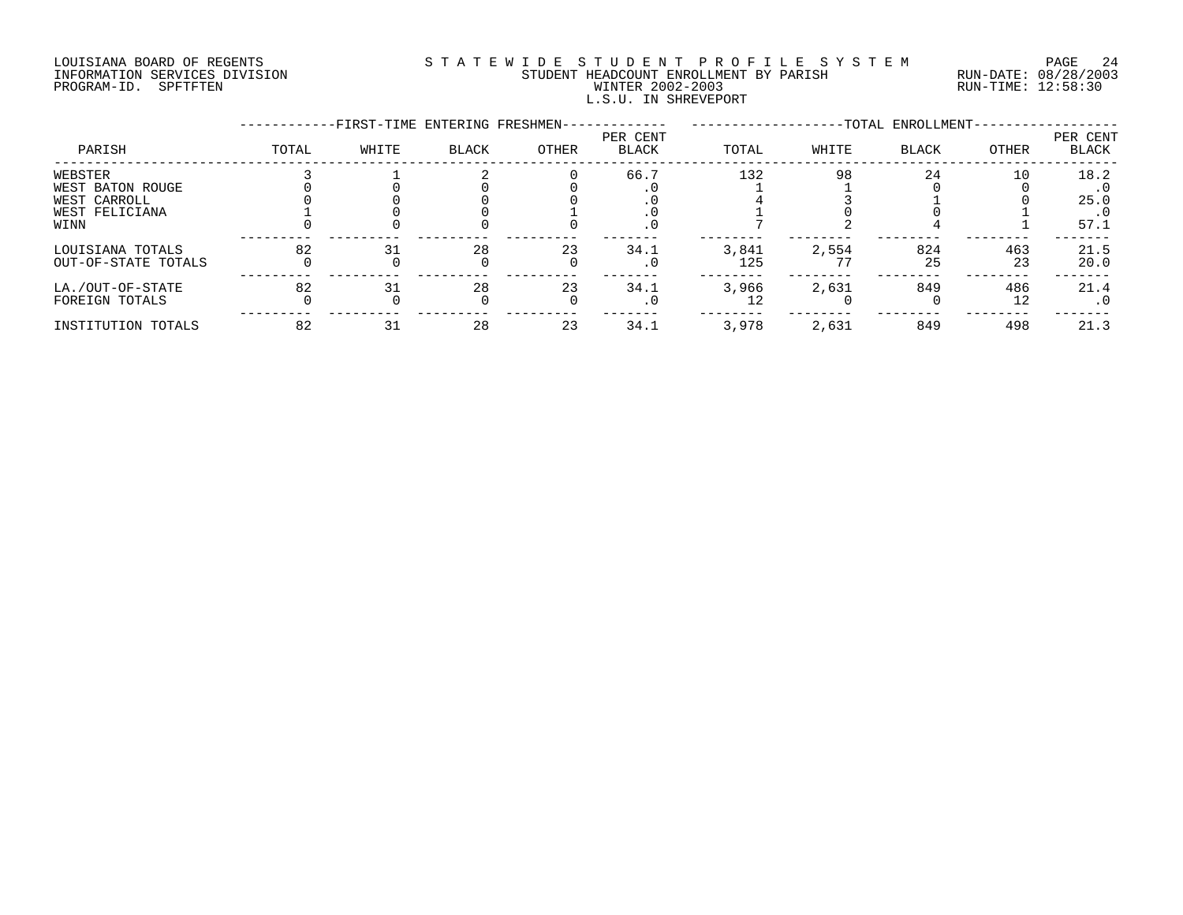LOUISIANA BOARD OF REGENTS
INFORMATION SERVICES DIVISION
PROGRAM-ID. SPFTFTEN

STATEWIDE STUDENT PROFILE SYSTEM
STUDENT HEADCOUNT ENROLLMENT BY PARISH
WINTER 2002-2003
L.S.U. IN SHREVEPORT

RUN-DATE: 08/28/2003
RUN-TIME: 12:58:30

| PARISH | FIRST-TIME ENTERING FRESHMEN | | | | | TOTAL ENROLLMENT | | | | |
|---|---|---|---|---|---|---|---|---|---|---|
| | TOTAL | WHITE | BLACK | OTHER | PER CENT BLACK | TOTAL | WHITE | BLACK | OTHER | PER CENT BLACK |
| WEBSTER | 3 | 1 | 2 | 0 | 66.7 | 132 | 98 | 24 | 10 | 18.2 |
| WEST BATON ROUGE | 0 | 0 | 0 | 0 | .0 | 1 | 1 | 0 | 0 | .0 |
| WEST CARROLL | 0 | 0 | 0 | 0 | .0 | 4 | 3 | 1 | 0 | 25.0 |
| WEST FELICIANA | 1 | 0 | 0 | 1 | .0 | 1 | 0 | 0 | 1 | .0 |
| WINN | 0 | 0 | 0 | 0 | .0 | 7 | 2 | 4 | 1 | 57.1 |
| LOUISIANA TOTALS | 82 | 31 | 28 | 23 | 34.1 | 3,841 | 2,554 | 824 | 463 | 21.5 |
| OUT-OF-STATE TOTALS | 0 | 0 | 0 | 0 | .0 | 125 | 77 | 25 | 23 | 20.0 |
| LA./OUT-OF-STATE | 82 | 31 | 28 | 23 | 34.1 | 3,966 | 2,631 | 849 | 486 | 21.4 |
| FOREIGN TOTALS | 0 | 0 | 0 | 0 | .0 | 12 | 0 | 0 | 12 | .0 |
| INSTITUTION TOTALS | 82 | 31 | 28 | 23 | 34.1 | 3,978 | 2,631 | 849 | 498 | 21.3 |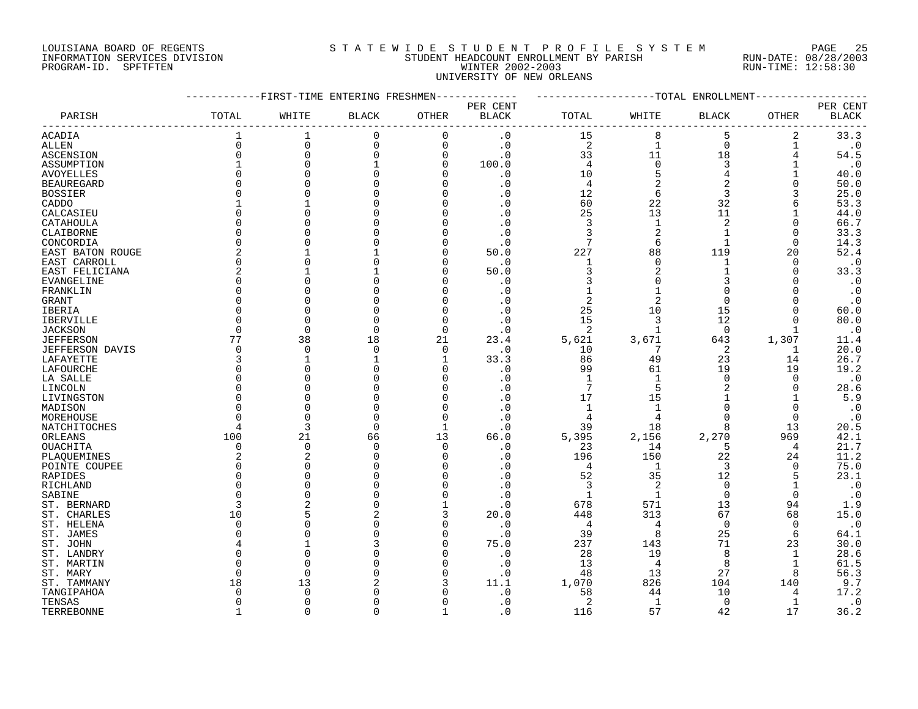LOUISIANA BOARD OF REGENTS
INFORMATION SERVICES DIVISION
PROGRAM-ID. SPFTFTEN

# STATEWIDE STUDENT PROFILE SYSTEM

STUDENT HEADCOUNT ENROLLMENT BY PARISH
WINTER 2002-2003
UNIVERSITY OF NEW ORLEANS

RUN-DATE: 08/28/2003
RUN-TIME: 12:58:30

| PARISH | FIRST-TIME ENTERING FRESHMEN TOTAL | WHITE | BLACK | OTHER | PER CENT BLACK | TOTAL ENROLLMENT TOTAL | WHITE | BLACK | OTHER | PER CENT BLACK |
|---|---|---|---|---|---|---|---|---|---|---|
| ACADIA | 1 | 1 | 0 | 0 | .0 | 15 | 8 | 5 | 2 | 33.3 |
| ALLEN | 0 | 0 | 0 | 0 | .0 | 2 | 1 | 0 | 1 | .0 |
| ASCENSION | 0 | 0 | 0 | 0 | .0 | 33 | 11 | 18 | 4 | 54.5 |
| ASSUMPTION | 1 | 0 | 1 | 0 | 100.0 | 4 | 0 | 3 | 1 | .0 |
| AVOYELLES | 0 | 0 | 0 | 0 | .0 | 10 | 5 | 4 | 1 | 40.0 |
| BEAUREGARD | 0 | 0 | 0 | 0 | .0 | 4 | 2 | 2 | 0 | 50.0 |
| BOSSIER | 0 | 0 | 0 | 0 | .0 | 12 | 6 | 3 | 3 | 25.0 |
| CADDO | 1 | 1 | 0 | 0 | .0 | 60 | 22 | 32 | 6 | 53.3 |
| CALCASIEU | 0 | 0 | 0 | 0 | .0 | 25 | 13 | 11 | 1 | 44.0 |
| CATAHOULA | 0 | 0 | 0 | 0 | .0 | 3 | 1 | 2 | 0 | 66.7 |
| CLAIBORNE | 0 | 0 | 0 | 0 | .0 | 3 | 2 | 1 | 0 | 33.3 |
| CONCORDIA | 0 | 0 | 0 | 0 | .0 | 7 | 6 | 1 | 0 | 14.3 |
| EAST BATON ROUGE | 2 | 1 | 1 | 0 | 50.0 | 227 | 88 | 119 | 20 | 52.4 |
| EAST CARROLL | 0 | 0 | 0 | 0 | .0 | 1 | 0 | 1 | 0 | .0 |
| EAST FELICIANA | 2 | 1 | 1 | 0 | 50.0 | 3 | 2 | 1 | 0 | 33.3 |
| EVANGELINE | 0 | 0 | 0 | 0 | .0 | 3 | 0 | 3 | 0 | .0 |
| FRANKLIN | 0 | 0 | 0 | 0 | .0 | 1 | 1 | 0 | 0 | .0 |
| GRANT | 0 | 0 | 0 | 0 | .0 | 2 | 2 | 0 | 0 | .0 |
| IBERIA | 0 | 0 | 0 | 0 | .0 | 25 | 10 | 15 | 0 | 60.0 |
| IBERVILLE | 0 | 0 | 0 | 0 | .0 | 15 | 3 | 12 | 0 | 80.0 |
| JACKSON | 0 | 0 | 0 | 0 | .0 | 2 | 1 | 0 | 1 | .0 |
| JEFFERSON | 77 | 38 | 18 | 21 | 23.4 | 5,621 | 3,671 | 643 | 1,307 | 11.4 |
| JEFFERSON DAVIS | 0 | 0 | 0 | 0 | .0 | 10 | 7 | 2 | 1 | 20.0 |
| LAFAYETTE | 3 | 1 | 1 | 1 | 33.3 | 86 | 49 | 23 | 14 | 26.7 |
| LAFOURCHE | 0 | 0 | 0 | 0 | .0 | 99 | 61 | 19 | 19 | 19.2 |
| LA SALLE | 0 | 0 | 0 | 0 | .0 | 1 | 1 | 0 | 0 | .0 |
| LINCOLN | 0 | 0 | 0 | 0 | .0 | 7 | 5 | 2 | 0 | 28.6 |
| LIVINGSTON | 0 | 0 | 0 | 0 | .0 | 17 | 15 | 1 | 1 | 5.9 |
| MADISON | 0 | 0 | 0 | 0 | .0 | 1 | 1 | 0 | 0 | .0 |
| MOREHOUSE | 0 | 0 | 0 | 0 | .0 | 4 | 4 | 0 | 0 | .0 |
| NATCHITOCHES | 4 | 3 | 0 | 1 | .0 | 39 | 18 | 8 | 13 | 20.5 |
| ORLEANS | 100 | 21 | 66 | 13 | 66.0 | 5,395 | 2,156 | 2,270 | 969 | 42.1 |
| OUACHITA | 0 | 0 | 0 | 0 | .0 | 23 | 14 | 5 | 4 | 21.7 |
| PLAQUEMINES | 2 | 2 | 0 | 0 | .0 | 196 | 150 | 22 | 24 | 11.2 |
| POINTE COUPEE | 0 | 0 | 0 | 0 | .0 | 4 | 1 | 3 | 0 | 75.0 |
| RAPIDES | 0 | 0 | 0 | 0 | .0 | 52 | 35 | 12 | 5 | 23.1 |
| RICHLAND | 0 | 0 | 0 | 0 | .0 | 3 | 2 | 0 | 1 | .0 |
| SABINE | 0 | 0 | 0 | 0 | .0 | 1 | 1 | 0 | 0 | .0 |
| ST. BERNARD | 3 | 2 | 0 | 1 | .0 | 678 | 571 | 13 | 94 | 1.9 |
| ST. CHARLES | 10 | 5 | 2 | 3 | 20.0 | 448 | 313 | 67 | 68 | 15.0 |
| ST. HELENA | 0 | 0 | 0 | 0 | .0 | 4 | 4 | 0 | 0 | .0 |
| ST. JAMES | 0 | 0 | 0 | 0 | .0 | 39 | 8 | 25 | 6 | 64.1 |
| ST. JOHN | 4 | 1 | 3 | 0 | 75.0 | 237 | 143 | 71 | 23 | 30.0 |
| ST. LANDRY | 0 | 0 | 0 | 0 | .0 | 28 | 19 | 8 | 1 | 28.6 |
| ST. MARTIN | 0 | 0 | 0 | 0 | .0 | 13 | 4 | 8 | 1 | 61.5 |
| ST. MARY | 0 | 0 | 0 | 0 | .0 | 48 | 13 | 27 | 8 | 56.3 |
| ST. TAMMANY | 18 | 13 | 2 | 3 | 11.1 | 1,070 | 826 | 104 | 140 | 9.7 |
| TANGIPAHOA | 0 | 0 | 0 | 0 | .0 | 58 | 44 | 10 | 4 | 17.2 |
| TENSAS | 0 | 0 | 0 | 0 | .0 | 2 | 1 | 0 | 1 | .0 |
| TERREBONNE | 1 | 0 | 0 | 1 | .0 | 116 | 57 | 42 | 17 | 36.2 |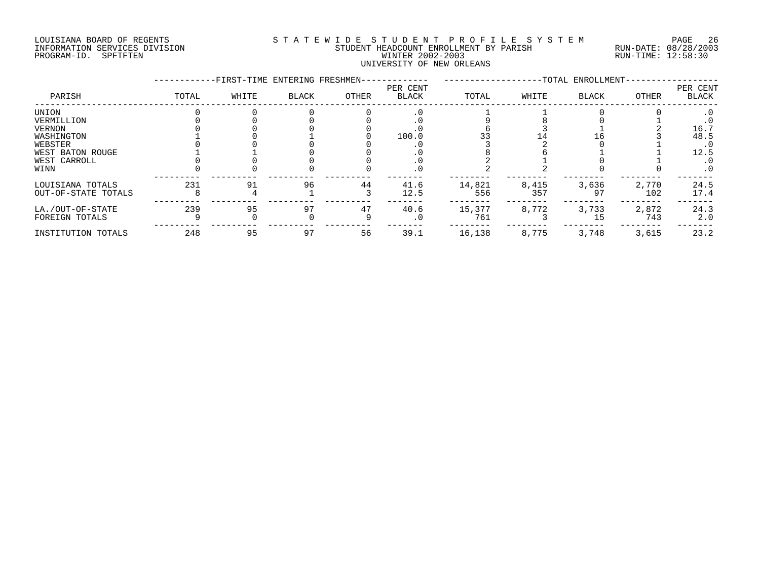LOUISIANA BOARD OF REGENTS
INFORMATION SERVICES DIVISION
PROGRAM-ID. SPFTFTEN

STATEWIDE STUDENT PROFILE SYSTEM
STUDENT HEADCOUNT ENROLLMENT BY PARISH
WINTER 2002-2003
UNIVERSITY OF NEW ORLEANS

RUN-DATE: 08/28/2003
RUN-TIME: 12:58:30

| PARISH | FIRST-TIME ENTERING FRESHMEN | | | | | TOTAL ENROLLMENT | | | | |
|---|---|---|---|---|---|---|---|---|---|---|
| | TOTAL | WHITE | BLACK | OTHER | PER CENT BLACK | TOTAL | WHITE | BLACK | OTHER | PER CENT BLACK |
| UNION | 0 | 0 | 0 | 0 | .0 | 1 | 1 | 0 | 0 | .0 |
| VERMILLION | 0 | 0 | 0 | 0 | .0 | 9 | 8 | 0 | 1 | .0 |
| VERNON | 0 | 0 | 0 | 0 | .0 | 6 | 3 | 1 | 2 | 16.7 |
| WASHINGTON | 1 | 0 | 1 | 0 | 100.0 | 33 | 14 | 16 | 3 | 48.5 |
| WEBSTER | 0 | 0 | 0 | 0 | .0 | 3 | 2 | 0 | 1 | .0 |
| WEST BATON ROUGE | 1 | 1 | 0 | 0 | .0 | 8 | 6 | 1 | 1 | 12.5 |
| WEST CARROLL | 0 | 0 | 0 | 0 | .0 | 2 | 1 | 0 | 1 | .0 |
| WINN | 0 | 0 | 0 | 0 | .0 | 2 | 2 | 0 | 0 | .0 |
| LOUISIANA TOTALS | 231 | 91 | 96 | 44 | 41.6 | 14,821 | 8,415 | 3,636 | 2,770 | 24.5 |
| OUT-OF-STATE TOTALS | 8 | 4 | 1 | 3 | 12.5 | 556 | 357 | 97 | 102 | 17.4 |
| LA./OUT-OF-STATE | 239 | 95 | 97 | 47 | 40.6 | 15,377 | 8,772 | 3,733 | 2,872 | 24.3 |
| FOREIGN TOTALS | 9 | 0 | 0 | 9 | .0 | 761 | 3 | 15 | 743 | 2.0 |
| INSTITUTION TOTALS | 248 | 95 | 97 | 56 | 39.1 | 16,138 | 8,775 | 3,748 | 3,615 | 23.2 |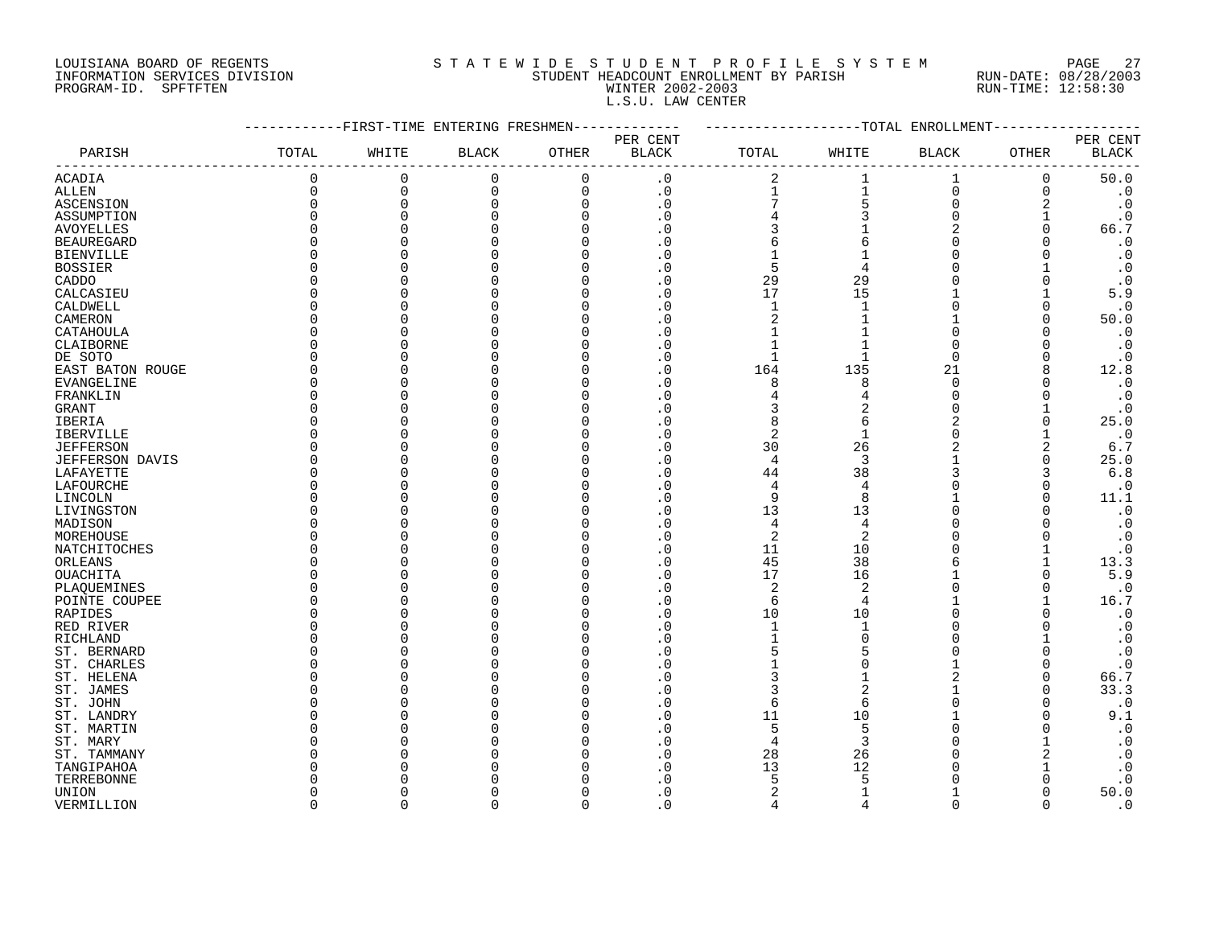LOUISIANA BOARD OF REGENTS — INFORMATION SERVICES DIVISION — PROGRAM-ID. SPFTFTEN

STATEWIDE STUDENT PROFILE SYSTEM
STUDENT HEADCOUNT ENROLLMENT BY PARISH
WINTER 2002-2003
L.S.U. LAW CENTER

RUN-DATE: 08/28/2003
RUN-TIME: 12:58:30

| PARISH | FIRST-TIME ENTERING FRESHMEN | | | | | TOTAL ENROLLMENT | | | | |
|---|---|---|---|---|---|---|---|---|---|---|
| | TOTAL | WHITE | BLACK | OTHER | PER CENT BLACK | TOTAL | WHITE | BLACK | OTHER | PER CENT BLACK |
| ACADIA | 0 | 0 | 0 | 0 | .0 | 2 | 1 | 1 | 0 | 50.0 |
| ALLEN | 0 | 0 | 0 | 0 | .0 | 1 | 1 | 0 | 0 | .0 |
| ASCENSION | 0 | 0 | 0 | 0 | .0 | 7 | 5 | 0 | 2 | .0 |
| ASSUMPTION | 0 | 0 | 0 | 0 | .0 | 4 | 3 | 0 | 1 | .0 |
| AVOYELLES | 0 | 0 | 0 | 0 | .0 | 3 | 1 | 2 | 0 | 66.7 |
| BEAUREGARD | 0 | 0 | 0 | 0 | .0 | 6 | 6 | 0 | 0 | .0 |
| BIENVILLE | 0 | 0 | 0 | 0 | .0 | 1 | 1 | 0 | 0 | .0 |
| BOSSIER | 0 | 0 | 0 | 0 | .0 | 5 | 4 | 0 | 1 | .0 |
| CADDO | 0 | 0 | 0 | 0 | .0 | 29 | 29 | 0 | 0 | .0 |
| CALCASIEU | 0 | 0 | 0 | 0 | .0 | 17 | 15 | 1 | 1 | 5.9 |
| CALDWELL | 0 | 0 | 0 | 0 | .0 | 1 | 1 | 0 | 0 | .0 |
| CAMERON | 0 | 0 | 0 | 0 | .0 | 2 | 1 | 1 | 0 | 50.0 |
| CATAHOULA | 0 | 0 | 0 | 0 | .0 | 1 | 1 | 0 | 0 | .0 |
| CLAIBORNE | 0 | 0 | 0 | 0 | .0 | 1 | 1 | 0 | 0 | .0 |
| DE SOTO | 0 | 0 | 0 | 0 | .0 | 1 | 1 | 0 | 0 | .0 |
| EAST BATON ROUGE | 0 | 0 | 0 | 0 | .0 | 164 | 135 | 21 | 8 | 12.8 |
| EVANGELINE | 0 | 0 | 0 | 0 | .0 | 8 | 8 | 0 | 0 | .0 |
| FRANKLIN | 0 | 0 | 0 | 0 | .0 | 4 | 4 | 0 | 0 | .0 |
| GRANT | 0 | 0 | 0 | 0 | .0 | 3 | 2 | 0 | 1 | .0 |
| IBERIA | 0 | 0 | 0 | 0 | .0 | 8 | 6 | 2 | 0 | 25.0 |
| IBERVILLE | 0 | 0 | 0 | 0 | .0 | 2 | 1 | 0 | 1 | .0 |
| JEFFERSON | 0 | 0 | 0 | 0 | .0 | 30 | 26 | 2 | 2 | 6.7 |
| JEFFERSON DAVIS | 0 | 0 | 0 | 0 | .0 | 4 | 3 | 1 | 0 | 25.0 |
| LAFAYETTE | 0 | 0 | 0 | 0 | .0 | 44 | 38 | 3 | 3 | 6.8 |
| LAFOURCHE | 0 | 0 | 0 | 0 | .0 | 4 | 4 | 0 | 0 | .0 |
| LINCOLN | 0 | 0 | 0 | 0 | .0 | 9 | 8 | 1 | 0 | 11.1 |
| LIVINGSTON | 0 | 0 | 0 | 0 | .0 | 13 | 13 | 0 | 0 | .0 |
| MADISON | 0 | 0 | 0 | 0 | .0 | 4 | 4 | 0 | 0 | .0 |
| MOREHOUSE | 0 | 0 | 0 | 0 | .0 | 2 | 2 | 0 | 0 | .0 |
| NATCHITOCHES | 0 | 0 | 0 | 0 | .0 | 11 | 10 | 0 | 1 | .0 |
| ORLEANS | 0 | 0 | 0 | 0 | .0 | 45 | 38 | 6 | 1 | 13.3 |
| OUACHITA | 0 | 0 | 0 | 0 | .0 | 17 | 16 | 1 | 0 | 5.9 |
| PLAQUEMINES | 0 | 0 | 0 | 0 | .0 | 2 | 2 | 0 | 0 | .0 |
| POINTE COUPEE | 0 | 0 | 0 | 0 | .0 | 6 | 4 | 1 | 1 | 16.7 |
| RAPIDES | 0 | 0 | 0 | 0 | .0 | 10 | 10 | 0 | 0 | .0 |
| RED RIVER | 0 | 0 | 0 | 0 | .0 | 1 | 1 | 0 | 0 | .0 |
| RICHLAND | 0 | 0 | 0 | 0 | .0 | 1 | 0 | 0 | 1 | .0 |
| ST. BERNARD | 0 | 0 | 0 | 0 | .0 | 5 | 5 | 0 | 0 | .0 |
| ST. CHARLES | 0 | 0 | 0 | 0 | .0 | 1 | 0 | 1 | 0 | .0 |
| ST. HELENA | 0 | 0 | 0 | 0 | .0 | 3 | 1 | 2 | 0 | 66.7 |
| ST. JAMES | 0 | 0 | 0 | 0 | .0 | 3 | 2 | 1 | 0 | 33.3 |
| ST. JOHN | 0 | 0 | 0 | 0 | .0 | 6 | 6 | 0 | 0 | .0 |
| ST. LANDRY | 0 | 0 | 0 | 0 | .0 | 11 | 10 | 1 | 0 | 9.1 |
| ST. MARTIN | 0 | 0 | 0 | 0 | .0 | 5 | 5 | 0 | 0 | .0 |
| ST. MARY | 0 | 0 | 0 | 0 | .0 | 4 | 3 | 0 | 1 | .0 |
| ST. TAMMANY | 0 | 0 | 0 | 0 | .0 | 28 | 26 | 0 | 2 | .0 |
| TANGIPAHOA | 0 | 0 | 0 | 0 | .0 | 13 | 12 | 0 | 1 | .0 |
| TERREBONNE | 0 | 0 | 0 | 0 | .0 | 5 | 5 | 0 | 0 | .0 |
| UNION | 0 | 0 | 0 | 0 | .0 | 2 | 1 | 1 | 0 | 50.0 |
| VERMILLION | 0 | 0 | 0 | 0 | .0 | 4 | 4 | 0 | 0 | .0 |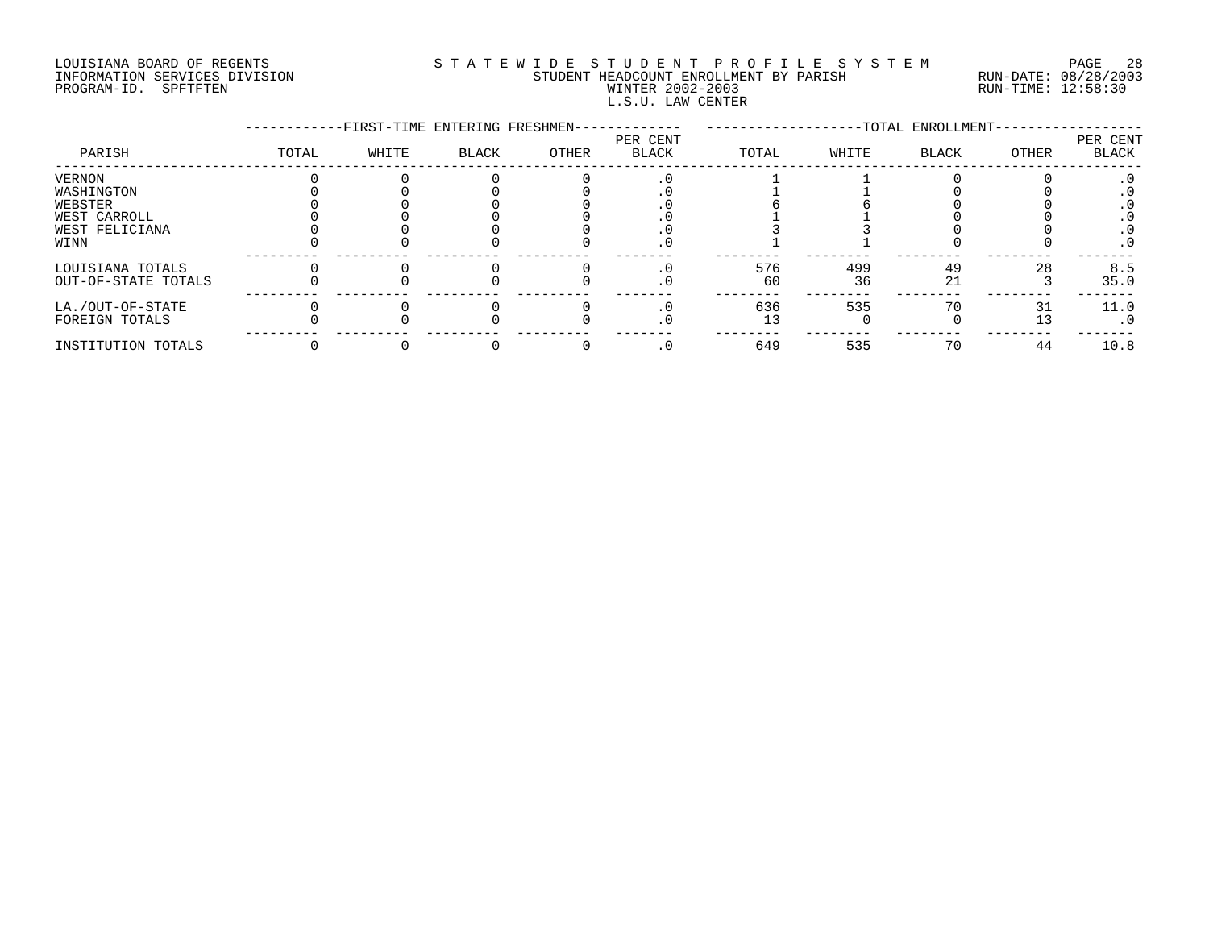LOUISIANA BOARD OF REGENTS
INFORMATION SERVICES DIVISION
PROGRAM-ID. SPFTFTEN

STATEWIDE STUDENT PROFILE SYSTEM
STUDENT HEADCOUNT ENROLLMENT BY PARISH
WINTER 2002-2003
L.S.U. LAW CENTER

RUN-DATE: 08/28/2003
RUN-TIME: 12:58:30

| PARISH | FIRST-TIME ENTERING FRESHMEN | | | | | TOTAL ENROLLMENT | | | | |
|---|---|---|---|---|---|---|---|---|---|---|
| | TOTAL | WHITE | BLACK | OTHER | PER CENT BLACK | TOTAL | WHITE | BLACK | OTHER | PER CENT BLACK |
| VERNON | 0 | 0 | 0 | 0 | .0 | 1 | 1 | 0 | 0 | .0 |
| WASHINGTON | 0 | 0 | 0 | 0 | .0 | 1 | 1 | 0 | 0 | .0 |
| WEBSTER | 0 | 0 | 0 | 0 | .0 | 6 | 6 | 0 | 0 | .0 |
| WEST CARROLL | 0 | 0 | 0 | 0 | .0 | 1 | 1 | 0 | 0 | .0 |
| WEST FELICIANA | 0 | 0 | 0 | 0 | .0 | 3 | 3 | 0 | 0 | .0 |
| WINN | 0 | 0 | 0 | 0 | .0 | 1 | 1 | 0 | 0 | .0 |
| LOUISIANA TOTALS | 0 | 0 | 0 | 0 | .0 | 576 | 499 | 49 | 28 | 8.5 |
| OUT-OF-STATE TOTALS | 0 | 0 | 0 | 0 | .0 | 60 | 36 | 21 | 3 | 35.0 |
| LA./OUT-OF-STATE | 0 | 0 | 0 | 0 | .0 | 636 | 535 | 70 | 31 | 11.0 |
| FOREIGN TOTALS | 0 | 0 | 0 | 0 | .0 | 13 | 0 | 0 | 13 | .0 |
| INSTITUTION TOTALS | 0 | 0 | 0 | 0 | .0 | 649 | 535 | 70 | 44 | 10.8 |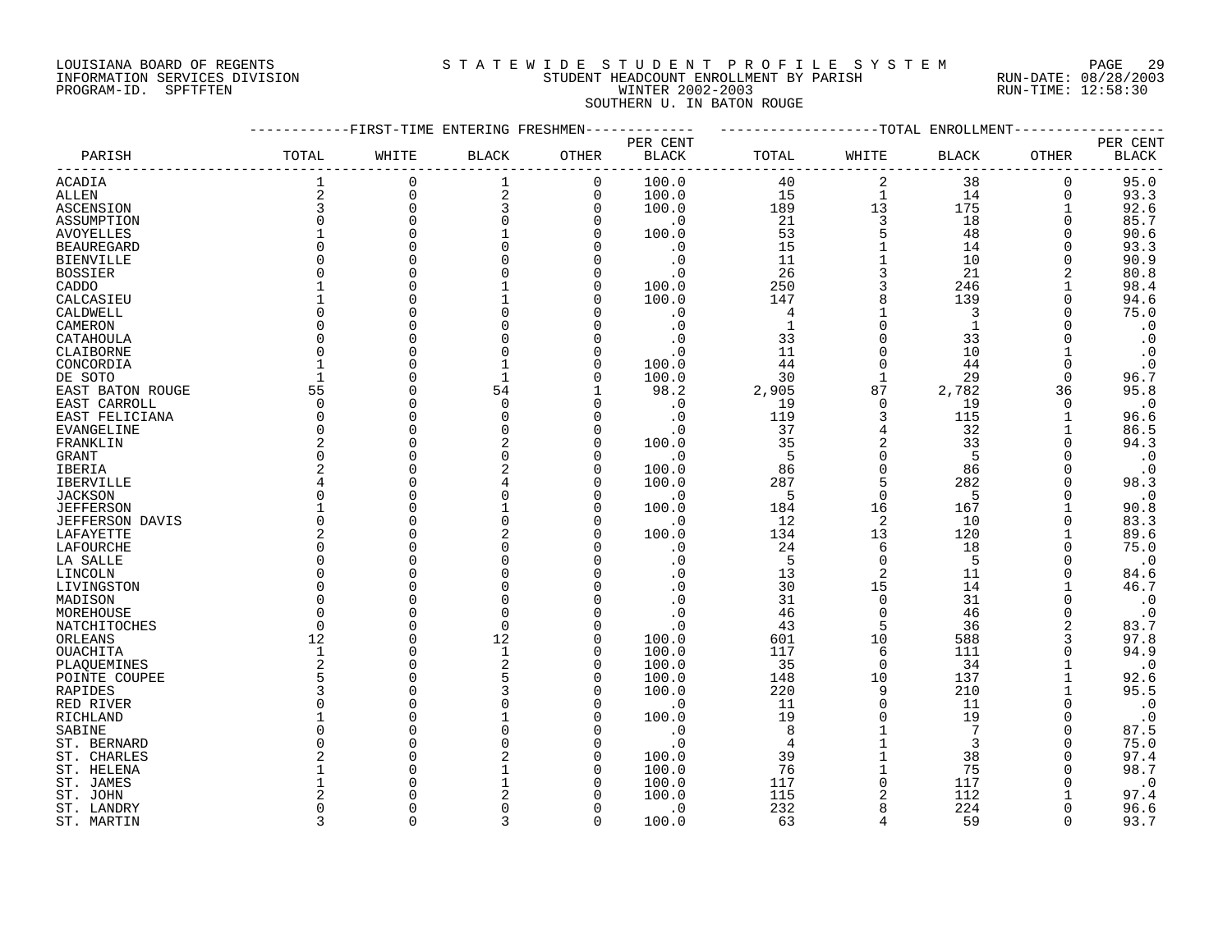LOUISIANA BOARD OF REGENTS
INFORMATION SERVICES DIVISION
PROGRAM-ID. SPFTFTEN

STATEWIDE STUDENT PROFILE SYSTEM
STUDENT HEADCOUNT ENROLLMENT BY PARISH
WINTER 2002-2003
SOUTHERN U. IN BATON ROUGE

RUN-DATE: 08/28/2003
RUN-TIME: 12:58:30

| PARISH | FIRST-TIME ENTERING FRESHMEN TOTAL | WHITE | BLACK | OTHER | PER CENT BLACK | TOTAL ENROLLMENT TOTAL | WHITE | BLACK | OTHER | PER CENT BLACK |
|---|---|---|---|---|---|---|---|---|---|---|
| ACADIA | 1 | 0 | 1 | 0 | 100.0 | 40 | 2 | 38 | 0 | 95.0 |
| ALLEN | 2 | 0 | 2 | 0 | 100.0 | 15 | 1 | 14 | 0 | 93.3 |
| ASCENSION | 3 | 0 | 3 | 0 | 100.0 | 189 | 13 | 175 | 1 | 92.6 |
| ASSUMPTION | 0 | 0 | 0 | 0 | .0 | 21 | 3 | 18 | 0 | 85.7 |
| AVOYELLES | 1 | 0 | 1 | 0 | 100.0 | 53 | 5 | 48 | 0 | 90.6 |
| BEAUREGARD | 0 | 0 | 0 | 0 | .0 | 15 | 1 | 14 | 0 | 93.3 |
| BIENVILLE | 0 | 0 | 0 | 0 | .0 | 11 | 1 | 10 | 0 | 90.9 |
| BOSSIER | 0 | 0 | 0 | 0 | .0 | 26 | 3 | 21 | 2 | 80.8 |
| CADDO | 1 | 0 | 1 | 0 | 100.0 | 250 | 3 | 246 | 1 | 98.4 |
| CALCASIEU | 1 | 0 | 1 | 0 | 100.0 | 147 | 8 | 139 | 0 | 94.6 |
| CALDWELL | 0 | 0 | 0 | 0 | .0 | 4 | 1 | 3 | 0 | 75.0 |
| CAMERON | 0 | 0 | 0 | 0 | .0 | 1 | 0 | 1 | 0 | .0 |
| CATAHOULA | 0 | 0 | 0 | 0 | .0 | 33 | 0 | 33 | 0 | .0 |
| CLAIBORNE | 0 | 0 | 0 | 0 | .0 | 11 | 0 | 10 | 1 | .0 |
| CONCORDIA | 1 | 0 | 1 | 0 | 100.0 | 44 | 0 | 44 | 0 | .0 |
| DE SOTO | 1 | 0 | 1 | 0 | 100.0 | 30 | 1 | 29 | 0 | 96.7 |
| EAST BATON ROUGE | 55 | 0 | 54 | 1 | 98.2 | 2,905 | 87 | 2,782 | 36 | 95.8 |
| EAST CARROLL | 0 | 0 | 0 | 0 | .0 | 19 | 0 | 19 | 0 | .0 |
| EAST FELICIANA | 0 | 0 | 0 | 0 | .0 | 119 | 3 | 115 | 1 | 96.6 |
| EVANGELINE | 0 | 0 | 0 | 0 | .0 | 37 | 4 | 32 | 1 | 86.5 |
| FRANKLIN | 2 | 0 | 2 | 0 | 100.0 | 35 | 2 | 33 | 0 | 94.3 |
| GRANT | 0 | 0 | 0 | 0 | .0 | 5 | 0 | 5 | 0 | .0 |
| IBERIA | 2 | 0 | 2 | 0 | 100.0 | 86 | 0 | 86 | 0 | .0 |
| IBERVILLE | 4 | 0 | 4 | 0 | 100.0 | 287 | 5 | 282 | 0 | 98.3 |
| JACKSON | 0 | 0 | 0 | 0 | .0 | 5 | 0 | 5 | 0 | .0 |
| JEFFERSON | 1 | 0 | 1 | 0 | 100.0 | 184 | 16 | 167 | 1 | 90.8 |
| JEFFERSON DAVIS | 0 | 0 | 0 | 0 | .0 | 12 | 2 | 10 | 0 | 83.3 |
| LAFAYETTE | 2 | 0 | 2 | 0 | 100.0 | 134 | 13 | 120 | 1 | 89.6 |
| LAFOURCHE | 0 | 0 | 0 | 0 | .0 | 24 | 6 | 18 | 0 | 75.0 |
| LA SALLE | 0 | 0 | 0 | 0 | .0 | 5 | 0 | 5 | 0 | .0 |
| LINCOLN | 0 | 0 | 0 | 0 | .0 | 13 | 2 | 11 | 0 | 84.6 |
| LIVINGSTON | 0 | 0 | 0 | 0 | .0 | 30 | 15 | 14 | 1 | 46.7 |
| MADISON | 0 | 0 | 0 | 0 | .0 | 31 | 0 | 31 | 0 | .0 |
| MOREHOUSE | 0 | 0 | 0 | 0 | .0 | 46 | 0 | 46 | 0 | .0 |
| NATCHITOCHES | 0 | 0 | 0 | 0 | .0 | 43 | 5 | 36 | 2 | 83.7 |
| ORLEANS | 12 | 0 | 12 | 0 | 100.0 | 601 | 10 | 588 | 3 | 97.8 |
| OUACHITA | 1 | 0 | 1 | 0 | 100.0 | 117 | 6 | 111 | 0 | 94.9 |
| PLAQUEMINES | 2 | 0 | 2 | 0 | 100.0 | 35 | 0 | 34 | 1 | .0 |
| POINTE COUPEE | 5 | 0 | 5 | 0 | 100.0 | 148 | 10 | 137 | 1 | 92.6 |
| RAPIDES | 3 | 0 | 3 | 0 | 100.0 | 220 | 9 | 210 | 1 | 95.5 |
| RED RIVER | 0 | 0 | 0 | 0 | .0 | 11 | 0 | 11 | 0 | .0 |
| RICHLAND | 1 | 0 | 1 | 0 | 100.0 | 19 | 0 | 19 | 0 | .0 |
| SABINE | 0 | 0 | 0 | 0 | .0 | 8 | 1 | 7 | 0 | 87.5 |
| ST. BERNARD | 0 | 0 | 0 | 0 | .0 | 4 | 1 | 3 | 0 | 75.0 |
| ST. CHARLES | 2 | 0 | 2 | 0 | 100.0 | 39 | 1 | 38 | 0 | 97.4 |
| ST. HELENA | 1 | 0 | 1 | 0 | 100.0 | 76 | 1 | 75 | 0 | 98.7 |
| ST. JAMES | 1 | 0 | 1 | 0 | 100.0 | 117 | 0 | 117 | 0 | .0 |
| ST. JOHN | 2 | 0 | 2 | 0 | 100.0 | 115 | 2 | 112 | 1 | 97.4 |
| ST. LANDRY | 0 | 0 | 0 | 0 | .0 | 232 | 8 | 224 | 0 | 96.6 |
| ST. MARTIN | 3 | 0 | 3 | 0 | 100.0 | 63 | 4 | 59 | 0 | 93.7 |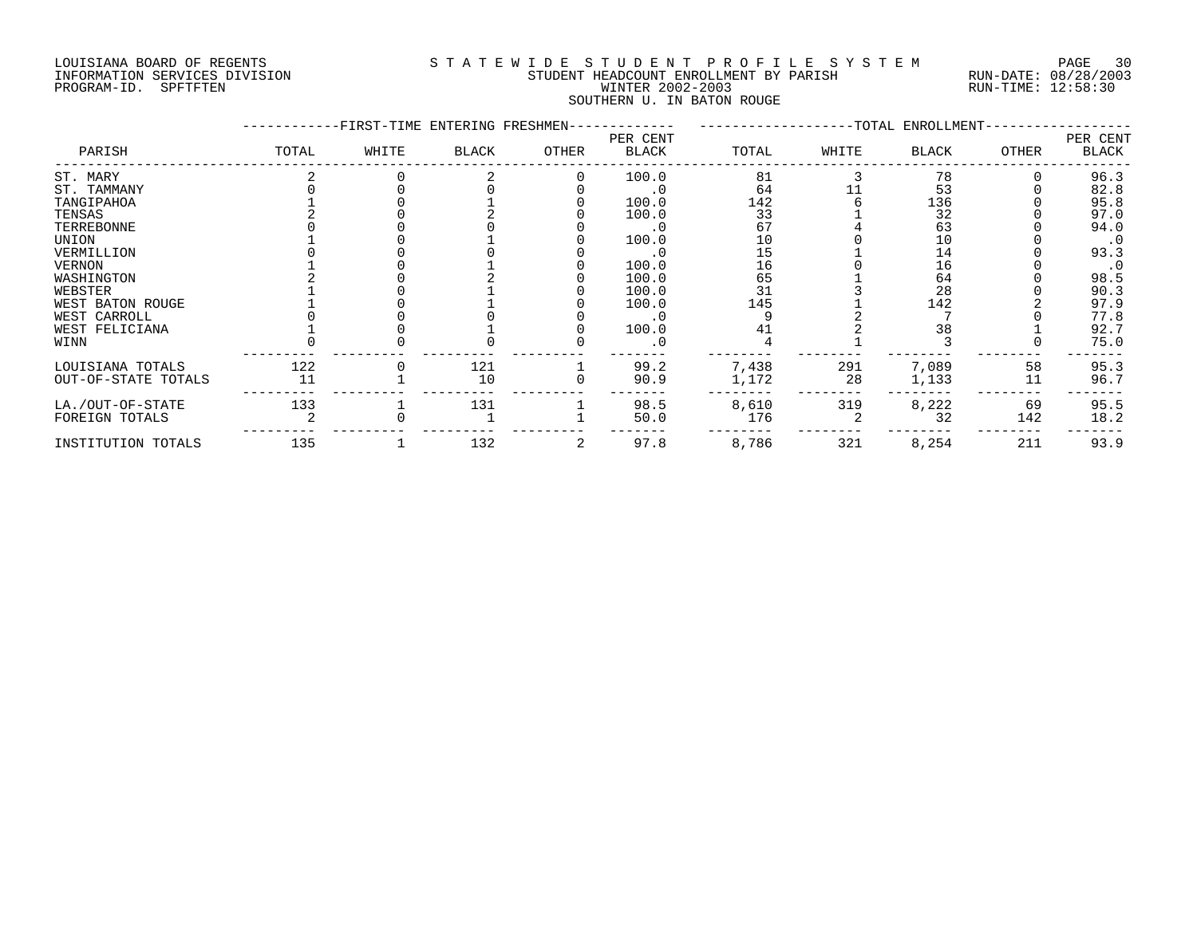LOUISIANA BOARD OF REGENTS
INFORMATION SERVICES DIVISION
PROGRAM-ID. SPFTFTEN

# STATEWIDE STUDENT PROFILE SYSTEM

STUDENT HEADCOUNT ENROLLMENT BY PARISH
WINTER 2002-2003
SOUTHERN U. IN BATON ROUGE

RUN-DATE: 08/28/2003
RUN-TIME: 12:58:30

| PARISH | FIRST-TIME ENTERING FRESHMEN | | | | | TOTAL ENROLLMENT | | | | |
|---|---|---|---|---|---|---|---|---|---|---|
| | TOTAL | WHITE | BLACK | OTHER | PER CENT BLACK | TOTAL | WHITE | BLACK | OTHER | PER CENT BLACK |
| ST. MARY | 2 | 0 | 2 | 0 | 100.0 | 81 | 3 | 78 | 0 | 96.3 |
| ST. TAMMANY | 0 | 0 | 0 | 0 | .0 | 64 | 11 | 53 | 0 | 82.8 |
| TANGIPAHOA | 1 | 0 | 1 | 0 | 100.0 | 142 | 6 | 136 | 0 | 95.8 |
| TENSAS | 2 | 0 | 2 | 0 | 100.0 | 33 | 1 | 32 | 0 | 97.0 |
| TERREBONNE | 0 | 0 | 0 | 0 | .0 | 67 | 4 | 63 | 0 | 94.0 |
| UNION | 1 | 0 | 1 | 0 | 100.0 | 10 | 0 | 10 | 0 | .0 |
| VERMILLION | 0 | 0 | 0 | 0 | .0 | 15 | 1 | 14 | 0 | 93.3 |
| VERNON | 1 | 0 | 1 | 0 | 100.0 | 16 | 0 | 16 | 0 | .0 |
| WASHINGTON | 2 | 0 | 2 | 0 | 100.0 | 65 | 1 | 64 | 0 | 98.5 |
| WEBSTER | 1 | 0 | 1 | 0 | 100.0 | 31 | 3 | 28 | 0 | 90.3 |
| WEST BATON ROUGE | 1 | 0 | 1 | 0 | 100.0 | 145 | 1 | 142 | 2 | 97.9 |
| WEST CARROLL | 0 | 0 | 0 | 0 | .0 | 9 | 2 | 7 | 0 | 77.8 |
| WEST FELICIANA | 1 | 0 | 1 | 0 | 100.0 | 41 | 2 | 38 | 1 | 92.7 |
| WINN | 0 | 0 | 0 | 0 | .0 | 4 | 1 | 3 | 0 | 75.0 |
| LOUISIANA TOTALS | 122 | 0 | 121 | 1 | 99.2 | 7,438 | 291 | 7,089 | 58 | 95.3 |
| OUT-OF-STATE TOTALS | 11 | 1 | 10 | 0 | 90.9 | 1,172 | 28 | 1,133 | 11 | 96.7 |
| LA./OUT-OF-STATE | 133 | 1 | 131 | 1 | 98.5 | 8,610 | 319 | 8,222 | 69 | 95.5 |
| FOREIGN TOTALS | 2 | 0 | 1 | 1 | 50.0 | 176 | 2 | 32 | 142 | 18.2 |
| INSTITUTION TOTALS | 135 | 1 | 132 | 2 | 97.8 | 8,786 | 321 | 8,254 | 211 | 93.9 |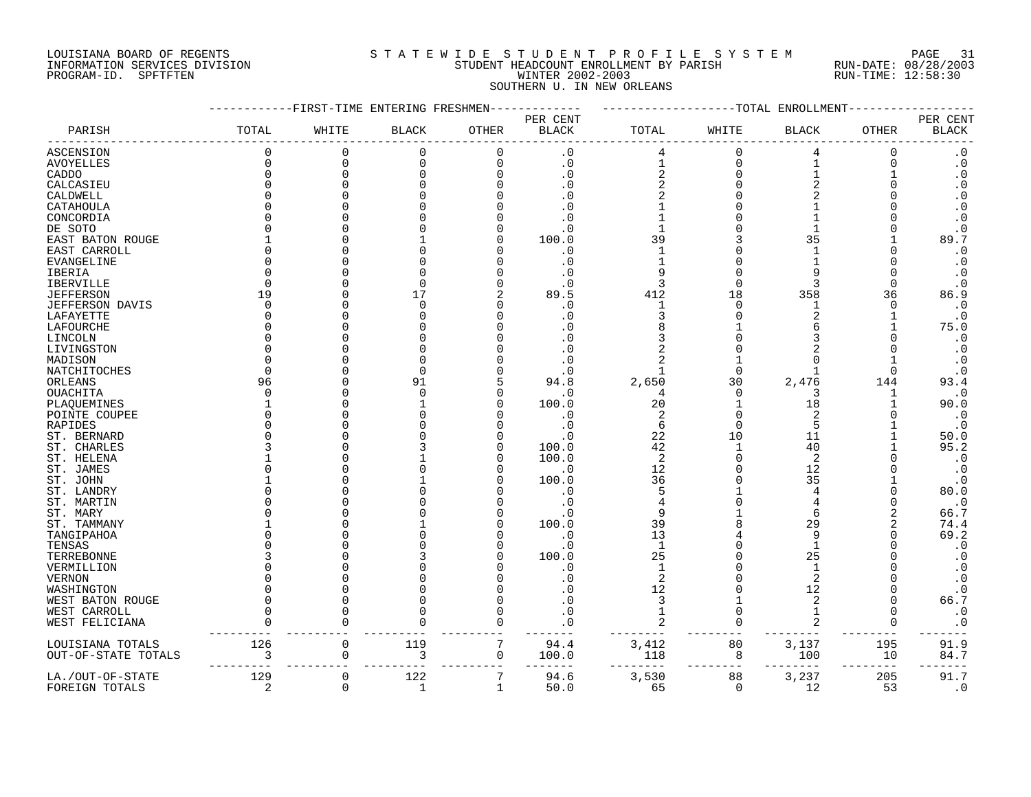LOUISIANA BOARD OF REGENTS
INFORMATION SERVICES DIVISION
PROGRAM-ID. SPFTFTEN

STATEWIDE STUDENT PROFILE SYSTEM
STUDENT HEADCOUNT ENROLLMENT BY PARISH
WINTER 2002-2003
SOUTHERN U. IN NEW ORLEANS

RUN-DATE: 08/28/2003
RUN-TIME: 12:58:30

| PARISH | FIRST-TIME ENTERING FRESHMEN TOTAL | WHITE | BLACK | OTHER | PER CENT BLACK | TOTAL ENROLLMENT TOTAL | WHITE | BLACK | OTHER | PER CENT BLACK |
|---|---|---|---|---|---|---|---|---|---|---|
| ASCENSION | 0 | 0 | 0 | 0 | .0 | 4 | 0 | 4 | 0 | .0 |
| AVOYELLES | 0 | 0 | 0 | 0 | .0 | 1 | 0 | 1 | 0 | .0 |
| CADDO | 0 | 0 | 0 | 0 | .0 | 2 | 0 | 1 | 1 | .0 |
| CALCASIEU | 0 | 0 | 0 | 0 | .0 | 2 | 0 | 2 | 0 | .0 |
| CALDWELL | 0 | 0 | 0 | 0 | .0 | 2 | 0 | 2 | 0 | .0 |
| CATAHOULA | 0 | 0 | 0 | 0 | .0 | 1 | 0 | 1 | 0 | .0 |
| CONCORDIA | 0 | 0 | 0 | 0 | .0 | 1 | 0 | 1 | 0 | .0 |
| DE SOTO | 0 | 0 | 0 | 0 | .0 | 1 | 0 | 1 | 0 | .0 |
| EAST BATON ROUGE | 1 | 0 | 1 | 0 | 100.0 | 39 | 3 | 35 | 1 | 89.7 |
| EAST CARROLL | 0 | 0 | 0 | 0 | .0 | 1 | 0 | 1 | 0 | .0 |
| EVANGELINE | 0 | 0 | 0 | 0 | .0 | 1 | 0 | 1 | 0 | .0 |
| IBERIA | 0 | 0 | 0 | 0 | .0 | 9 | 0 | 9 | 0 | .0 |
| IBERVILLE | 0 | 0 | 0 | 0 | .0 | 3 | 0 | 3 | 0 | .0 |
| JEFFERSON | 19 | 0 | 17 | 2 | 89.5 | 412 | 18 | 358 | 36 | 86.9 |
| JEFFERSON DAVIS | 0 | 0 | 0 | 0 | .0 | 1 | 0 | 1 | 0 | .0 |
| LAFAYETTE | 0 | 0 | 0 | 0 | .0 | 3 | 0 | 2 | 1 | .0 |
| LAFOURCHE | 0 | 0 | 0 | 0 | .0 | 8 | 1 | 6 | 1 | 75.0 |
| LINCOLN | 0 | 0 | 0 | 0 | .0 | 3 | 0 | 3 | 0 | .0 |
| LIVINGSTON | 0 | 0 | 0 | 0 | .0 | 2 | 0 | 2 | 0 | .0 |
| MADISON | 0 | 0 | 0 | 0 | .0 | 2 | 1 | 0 | 1 | .0 |
| NATCHITOCHES | 0 | 0 | 0 | 0 | .0 | 1 | 0 | 1 | 0 | .0 |
| ORLEANS | 96 | 0 | 91 | 5 | 94.8 | 2,650 | 30 | 2,476 | 144 | 93.4 |
| OUACHITA | 0 | 0 | 0 | 0 | .0 | 4 | 0 | 3 | 1 | .0 |
| PLAQUEMINES | 1 | 0 | 1 | 0 | 100.0 | 20 | 1 | 18 | 1 | 90.0 |
| POINTE COUPEE | 0 | 0 | 0 | 0 | .0 | 2 | 0 | 2 | 0 | .0 |
| RAPIDES | 0 | 0 | 0 | 0 | .0 | 6 | 0 | 5 | 1 | .0 |
| ST. BERNARD | 0 | 0 | 0 | 0 | .0 | 22 | 10 | 11 | 1 | 50.0 |
| ST. CHARLES | 3 | 0 | 3 | 0 | 100.0 | 42 | 1 | 40 | 1 | 95.2 |
| ST. HELENA | 1 | 0 | 1 | 0 | 100.0 | 2 | 0 | 2 | 0 | .0 |
| ST. JAMES | 0 | 0 | 0 | 0 | .0 | 12 | 0 | 12 | 0 | .0 |
| ST. JOHN | 1 | 0 | 1 | 0 | 100.0 | 36 | 0 | 35 | 1 | .0 |
| ST. LANDRY | 0 | 0 | 0 | 0 | .0 | 5 | 1 | 4 | 0 | 80.0 |
| ST. MARTIN | 0 | 0 | 0 | 0 | .0 | 4 | 0 | 4 | 0 | .0 |
| ST. MARY | 0 | 0 | 0 | 0 | .0 | 9 | 1 | 6 | 2 | 66.7 |
| ST. TAMMANY | 1 | 0 | 1 | 0 | 100.0 | 39 | 8 | 29 | 2 | 74.4 |
| TANGIPAHOA | 0 | 0 | 0 | 0 | .0 | 13 | 4 | 9 | 0 | 69.2 |
| TENSAS | 0 | 0 | 0 | 0 | .0 | 1 | 0 | 1 | 0 | .0 |
| TERREBONNE | 3 | 0 | 3 | 0 | 100.0 | 25 | 0 | 25 | 0 | .0 |
| VERMILLION | 0 | 0 | 0 | 0 | .0 | 1 | 0 | 1 | 0 | .0 |
| VERNON | 0 | 0 | 0 | 0 | .0 | 2 | 0 | 2 | 0 | .0 |
| WASHINGTON | 0 | 0 | 0 | 0 | .0 | 12 | 0 | 12 | 0 | .0 |
| WEST BATON ROUGE | 0 | 0 | 0 | 0 | .0 | 3 | 1 | 2 | 0 | 66.7 |
| WEST CARROLL | 0 | 0 | 0 | 0 | .0 | 1 | 0 | 1 | 0 | .0 |
| WEST FELICIANA | 0 | 0 | 0 | 0 | .0 | 2 | 0 | 2 | 0 | .0 |
| LOUISIANA TOTALS | 126 | 0 | 119 | 7 | 94.4 | 3,412 | 80 | 3,137 | 195 | 91.9 |
| OUT-OF-STATE TOTALS | 3 | 0 | 3 | 0 | 100.0 | 118 | 8 | 100 | 10 | 84.7 |
| LA./OUT-OF-STATE | 129 | 0 | 122 | 7 | 94.6 | 3,530 | 88 | 3,237 | 205 | 91.7 |
| FOREIGN TOTALS | 2 | 0 | 1 | 1 | 50.0 | 65 | 0 | 12 | 53 | .0 |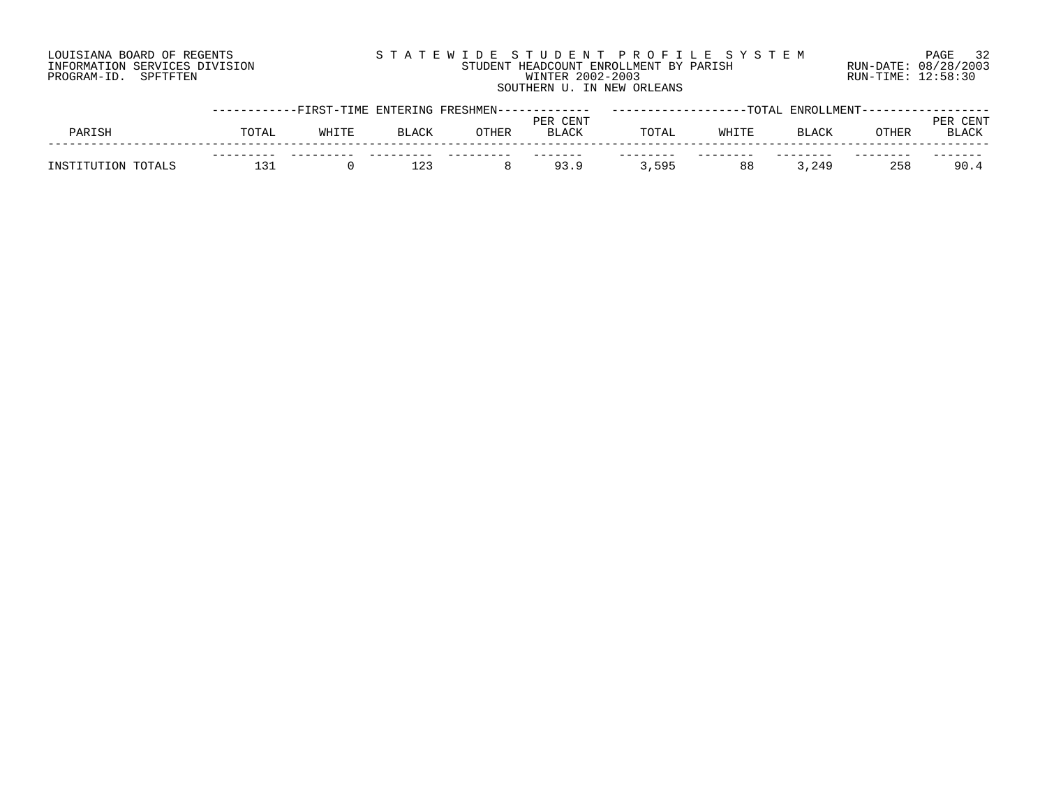LOUISIANA BOARD OF REGENTS
INFORMATION SERVICES DIVISION
PROGRAM-ID. SPFTFTEN

STATEWIDE STUDENT PROFILE SYSTEM
STUDENT HEADCOUNT ENROLLMENT BY PARISH
WINTER 2002-2003
SOUTHERN U. IN NEW ORLEANS

RUN-DATE: 08/28/2003
RUN-TIME: 12:58:30

| PARISH | FIRST-TIME ENTERING FRESHMEN | | | | | TOTAL ENROLLMENT | | | | |
|---|---|---|---|---|---|---|---|---|---|---|
| | TOTAL | WHITE | BLACK | OTHER | PER CENT BLACK | TOTAL | WHITE | BLACK | OTHER | PER CENT BLACK |
| INSTITUTION TOTALS | 131 | 0 | 123 | 8 | 93.9 | 3,595 | 88 | 3,249 | 258 | 90.4 |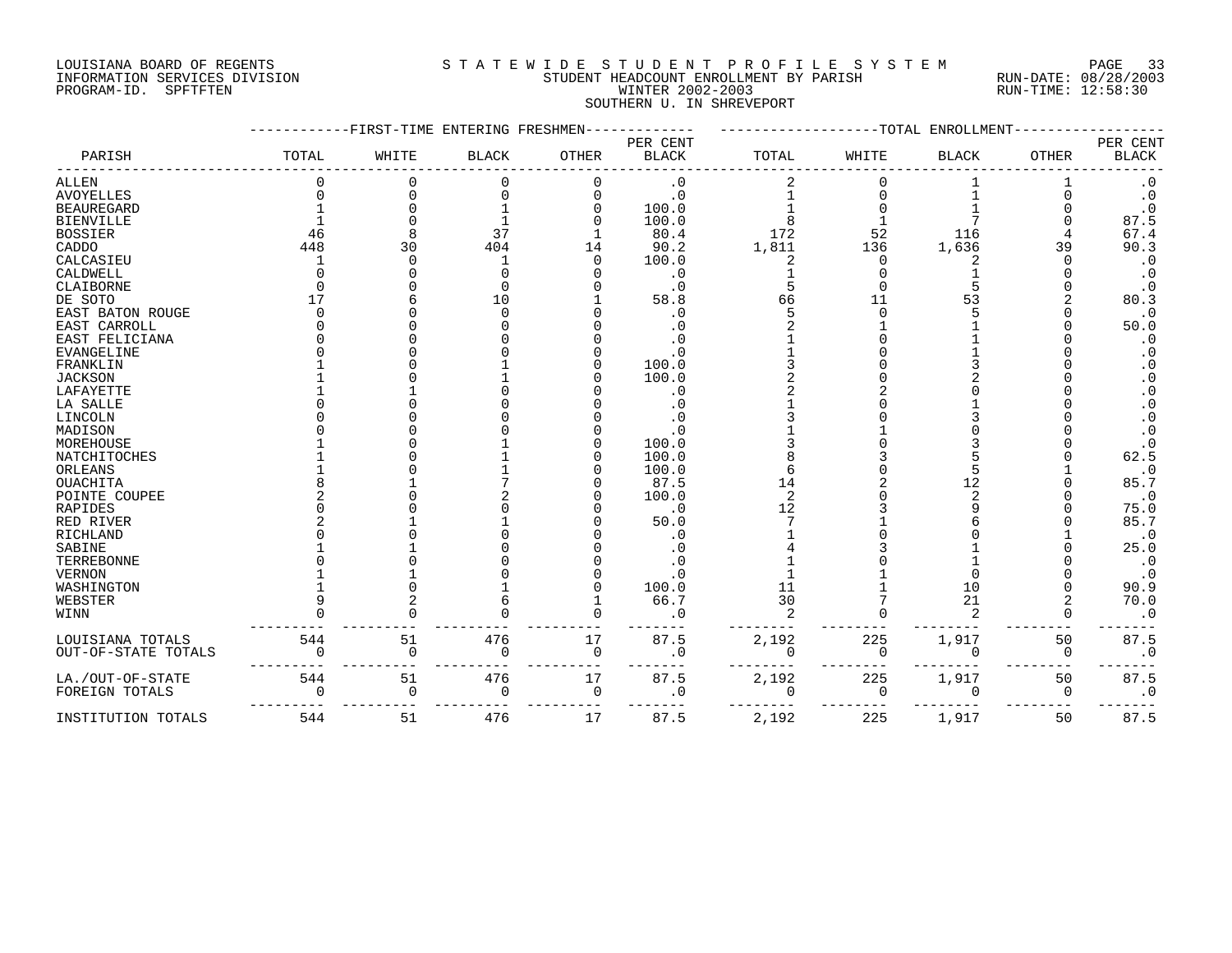LOUISIANA BOARD OF REGENTS
INFORMATION SERVICES DIVISION
PROGRAM-ID. SPFTFTEN

STATEWIDE STUDENT PROFILE SYSTEM
STUDENT HEADCOUNT ENROLLMENT BY PARISH
WINTER 2002-2003
SOUTHERN U. IN SHREVEPORT

RUN-DATE: 08/28/2003
RUN-TIME: 12:58:30

| PARISH | FIRST-TIME ENTERING FRESHMEN TOTAL | WHITE | BLACK | OTHER | PER CENT BLACK | TOTAL ENROLLMENT TOTAL | WHITE | BLACK | OTHER | PER CENT BLACK |
|---|---|---|---|---|---|---|---|---|---|---|
| ALLEN | 0 | 0 | 0 | 0 | .0 | 2 | 0 | 1 | 1 | .0 |
| AVOYELLES | 0 | 0 | 0 | 0 | .0 | 1 | 0 | 1 | 0 | .0 |
| BEAUREGARD | 1 | 0 | 1 | 0 | 100.0 | 1 | 0 | 1 | 0 | .0 |
| BIENVILLE | 1 | 0 | 1 | 0 | 100.0 | 8 | 1 | 7 | 0 | 87.5 |
| BOSSIER | 46 | 8 | 37 | 1 | 80.4 | 172 | 52 | 116 | 4 | 67.4 |
| CADDO | 448 | 30 | 404 | 14 | 90.2 | 1,811 | 136 | 1,636 | 39 | 90.3 |
| CALCASIEU | 1 | 0 | 1 | 0 | 100.0 | 2 | 0 | 2 | 0 | .0 |
| CALDWELL | 0 | 0 | 0 | 0 | .0 | 1 | 0 | 1 | 0 | .0 |
| CLAIBORNE | 0 | 0 | 0 | 0 | .0 | 5 | 0 | 5 | 0 | .0 |
| DE SOTO | 17 | 6 | 10 | 1 | 58.8 | 66 | 11 | 53 | 2 | 80.3 |
| EAST BATON ROUGE | 0 | 0 | 0 | 0 | .0 | 5 | 0 | 5 | 0 | .0 |
| EAST CARROLL | 0 | 0 | 0 | 0 | .0 | 2 | 1 | 1 | 0 | 50.0 |
| EAST FELICIANA | 0 | 0 | 0 | 0 | .0 | 1 | 0 | 1 | 0 | .0 |
| EVANGELINE | 0 | 0 | 0 | 0 | .0 | 1 | 0 | 1 | 0 | .0 |
| FRANKLIN | 1 | 0 | 1 | 0 | 100.0 | 3 | 0 | 3 | 0 | .0 |
| JACKSON | 1 | 0 | 1 | 0 | 100.0 | 2 | 0 | 2 | 0 | .0 |
| LAFAYETTE | 1 | 1 | 0 | 0 | .0 | 2 | 2 | 0 | 0 | .0 |
| LA SALLE | 0 | 0 | 0 | 0 | .0 | 1 | 0 | 1 | 0 | .0 |
| LINCOLN | 0 | 0 | 0 | 0 | .0 | 3 | 0 | 3 | 0 | .0 |
| MADISON | 0 | 0 | 0 | 0 | .0 | 1 | 1 | 0 | 0 | .0 |
| MOREHOUSE | 1 | 0 | 1 | 0 | 100.0 | 3 | 0 | 3 | 0 | .0 |
| NATCHITOCHES | 1 | 0 | 1 | 0 | 100.0 | 8 | 3 | 5 | 0 | 62.5 |
| ORLEANS | 1 | 0 | 1 | 0 | 100.0 | 6 | 0 | 5 | 1 | .0 |
| OUACHITA | 8 | 1 | 7 | 0 | 87.5 | 14 | 2 | 12 | 0 | 85.7 |
| POINTE COUPEE | 2 | 0 | 2 | 0 | 100.0 | 2 | 0 | 2 | 0 | .0 |
| RAPIDES | 0 | 0 | 0 | 0 | .0 | 12 | 3 | 9 | 0 | 75.0 |
| RED RIVER | 2 | 1 | 1 | 0 | 50.0 | 7 | 1 | 6 | 0 | 85.7 |
| RICHLAND | 0 | 0 | 0 | 0 | .0 | 1 | 0 | 0 | 1 | .0 |
| SABINE | 1 | 1 | 0 | 0 | .0 | 4 | 3 | 1 | 0 | 25.0 |
| TERREBONNE | 0 | 0 | 0 | 0 | .0 | 1 | 0 | 1 | 0 | .0 |
| VERNON | 1 | 1 | 0 | 0 | .0 | 1 | 1 | 0 | 0 | .0 |
| WASHINGTON | 1 | 0 | 1 | 0 | 100.0 | 11 | 1 | 10 | 0 | 90.9 |
| WEBSTER | 9 | 2 | 6 | 1 | 66.7 | 30 | 7 | 21 | 2 | 70.0 |
| WINN | 0 | 0 | 0 | 0 | .0 | 2 | 0 | 2 | 0 | .0 |
| LOUISIANA TOTALS | 544 | 51 | 476 | 17 | 87.5 | 2,192 | 225 | 1,917 | 50 | 87.5 |
| OUT-OF-STATE TOTALS | 0 | 0 | 0 | 0 | .0 | 0 | 0 | 0 | 0 | .0 |
| LA./OUT-OF-STATE | 544 | 51 | 476 | 17 | 87.5 | 2,192 | 225 | 1,917 | 50 | 87.5 |
| FOREIGN TOTALS | 0 | 0 | 0 | 0 | .0 | 0 | 0 | 0 | 0 | .0 |
| INSTITUTION TOTALS | 544 | 51 | 476 | 17 | 87.5 | 2,192 | 225 | 1,917 | 50 | 87.5 |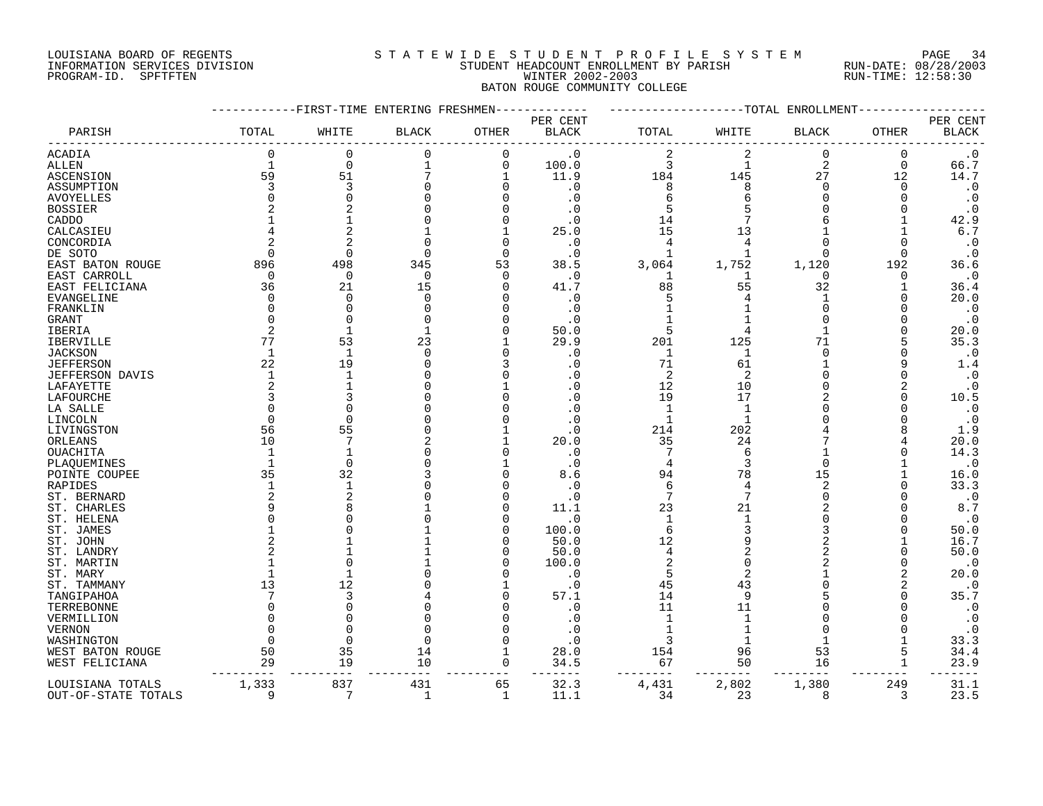LOUISIANA BOARD OF REGENTS
INFORMATION SERVICES DIVISION
PROGRAM-ID. SPFTFTEN

STATEWIDE STUDENT PROFILE SYSTEM
STUDENT HEADCOUNT ENROLLMENT BY PARISH
WINTER 2002-2003
BATON ROUGE COMMUNITY COLLEGE

RUN-DATE: 08/28/2003
RUN-TIME: 12:58:30

| PARISH | FIRST-TIME ENTERING FRESHMEN TOTAL | WHITE | BLACK | OTHER | PER CENT BLACK | TOTAL ENROLLMENT TOTAL | WHITE | BLACK | OTHER | PER CENT BLACK |
|---|---|---|---|---|---|---|---|---|---|---|
| ACADIA | 0 | 0 | 0 | 0 | .0 | 2 | 2 | 0 | 0 | .0 |
| ALLEN | 1 | 0 | 1 | 0 | 100.0 | 3 | 1 | 2 | 0 | 66.7 |
| ASCENSION | 59 | 51 | 7 | 1 | 11.9 | 184 | 145 | 27 | 12 | 14.7 |
| ASSUMPTION | 3 | 3 | 0 | 0 | .0 | 8 | 8 | 0 | 0 | .0 |
| AVOYELLES | 0 | 0 | 0 | 0 | .0 | 6 | 6 | 0 | 0 | .0 |
| BOSSIER | 2 | 2 | 0 | 0 | .0 | 5 | 5 | 0 | 0 | .0 |
| CADDO | 1 | 1 | 0 | 0 | .0 | 14 | 7 | 6 | 1 | 42.9 |
| CALCASIEU | 4 | 2 | 1 | 1 | 25.0 | 15 | 13 | 1 | 1 | 6.7 |
| CONCORDIA | 2 | 2 | 0 | 0 | .0 | 4 | 4 | 0 | 0 | .0 |
| DE SOTO | 0 | 0 | 0 | 0 | .0 | 1 | 1 | 0 | 0 | .0 |
| EAST BATON ROUGE | 896 | 498 | 345 | 53 | 38.5 | 3,064 | 1,752 | 1,120 | 192 | 36.6 |
| EAST CARROLL | 0 | 0 | 0 | 0 | .0 | 1 | 1 | 0 | 0 | .0 |
| EAST FELICIANA | 36 | 21 | 15 | 0 | 41.7 | 88 | 55 | 32 | 1 | 36.4 |
| EVANGELINE | 0 | 0 | 0 | 0 | .0 | 5 | 4 | 1 | 0 | 20.0 |
| FRANKLIN | 0 | 0 | 0 | 0 | .0 | 1 | 1 | 0 | 0 | .0 |
| GRANT | 0 | 0 | 0 | 0 | .0 | 1 | 1 | 0 | 0 | .0 |
| IBERIA | 2 | 1 | 1 | 0 | 50.0 | 5 | 4 | 1 | 0 | 20.0 |
| IBERVILLE | 77 | 53 | 23 | 1 | 29.9 | 201 | 125 | 71 | 5 | 35.3 |
| JACKSON | 1 | 1 | 0 | 0 | .0 | 1 | 1 | 0 | 0 | .0 |
| JEFFERSON | 22 | 19 | 0 | 3 | .0 | 71 | 61 | 1 | 9 | 1.4 |
| JEFFERSON DAVIS | 1 | 1 | 0 | 0 | .0 | 2 | 2 | 0 | 0 | .0 |
| LAFAYETTE | 2 | 1 | 0 | 1 | .0 | 12 | 10 | 0 | 2 | .0 |
| LAFOURCHE | 3 | 3 | 0 | 0 | .0 | 19 | 17 | 2 | 0 | 10.5 |
| LA SALLE | 0 | 0 | 0 | 0 | .0 | 1 | 1 | 0 | 0 | .0 |
| LINCOLN | 0 | 0 | 0 | 0 | .0 | 1 | 1 | 0 | 0 | .0 |
| LIVINGSTON | 56 | 55 | 0 | 1 | .0 | 214 | 202 | 4 | 8 | 1.9 |
| ORLEANS | 10 | 7 | 2 | 1 | 20.0 | 35 | 24 | 7 | 4 | 20.0 |
| OUACHITA | 1 | 1 | 0 | 0 | .0 | 7 | 6 | 1 | 0 | 14.3 |
| PLAQUEMINES | 1 | 0 | 0 | 1 | .0 | 4 | 3 | 0 | 1 | .0 |
| POINTE COUPEE | 35 | 32 | 3 | 0 | 8.6 | 94 | 78 | 15 | 1 | 16.0 |
| RAPIDES | 1 | 1 | 0 | 0 | .0 | 6 | 4 | 2 | 0 | 33.3 |
| ST. BERNARD | 2 | 2 | 0 | 0 | .0 | 7 | 7 | 0 | 0 | .0 |
| ST. CHARLES | 9 | 8 | 1 | 0 | 11.1 | 23 | 21 | 2 | 0 | 8.7 |
| ST. HELENA | 0 | 0 | 0 | 0 | .0 | 1 | 1 | 0 | 0 | .0 |
| ST. JAMES | 1 | 0 | 1 | 0 | 100.0 | 6 | 3 | 3 | 0 | 50.0 |
| ST. JOHN | 2 | 1 | 1 | 0 | 50.0 | 12 | 9 | 2 | 1 | 16.7 |
| ST. LANDRY | 2 | 1 | 1 | 0 | 50.0 | 4 | 2 | 2 | 0 | 50.0 |
| ST. MARTIN | 1 | 0 | 1 | 0 | 100.0 | 2 | 0 | 2 | 0 | .0 |
| ST. MARY | 1 | 1 | 0 | 0 | .0 | 5 | 2 | 1 | 2 | 20.0 |
| ST. TAMMANY | 13 | 12 | 0 | 1 | .0 | 45 | 43 | 0 | 2 | .0 |
| TANGIPAHOA | 7 | 3 | 4 | 0 | 57.1 | 14 | 9 | 5 | 0 | 35.7 |
| TERREBONNE | 0 | 0 | 0 | 0 | .0 | 11 | 11 | 0 | 0 | .0 |
| VERMILLION | 0 | 0 | 0 | 0 | .0 | 1 | 1 | 0 | 0 | .0 |
| VERNON | 0 | 0 | 0 | 0 | .0 | 1 | 1 | 0 | 0 | .0 |
| WASHINGTON | 0 | 0 | 0 | 0 | .0 | 3 | 1 | 1 | 1 | 33.3 |
| WEST BATON ROUGE | 50 | 35 | 14 | 1 | 28.0 | 154 | 96 | 53 | 5 | 34.4 |
| WEST FELICIANA | 29 | 19 | 10 | 0 | 34.5 | 67 | 50 | 16 | 1 | 23.9 |
| LOUISIANA TOTALS | 1,333 | 837 | 431 | 65 | 32.3 | 4,431 | 2,802 | 1,380 | 249 | 31.1 |
| OUT-OF-STATE TOTALS | 9 | 7 | 1 | 1 | 11.1 | 34 | 23 | 8 | 3 | 23.5 |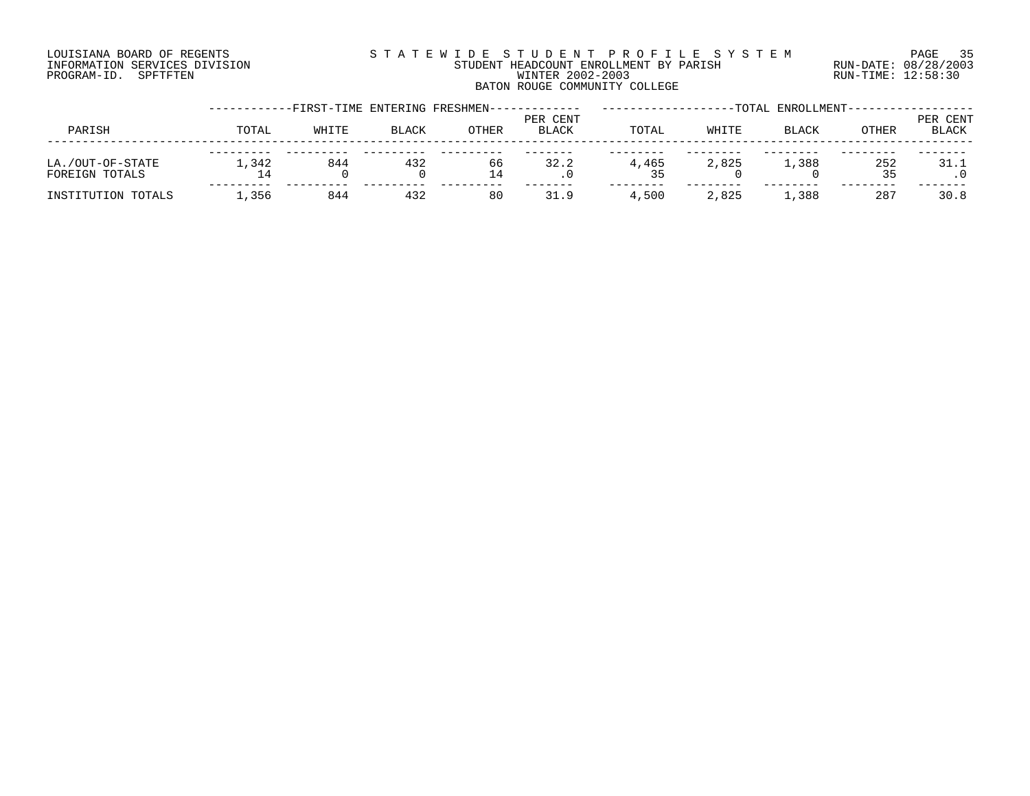LOUISIANA BOARD OF REGENTS
INFORMATION SERVICES DIVISION
PROGRAM-ID. SPFTFTEN

STATEWIDE STUDENT PROFILE SYSTEM
STUDENT HEADCOUNT ENROLLMENT BY PARISH
WINTER 2002-2003
BATON ROUGE COMMUNITY COLLEGE

RUN-DATE: 08/28/2003
RUN-TIME: 12:58:30

| PARISH | FIRST-TIME ENTERING FRESHMEN | | | | | TOTAL ENROLLMENT | | | | |
|---|---|---|---|---|---|---|---|---|---|---|
| | TOTAL | WHITE | BLACK | OTHER | PER CENT BLACK | TOTAL | WHITE | BLACK | OTHER | PER CENT BLACK |
| LA./OUT-OF-STATE | 1,342 | 844 | 432 | 66 | 32.2 | 4,465 | 2,825 | 1,388 | 252 | 31.1 |
| FOREIGN TOTALS | 14 | 0 | 0 | 14 | .0 | 35 | 0 | 0 | 35 | .0 |
| INSTITUTION TOTALS | 1,356 | 844 | 432 | 80 | 31.9 | 4,500 | 2,825 | 1,388 | 287 | 30.8 |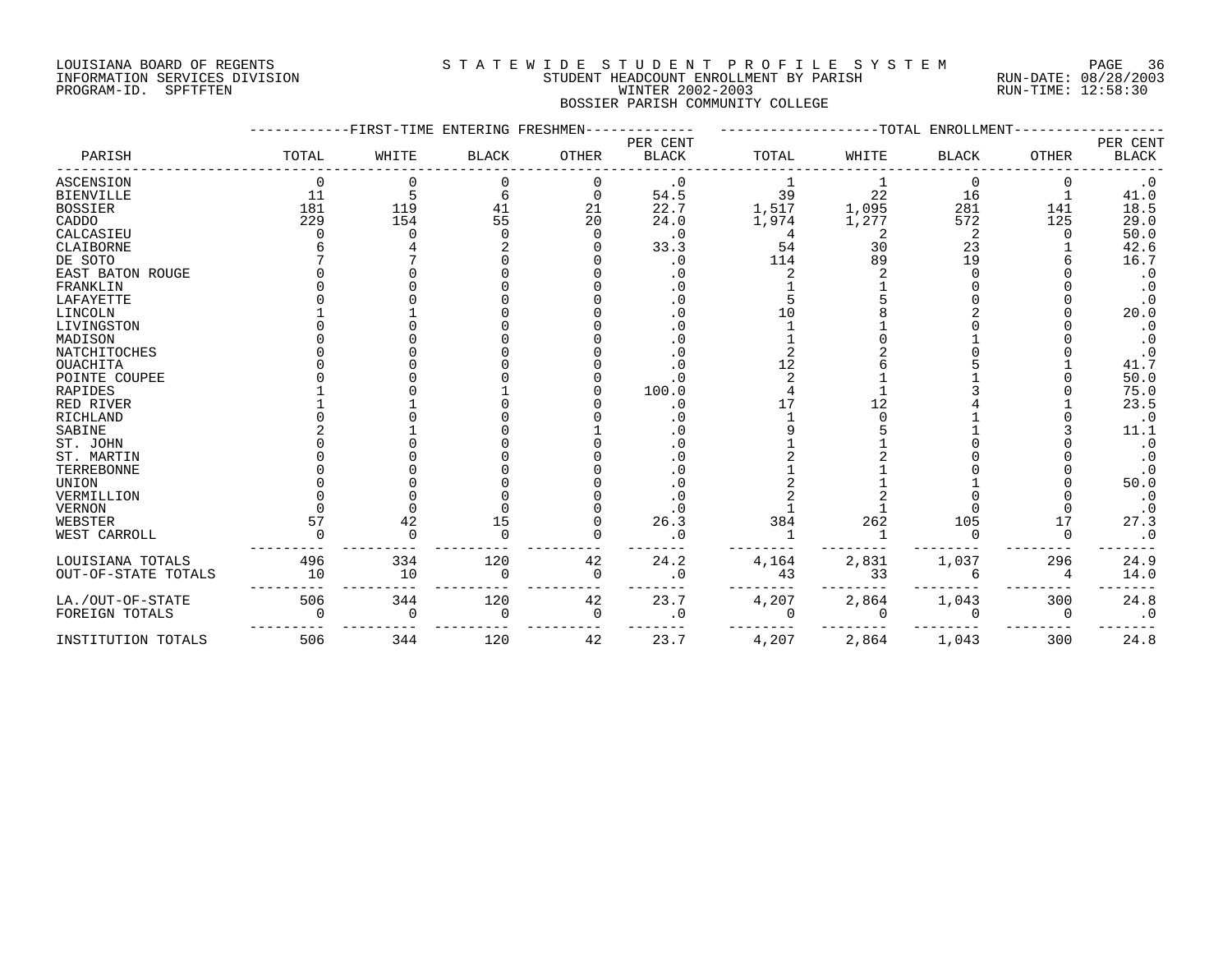LOUISIANA BOARD OF REGENTS
INFORMATION SERVICES DIVISION
PROGRAM-ID. SPFTFTEN

STATEWIDE STUDENT PROFILE SYSTEM
STUDENT HEADCOUNT ENROLLMENT BY PARISH
WINTER 2002-2003
BOSSIER PARISH COMMUNITY COLLEGE

RUN-DATE: 08/28/2003
RUN-TIME: 12:58:30

| PARISH | FIRST-TIME ENTERING FRESHMEN TOTAL | WHITE | BLACK | OTHER | PER CENT BLACK | TOTAL ENROLLMENT TOTAL | WHITE | BLACK | OTHER | PER CENT BLACK |
|---|---|---|---|---|---|---|---|---|---|---|
| ASCENSION | 0 | 0 | 0 | 0 | .0 | 1 | 1 | 0 | 0 | .0 |
| BIENVILLE | 11 | 5 | 6 | 0 | 54.5 | 39 | 22 | 16 | 1 | 41.0 |
| BOSSIER | 181 | 119 | 41 | 21 | 22.7 | 1,517 | 1,095 | 281 | 141 | 18.5 |
| CADDO | 229 | 154 | 55 | 20 | 24.0 | 1,974 | 1,277 | 572 | 125 | 29.0 |
| CALCASIEU | 0 | 0 | 0 | 0 | .0 | 4 | 2 | 2 | 0 | 50.0 |
| CLAIBORNE | 6 | 4 | 2 | 0 | 33.3 | 54 | 30 | 23 | 1 | 42.6 |
| DE SOTO | 7 | 7 | 0 | 0 | .0 | 114 | 89 | 19 | 6 | 16.7 |
| EAST BATON ROUGE | 0 | 0 | 0 | 0 | .0 | 2 | 2 | 0 | 0 | .0 |
| FRANKLIN | 0 | 0 | 0 | 0 | .0 | 1 | 1 | 0 | 0 | .0 |
| LAFAYETTE | 0 | 0 | 0 | 0 | .0 | 5 | 5 | 0 | 0 | .0 |
| LINCOLN | 1 | 1 | 0 | 0 | .0 | 10 | 8 | 2 | 0 | 20.0 |
| LIVINGSTON | 0 | 0 | 0 | 0 | .0 | 1 | 1 | 0 | 0 | .0 |
| MADISON | 0 | 0 | 0 | 0 | .0 | 1 | 0 | 1 | 0 | .0 |
| NATCHITOCHES | 0 | 0 | 0 | 0 | .0 | 2 | 2 | 0 | 0 | .0 |
| OUACHITA | 0 | 0 | 0 | 0 | .0 | 12 | 6 | 5 | 1 | 41.7 |
| POINTE COUPEE | 0 | 0 | 0 | 0 | .0 | 2 | 1 | 1 | 0 | 50.0 |
| RAPIDES | 1 | 0 | 1 | 0 | 100.0 | 4 | 1 | 3 | 0 | 75.0 |
| RED RIVER | 1 | 1 | 0 | 0 | .0 | 17 | 12 | 4 | 1 | 23.5 |
| RICHLAND | 0 | 0 | 0 | 0 | .0 | 1 | 0 | 1 | 0 | .0 |
| SABINE | 2 | 1 | 0 | 1 | .0 | 9 | 5 | 1 | 3 | 11.1 |
| ST. JOHN | 0 | 0 | 0 | 0 | .0 | 1 | 1 | 0 | 0 | .0 |
| ST. MARTIN | 0 | 0 | 0 | 0 | .0 | 2 | 2 | 0 | 0 | .0 |
| TERREBONNE | 0 | 0 | 0 | 0 | .0 | 1 | 1 | 0 | 0 | .0 |
| UNION | 0 | 0 | 0 | 0 | .0 | 2 | 1 | 1 | 0 | 50.0 |
| VERMILLION | 0 | 0 | 0 | 0 | .0 | 2 | 2 | 0 | 0 | .0 |
| VERNON | 0 | 0 | 0 | 0 | .0 | 1 | 1 | 0 | 0 | .0 |
| WEBSTER | 57 | 42 | 15 | 0 | 26.3 | 384 | 262 | 105 | 17 | 27.3 |
| WEST CARROLL | 0 | 0 | 0 | 0 | .0 | 1 | 1 | 0 | 0 | .0 |
| LOUISIANA TOTALS | 496 | 334 | 120 | 42 | 24.2 | 4,164 | 2,831 | 1,037 | 296 | 24.9 |
| OUT-OF-STATE TOTALS | 10 | 10 | 0 | 0 | .0 | 43 | 33 | 6 | 4 | 14.0 |
| LA./OUT-OF-STATE | 506 | 344 | 120 | 42 | 23.7 | 4,207 | 2,864 | 1,043 | 300 | 24.8 |
| FOREIGN TOTALS | 0 | 0 | 0 | 0 | .0 | 0 | 0 | 0 | 0 | .0 |
| INSTITUTION TOTALS | 506 | 344 | 120 | 42 | 23.7 | 4,207 | 2,864 | 1,043 | 300 | 24.8 |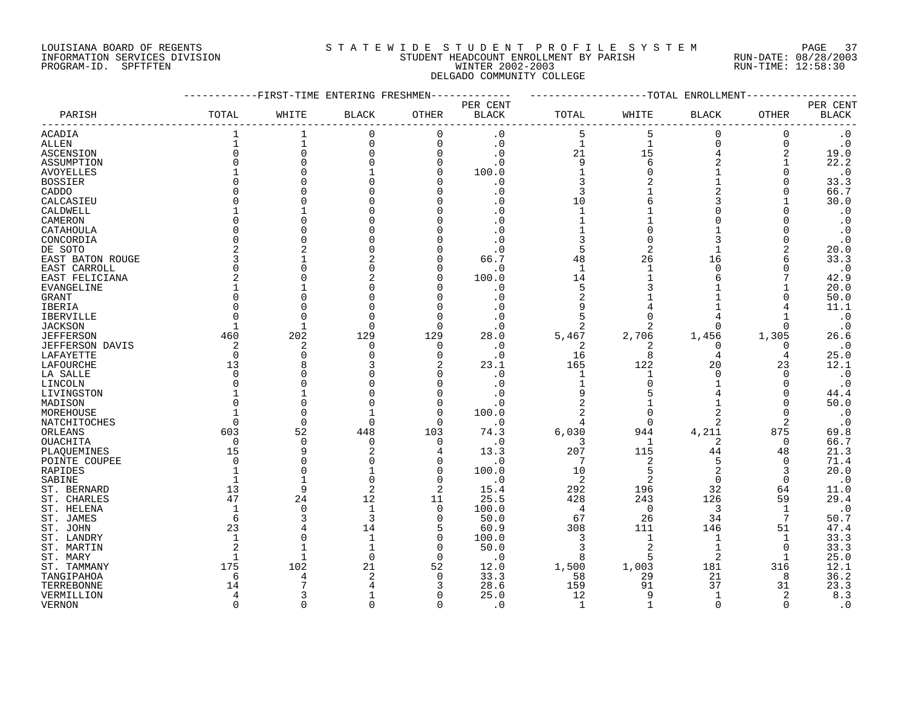LOUISIANA BOARD OF REGENTS
INFORMATION SERVICES DIVISION
PROGRAM-ID. SPFTFTEN

STATEWIDE STUDENT PROFILE SYSTEM
STUDENT HEADCOUNT ENROLLMENT BY PARISH
WINTER 2002-2003
DELGADO COMMUNITY COLLEGE

RUN-DATE: 08/28/2003
RUN-TIME: 12:58:30

| PARISH | FIRST-TIME ENTERING FRESHMEN TOTAL | WHITE | BLACK | OTHER | PER CENT BLACK | TOTAL ENROLLMENT TOTAL | WHITE | BLACK | OTHER | PER CENT BLACK |
|---|---|---|---|---|---|---|---|---|---|---|
| ACADIA | 1 | 1 | 0 | 0 | .0 | 5 | 5 | 0 | 0 | .0 |
| ALLEN | 1 | 1 | 0 | 0 | .0 | 1 | 1 | 0 | 0 | .0 |
| ASCENSION | 0 | 0 | 0 | 0 | .0 | 21 | 15 | 4 | 2 | 19.0 |
| ASSUMPTION | 0 | 0 | 0 | 0 | .0 | 9 | 6 | 2 | 1 | 22.2 |
| AVOYELLES | 1 | 0 | 1 | 0 | 100.0 | 1 | 0 | 1 | 0 | .0 |
| BOSSIER | 0 | 0 | 0 | 0 | .0 | 3 | 2 | 1 | 0 | 33.3 |
| CADDO | 0 | 0 | 0 | 0 | .0 | 3 | 1 | 2 | 0 | 66.7 |
| CALCASIEU | 0 | 0 | 0 | 0 | .0 | 10 | 6 | 3 | 1 | 30.0 |
| CALDWELL | 1 | 1 | 0 | 0 | .0 | 1 | 1 | 0 | 0 | .0 |
| CAMERON | 0 | 0 | 0 | 0 | .0 | 1 | 1 | 0 | 0 | .0 |
| CATAHOULA | 0 | 0 | 0 | 0 | .0 | 1 | 0 | 1 | 0 | .0 |
| CONCORDIA | 0 | 0 | 0 | 0 | .0 | 3 | 0 | 3 | 0 | .0 |
| DE SOTO | 2 | 2 | 0 | 0 | .0 | 5 | 2 | 1 | 2 | 20.0 |
| EAST BATON ROUGE | 3 | 1 | 2 | 0 | 66.7 | 48 | 26 | 16 | 6 | 33.3 |
| EAST CARROLL | 0 | 0 | 0 | 0 | .0 | 1 | 1 | 0 | 0 | .0 |
| EAST FELICIANA | 2 | 0 | 2 | 0 | 100.0 | 14 | 1 | 6 | 7 | 42.9 |
| EVANGELINE | 1 | 1 | 0 | 0 | .0 | 5 | 3 | 1 | 1 | 20.0 |
| GRANT | 0 | 0 | 0 | 0 | .0 | 2 | 1 | 1 | 0 | 50.0 |
| IBERIA | 0 | 0 | 0 | 0 | .0 | 9 | 4 | 1 | 4 | 11.1 |
| IBERVILLE | 0 | 0 | 0 | 0 | .0 | 5 | 0 | 4 | 1 | .0 |
| JACKSON | 1 | 1 | 0 | 0 | .0 | 2 | 2 | 0 | 0 | .0 |
| JEFFERSON | 460 | 202 | 129 | 129 | 28.0 | 5,467 | 2,706 | 1,456 | 1,305 | 26.6 |
| JEFFERSON DAVIS | 2 | 2 | 0 | 0 | .0 | 2 | 2 | 0 | 0 | .0 |
| LAFAYETTE | 0 | 0 | 0 | 0 | .0 | 16 | 8 | 4 | 4 | 25.0 |
| LAFOURCHE | 13 | 8 | 3 | 2 | 23.1 | 165 | 122 | 20 | 23 | 12.1 |
| LA SALLE | 0 | 0 | 0 | 0 | .0 | 1 | 1 | 0 | 0 | .0 |
| LINCOLN | 0 | 0 | 0 | 0 | .0 | 1 | 0 | 1 | 0 | .0 |
| LIVINGSTON | 1 | 1 | 0 | 0 | .0 | 9 | 5 | 4 | 0 | 44.4 |
| MADISON | 0 | 0 | 0 | 0 | .0 | 2 | 1 | 1 | 0 | 50.0 |
| MOREHOUSE | 1 | 0 | 1 | 0 | 100.0 | 2 | 0 | 2 | 0 | .0 |
| NATCHITOCHES | 0 | 0 | 0 | 0 | .0 | 4 | 0 | 2 | 2 | .0 |
| ORLEANS | 603 | 52 | 448 | 103 | 74.3 | 6,030 | 944 | 4,211 | 875 | 69.8 |
| OUACHITA | 0 | 0 | 0 | 0 | .0 | 3 | 1 | 2 | 0 | 66.7 |
| PLAQUEMINES | 15 | 9 | 2 | 4 | 13.3 | 207 | 115 | 44 | 48 | 21.3 |
| POINTE COUPEE | 0 | 0 | 0 | 0 | .0 | 7 | 2 | 5 | 0 | 71.4 |
| RAPIDES | 1 | 0 | 1 | 0 | 100.0 | 10 | 5 | 2 | 3 | 20.0 |
| SABINE | 1 | 1 | 0 | 0 | .0 | 2 | 2 | 0 | 0 | .0 |
| ST. BERNARD | 13 | 9 | 2 | 2 | 15.4 | 292 | 196 | 32 | 64 | 11.0 |
| ST. CHARLES | 47 | 24 | 12 | 11 | 25.5 | 428 | 243 | 126 | 59 | 29.4 |
| ST. HELENA | 1 | 0 | 1 | 0 | 100.0 | 4 | 0 | 3 | 1 | .0 |
| ST. JAMES | 6 | 3 | 3 | 0 | 50.0 | 67 | 26 | 34 | 7 | 50.7 |
| ST. JOHN | 23 | 4 | 14 | 5 | 60.9 | 308 | 111 | 146 | 51 | 47.4 |
| ST. LANDRY | 1 | 0 | 1 | 0 | 100.0 | 3 | 1 | 1 | 1 | 33.3 |
| ST. MARTIN | 2 | 1 | 1 | 0 | 50.0 | 3 | 2 | 1 | 0 | 33.3 |
| ST. MARY | 1 | 1 | 0 | 0 | .0 | 8 | 5 | 2 | 1 | 25.0 |
| ST. TAMMANY | 175 | 102 | 21 | 52 | 12.0 | 1,500 | 1,003 | 181 | 316 | 12.1 |
| TANGIPAHOA | 6 | 4 | 2 | 0 | 33.3 | 58 | 29 | 21 | 8 | 36.2 |
| TERREBONNE | 14 | 7 | 4 | 3 | 28.6 | 159 | 91 | 37 | 31 | 23.3 |
| VERMILLION | 4 | 3 | 1 | 0 | 25.0 | 12 | 9 | 1 | 2 | 8.3 |
| VERNON | 0 | 0 | 0 | 0 | .0 | 1 | 1 | 0 | 0 | .0 |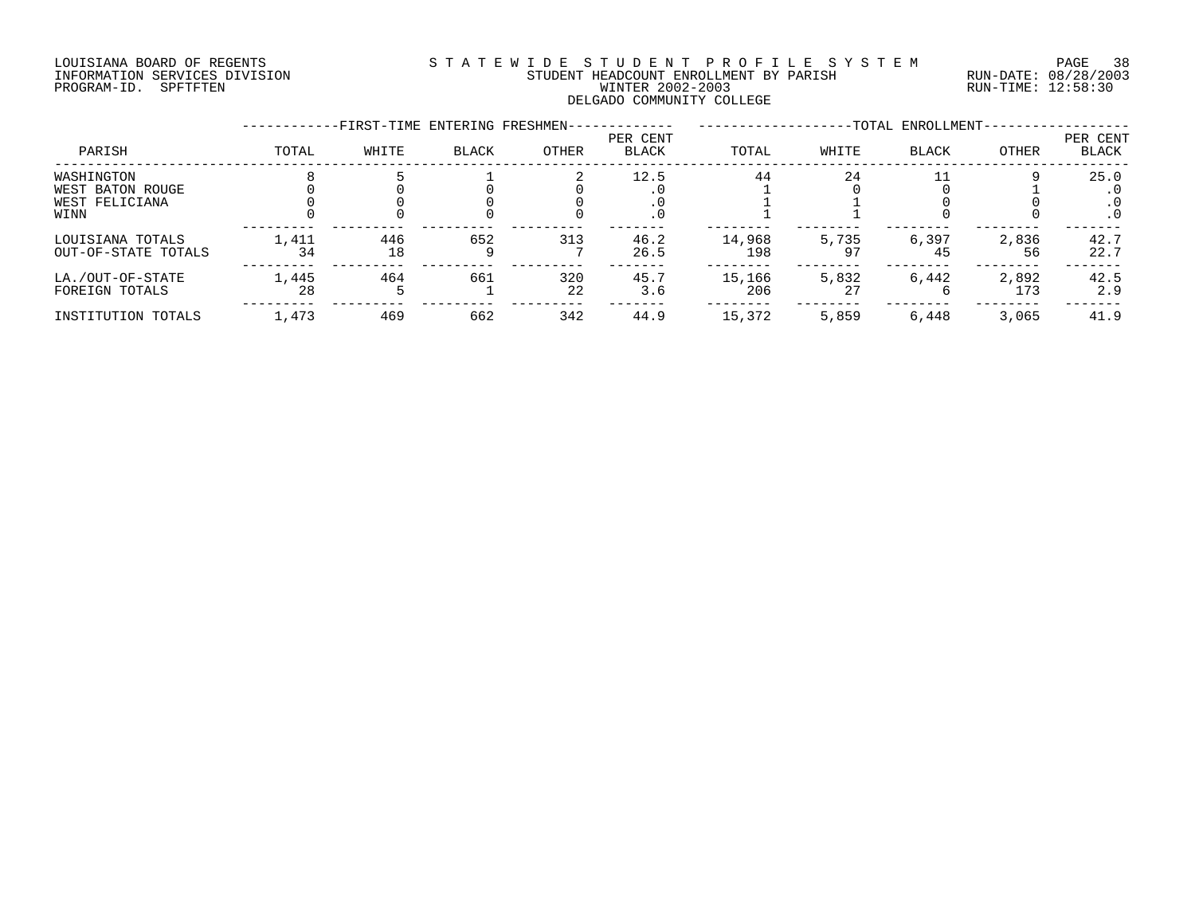LOUISIANA BOARD OF REGENTS
INFORMATION SERVICES DIVISION
PROGRAM-ID. SPFTFTEN

STATEWIDE STUDENT PROFILE SYSTEM
STUDENT HEADCOUNT ENROLLMENT BY PARISH
WINTER 2002-2003
DELGADO COMMUNITY COLLEGE

RUN-DATE: 08/28/2003
RUN-TIME: 12:58:30

| PARISH | FIRST-TIME ENTERING FRESHMEN | | | | | TOTAL ENROLLMENT | | | | |
|---|---|---|---|---|---|---|---|---|---|---|
| | TOTAL | WHITE | BLACK | OTHER | PER CENT BLACK | TOTAL | WHITE | BLACK | OTHER | PER CENT BLACK |
| WASHINGTON | 8 | 5 | 1 | 2 | 12.5 | 44 | 24 | 11 | 9 | 25.0 |
| WEST BATON ROUGE | 0 | 0 | 0 | 0 | .0 | 1 | 0 | 0 | 1 | .0 |
| WEST FELICIANA | 0 | 0 | 0 | 0 | .0 | 1 | 1 | 0 | 0 | .0 |
| WINN | 0 | 0 | 0 | 0 | .0 | 1 | 1 | 0 | 0 | .0 |
| LOUISIANA TOTALS | 1,411 | 446 | 652 | 313 | 46.2 | 14,968 | 5,735 | 6,397 | 2,836 | 42.7 |
| OUT-OF-STATE TOTALS | 34 | 18 | 9 | 7 | 26.5 | 198 | 97 | 45 | 56 | 22.7 |
| LA./OUT-OF-STATE | 1,445 | 464 | 661 | 320 | 45.7 | 15,166 | 5,832 | 6,442 | 2,892 | 42.5 |
| FOREIGN TOTALS | 28 | 5 | 1 | 22 | 3.6 | 206 | 27 | 6 | 173 | 2.9 |
| INSTITUTION TOTALS | 1,473 | 469 | 662 | 342 | 44.9 | 15,372 | 5,859 | 6,448 | 3,065 | 41.9 |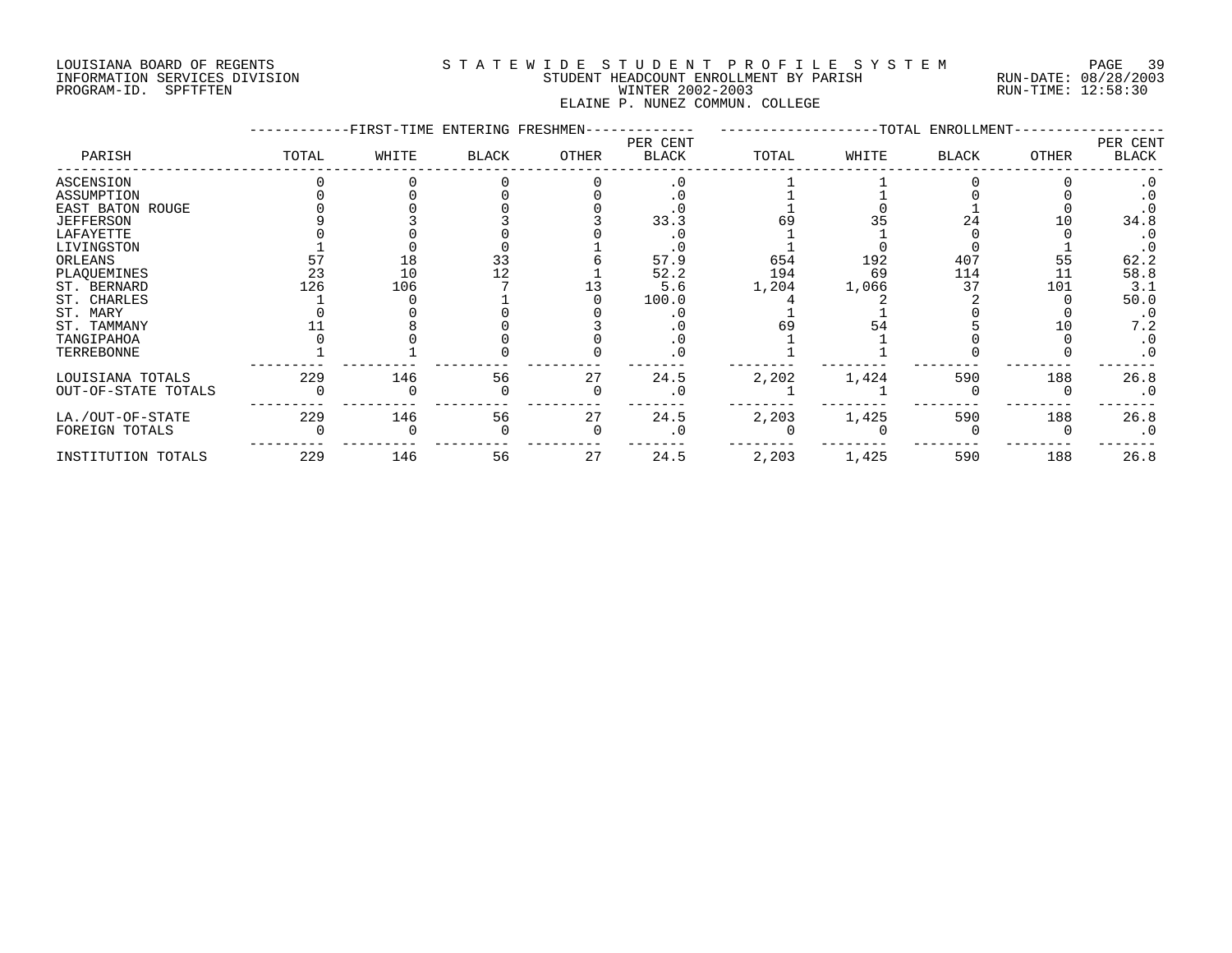LOUISIANA BOARD OF REGENTS
INFORMATION SERVICES DIVISION
PROGRAM-ID. SPFTFTEN

S T A T E W I D E S T U D E N T P R O F I L E S Y S T E M
STUDENT HEADCOUNT ENROLLMENT BY PARISH
WINTER 2002-2003
ELAINE P. NUNEZ COMMUN. COLLEGE

RUN-DATE: 08/28/2003
RUN-TIME: 12:58:30

| PARISH | FIRST-TIME ENTERING FRESHMEN TOTAL | WHITE | BLACK | OTHER | PER CENT BLACK | TOTAL ENROLLMENT TOTAL | WHITE | BLACK | OTHER | PER CENT BLACK |
|---|---|---|---|---|---|---|---|---|---|---|
| ASCENSION | 0 | 0 | 0 | 0 | .0 | 1 | 1 | 0 | 0 | .0 |
| ASSUMPTION | 0 | 0 | 0 | 0 | .0 | 1 | 1 | 0 | 0 | .0 |
| EAST BATON ROUGE | 0 | 0 | 0 | 0 | .0 | 1 | 0 | 1 | 0 | .0 |
| JEFFERSON | 9 | 3 | 3 | 3 | 33.3 | 69 | 35 | 24 | 10 | 34.8 |
| LAFAYETTE | 0 | 0 | 0 | 0 | .0 | 1 | 1 | 0 | 0 | .0 |
| LIVINGSTON | 1 | 0 | 0 | 1 | .0 | 1 | 0 | 0 | 1 | .0 |
| ORLEANS | 57 | 18 | 33 | 6 | 57.9 | 654 | 192 | 407 | 55 | 62.2 |
| PLAQUEMINES | 23 | 10 | 12 | 1 | 52.2 | 194 | 69 | 114 | 11 | 58.8 |
| ST. BERNARD | 126 | 106 | 7 | 13 | 5.6 | 1,204 | 1,066 | 37 | 101 | 3.1 |
| ST. CHARLES | 1 | 0 | 1 | 0 | 100.0 | 4 | 2 | 2 | 0 | 50.0 |
| ST. MARY | 0 | 0 | 0 | 0 | .0 | 1 | 1 | 0 | 0 | .0 |
| ST. TAMMANY | 11 | 8 | 0 | 3 | .0 | 69 | 54 | 5 | 10 | 7.2 |
| TANGIPAHOA | 0 | 0 | 0 | 0 | .0 | 1 | 1 | 0 | 0 | .0 |
| TERREBONNE | 1 | 1 | 0 | 0 | .0 | 1 | 1 | 0 | 0 | .0 |
| LOUISIANA TOTALS | 229 | 146 | 56 | 27 | 24.5 | 2,202 | 1,424 | 590 | 188 | 26.8 |
| OUT-OF-STATE TOTALS | 0 | 0 | 0 | 0 | .0 | 1 | 1 | 0 | 0 | .0 |
| LA./OUT-OF-STATE | 229 | 146 | 56 | 27 | 24.5 | 2,203 | 1,425 | 590 | 188 | 26.8 |
| FOREIGN TOTALS | 0 | 0 | 0 | 0 | .0 | 0 | 0 | 0 | 0 | .0 |
| INSTITUTION TOTALS | 229 | 146 | 56 | 27 | 24.5 | 2,203 | 1,425 | 590 | 188 | 26.8 |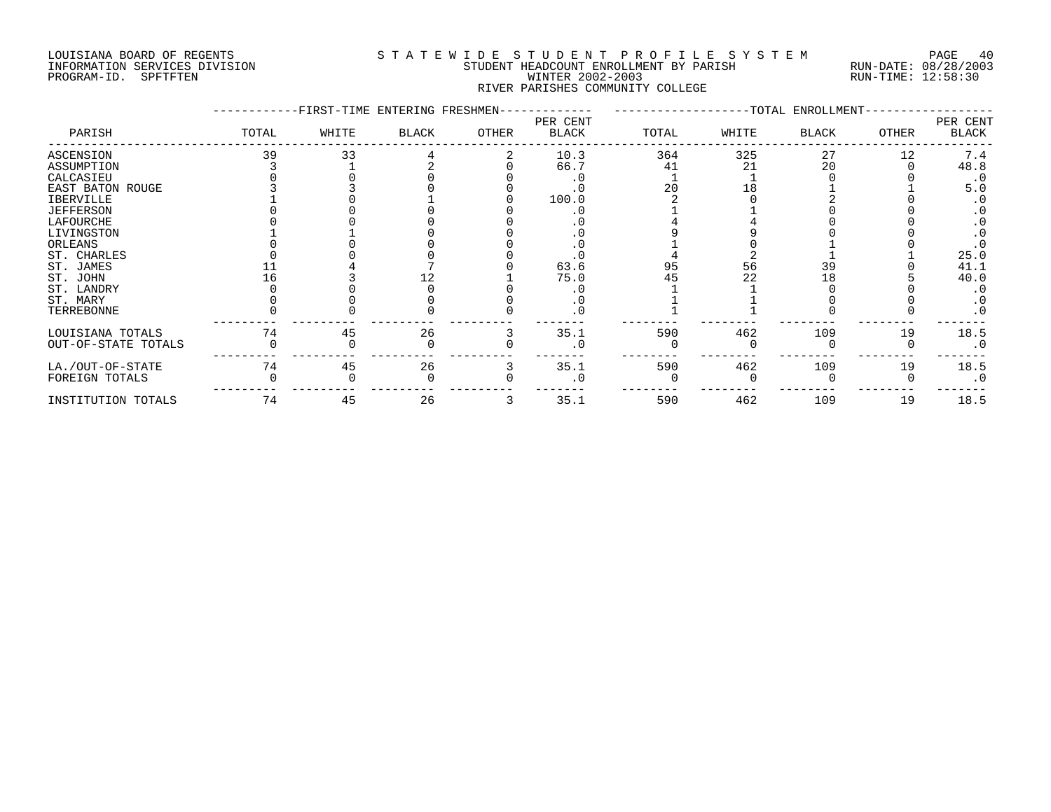LOUISIANA BOARD OF REGENTS
INFORMATION SERVICES DIVISION
PROGRAM-ID. SPFTFTEN

STATEWIDE STUDENT PROFILE SYSTEM
STUDENT HEADCOUNT ENROLLMENT BY PARISH
WINTER 2002-2003
RIVER PARISHES COMMUNITY COLLEGE

RUN-DATE: 08/28/2003
RUN-TIME: 12:58:30

| PARISH | FIRST-TIME ENTERING FRESHMEN TOTAL | WHITE | BLACK | OTHER | PER CENT BLACK | TOTAL ENROLLMENT TOTAL | WHITE | BLACK | OTHER | PER CENT BLACK |
|---|---|---|---|---|---|---|---|---|---|---|
| ASCENSION | 39 | 33 | 4 | 2 | 10.3 | 364 | 325 | 27 | 12 | 7.4 |
| ASSUMPTION | 3 | 1 | 2 | 0 | 66.7 | 41 | 21 | 20 | 0 | 48.8 |
| CALCASIEU | 0 | 0 | 0 | 0 | .0 | 1 | 1 | 0 | 0 | .0 |
| EAST BATON ROUGE | 3 | 3 | 0 | 0 | .0 | 20 | 18 | 1 | 1 | 5.0 |
| IBERVILLE | 1 | 0 | 1 | 0 | 100.0 | 2 | 0 | 2 | 0 | .0 |
| JEFFERSON | 0 | 0 | 0 | 0 | .0 | 1 | 1 | 0 | 0 | .0 |
| LAFOURCHE | 0 | 0 | 0 | 0 | .0 | 4 | 4 | 0 | 0 | .0 |
| LIVINGSTON | 1 | 1 | 0 | 0 | .0 | 9 | 9 | 0 | 0 | .0 |
| ORLEANS | 0 | 0 | 0 | 0 | .0 | 1 | 0 | 1 | 0 | .0 |
| ST. CHARLES | 0 | 0 | 0 | 0 | .0 | 4 | 2 | 1 | 1 | 25.0 |
| ST. JAMES | 11 | 4 | 7 | 0 | 63.6 | 95 | 56 | 39 | 0 | 41.1 |
| ST. JOHN | 16 | 3 | 12 | 1 | 75.0 | 45 | 22 | 18 | 5 | 40.0 |
| ST. LANDRY | 0 | 0 | 0 | 0 | .0 | 1 | 1 | 0 | 0 | .0 |
| ST. MARY | 0 | 0 | 0 | 0 | .0 | 1 | 1 | 0 | 0 | .0 |
| TERREBONNE | 0 | 0 | 0 | 0 | .0 | 1 | 1 | 0 | 0 | .0 |
| LOUISIANA TOTALS | 74 | 45 | 26 | 3 | 35.1 | 590 | 462 | 109 | 19 | 18.5 |
| OUT-OF-STATE TOTALS | 0 | 0 | 0 | 0 | .0 | 0 | 0 | 0 | 0 | .0 |
| LA./OUT-OF-STATE | 74 | 45 | 26 | 3 | 35.1 | 590 | 462 | 109 | 19 | 18.5 |
| FOREIGN TOTALS | 0 | 0 | 0 | 0 | .0 | 0 | 0 | 0 | 0 | .0 |
| INSTITUTION TOTALS | 74 | 45 | 26 | 3 | 35.1 | 590 | 462 | 109 | 19 | 18.5 |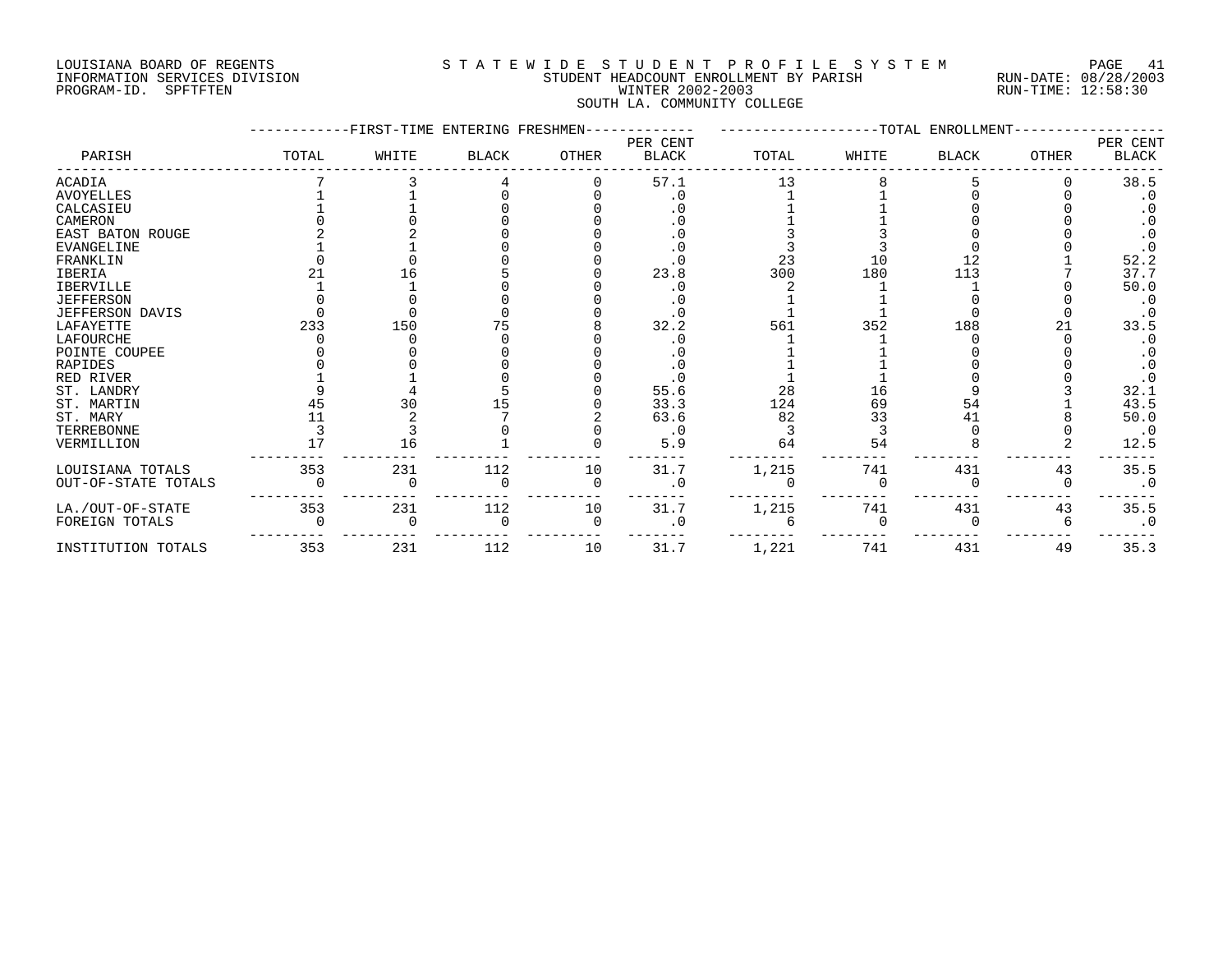LOUISIANA BOARD OF REGENTS
INFORMATION SERVICES DIVISION
PROGRAM-ID. SPFTFTEN

STATEWIDE STUDENT PROFILE SYSTEM
STUDENT HEADCOUNT ENROLLMENT BY PARISH
WINTER 2002-2003
SOUTH LA. COMMUNITY COLLEGE

RUN-DATE: 08/28/2003
RUN-TIME: 12:58:30

| PARISH | FIRST-TIME ENTERING FRESHMEN | | | | | TOTAL ENROLLMENT | | | | |
|---|---|---|---|---|---|---|---|---|---|---|
| | TOTAL | WHITE | BLACK | OTHER | PER CENT BLACK | TOTAL | WHITE | BLACK | OTHER | PER CENT BLACK |
| ACADIA | 7 | 3 | 4 | 0 | 57.1 | 13 | 8 | 5 | 0 | 38.5 |
| AVOYELLES | 1 | 1 | 0 | 0 | .0 | 1 | 1 | 0 | 0 | .0 |
| CALCASIEU | 1 | 1 | 0 | 0 | .0 | 1 | 1 | 0 | 0 | .0 |
| CAMERON | 0 | 0 | 0 | 0 | .0 | 1 | 1 | 0 | 0 | .0 |
| EAST BATON ROUGE | 2 | 2 | 0 | 0 | .0 | 3 | 3 | 0 | 0 | .0 |
| EVANGELINE | 1 | 1 | 0 | 0 | .0 | 3 | 3 | 0 | 0 | .0 |
| FRANKLIN | 0 | 0 | 0 | 0 | .0 | 23 | 10 | 12 | 1 | 52.2 |
| IBERIA | 21 | 16 | 5 | 0 | 23.8 | 300 | 180 | 113 | 7 | 37.7 |
| IBERVILLE | 1 | 1 | 0 | 0 | .0 | 2 | 1 | 1 | 0 | 50.0 |
| JEFFERSON | 0 | 0 | 0 | 0 | .0 | 1 | 1 | 0 | 0 | .0 |
| JEFFERSON DAVIS | 0 | 0 | 0 | 0 | .0 | 1 | 1 | 0 | 0 | .0 |
| LAFAYETTE | 233 | 150 | 75 | 8 | 32.2 | 561 | 352 | 188 | 21 | 33.5 |
| LAFOURCHE | 0 | 0 | 0 | 0 | .0 | 1 | 1 | 0 | 0 | .0 |
| POINTE COUPEE | 0 | 0 | 0 | 0 | .0 | 1 | 1 | 0 | 0 | .0 |
| RAPIDES | 0 | 0 | 0 | 0 | .0 | 1 | 1 | 0 | 0 | .0 |
| RED RIVER | 1 | 1 | 0 | 0 | .0 | 1 | 1 | 0 | 0 | .0 |
| ST. LANDRY | 9 | 4 | 5 | 0 | 55.6 | 28 | 16 | 9 | 3 | 32.1 |
| ST. MARTIN | 45 | 30 | 15 | 0 | 33.3 | 124 | 69 | 54 | 1 | 43.5 |
| ST. MARY | 11 | 2 | 7 | 2 | 63.6 | 82 | 33 | 41 | 8 | 50.0 |
| TERREBONNE | 3 | 3 | 0 | 0 | .0 | 3 | 3 | 0 | 0 | .0 |
| VERMILLION | 17 | 16 | 1 | 0 | 5.9 | 64 | 54 | 8 | 2 | 12.5 |
| LOUISIANA TOTALS | 353 | 231 | 112 | 10 | 31.7 | 1,215 | 741 | 431 | 43 | 35.5 |
| OUT-OF-STATE TOTALS | 0 | 0 | 0 | 0 | .0 | 0 | 0 | 0 | 0 | .0 |
| LA./OUT-OF-STATE | 353 | 231 | 112 | 10 | 31.7 | 1,215 | 741 | 431 | 43 | 35.5 |
| FOREIGN TOTALS | 0 | 0 | 0 | 0 | .0 | 6 | 0 | 0 | 6 | .0 |
| INSTITUTION TOTALS | 353 | 231 | 112 | 10 | 31.7 | 1,221 | 741 | 431 | 49 | 35.3 |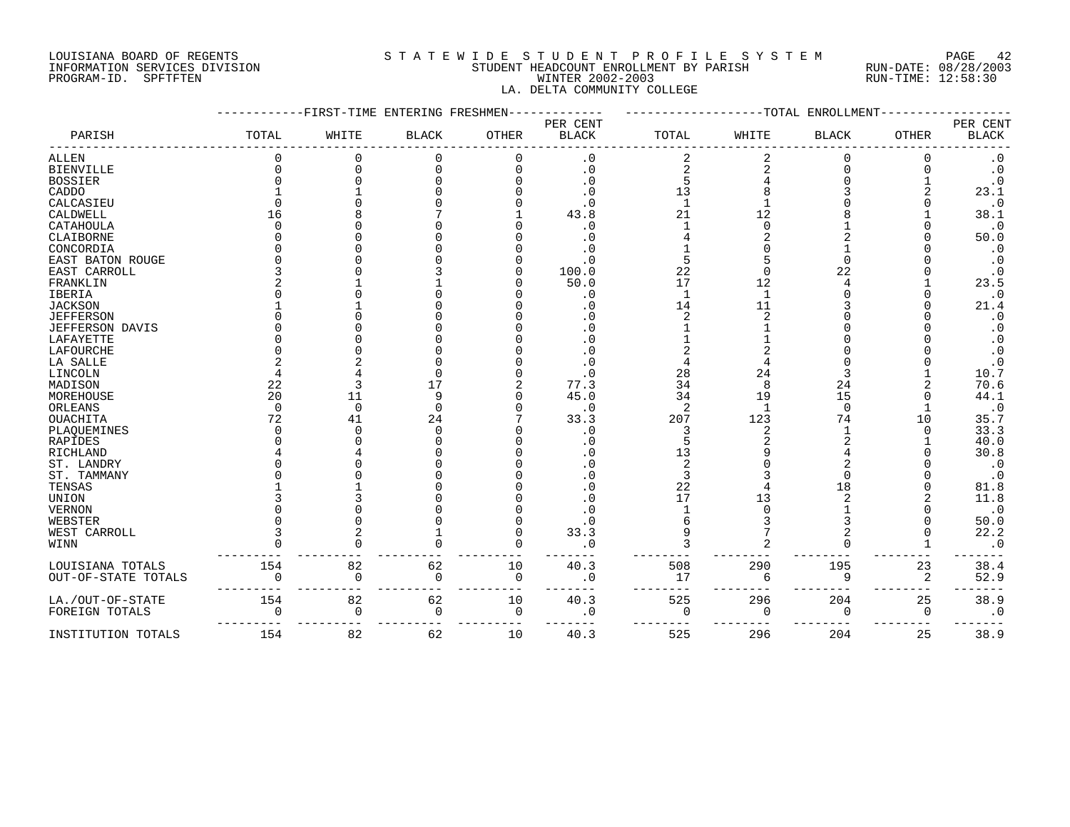LOUISIANA BOARD OF REGENTS
INFORMATION SERVICES DIVISION
PROGRAM-ID. SPFTFTEN

STATEWIDE STUDENT PROFILE SYSTEM
STUDENT HEADCOUNT ENROLLMENT BY PARISH
WINTER 2002-2003
LA. DELTA COMMUNITY COLLEGE

RUN-DATE: 08/28/2003
RUN-TIME: 12:58:30

| PARISH | FIRST-TIME ENTERING FRESHMEN TOTAL | WHITE | BLACK | OTHER | PER CENT BLACK | TOTAL ENROLLMENT TOTAL | WHITE | BLACK | OTHER | PER CENT BLACK |
|---|---|---|---|---|---|---|---|---|---|---|
| ALLEN | 0 | 0 | 0 | 0 | .0 | 2 | 2 | 0 | 0 | .0 |
| BIENVILLE | 0 | 0 | 0 | 0 | .0 | 2 | 2 | 0 | 0 | .0 |
| BOSSIER | 0 | 0 | 0 | 0 | .0 | 5 | 4 | 0 | 1 | .0 |
| CADDO | 1 | 1 | 0 | 0 | .0 | 13 | 8 | 3 | 2 | 23.1 |
| CALCASIEU | 0 | 0 | 0 | 0 | .0 | 1 | 1 | 0 | 0 | .0 |
| CALDWELL | 16 | 8 | 7 | 1 | 43.8 | 21 | 12 | 8 | 1 | 38.1 |
| CATAHOULA | 0 | 0 | 0 | 0 | .0 | 1 | 0 | 1 | 0 | .0 |
| CLAIBORNE | 0 | 0 | 0 | 0 | .0 | 4 | 2 | 2 | 0 | 50.0 |
| CONCORDIA | 0 | 0 | 0 | 0 | .0 | 1 | 0 | 1 | 0 | .0 |
| EAST BATON ROUGE | 0 | 0 | 0 | 0 | .0 | 5 | 5 | 0 | 0 | .0 |
| EAST CARROLL | 3 | 0 | 3 | 0 | 100.0 | 22 | 0 | 22 | 0 | .0 |
| FRANKLIN | 2 | 1 | 1 | 0 | 50.0 | 17 | 12 | 4 | 1 | 23.5 |
| IBERIA | 0 | 0 | 0 | 0 | .0 | 1 | 1 | 0 | 0 | .0 |
| JACKSON | 1 | 1 | 0 | 0 | .0 | 14 | 11 | 3 | 0 | 21.4 |
| JEFFERSON | 0 | 0 | 0 | 0 | .0 | 2 | 2 | 0 | 0 | .0 |
| JEFFERSON DAVIS | 0 | 0 | 0 | 0 | .0 | 1 | 1 | 0 | 0 | .0 |
| LAFAYETTE | 0 | 0 | 0 | 0 | .0 | 1 | 1 | 0 | 0 | .0 |
| LAFOURCHE | 0 | 0 | 0 | 0 | .0 | 2 | 2 | 0 | 0 | .0 |
| LA SALLE | 2 | 2 | 0 | 0 | .0 | 4 | 4 | 0 | 0 | .0 |
| LINCOLN | 4 | 4 | 0 | 0 | .0 | 28 | 24 | 3 | 1 | 10.7 |
| MADISON | 22 | 3 | 17 | 2 | 77.3 | 34 | 8 | 24 | 2 | 70.6 |
| MOREHOUSE | 20 | 11 | 9 | 0 | 45.0 | 34 | 19 | 15 | 0 | 44.1 |
| ORLEANS | 0 | 0 | 0 | 0 | .0 | 2 | 1 | 0 | 1 | .0 |
| OUACHITA | 72 | 41 | 24 | 7 | 33.3 | 207 | 123 | 74 | 10 | 35.7 |
| PLAQUEMINES | 0 | 0 | 0 | 0 | .0 | 3 | 2 | 1 | 0 | 33.3 |
| RAPIDES | 0 | 0 | 0 | 0 | .0 | 5 | 2 | 2 | 1 | 40.0 |
| RICHLAND | 4 | 4 | 0 | 0 | .0 | 13 | 9 | 4 | 0 | 30.8 |
| ST. LANDRY | 0 | 0 | 0 | 0 | .0 | 2 | 0 | 2 | 0 | .0 |
| ST. TAMMANY | 0 | 0 | 0 | 0 | .0 | 3 | 3 | 0 | 0 | .0 |
| TENSAS | 1 | 1 | 0 | 0 | .0 | 22 | 4 | 18 | 0 | 81.8 |
| UNION | 3 | 3 | 0 | 0 | .0 | 17 | 13 | 2 | 2 | 11.8 |
| VERNON | 0 | 0 | 0 | 0 | .0 | 1 | 0 | 1 | 0 | .0 |
| WEBSTER | 0 | 0 | 0 | 0 | .0 | 6 | 3 | 3 | 0 | 50.0 |
| WEST CARROLL | 3 | 2 | 1 | 0 | 33.3 | 9 | 7 | 2 | 0 | 22.2 |
| WINN | 0 | 0 | 0 | 0 | .0 | 3 | 2 | 0 | 1 | .0 |
| LOUISIANA TOTALS | 154 | 82 | 62 | 10 | 40.3 | 508 | 290 | 195 | 23 | 38.4 |
| OUT-OF-STATE TOTALS | 0 | 0 | 0 | 0 | .0 | 17 | 6 | 9 | 2 | 52.9 |
| LA./OUT-OF-STATE | 154 | 82 | 62 | 10 | 40.3 | 525 | 296 | 204 | 25 | 38.9 |
| FOREIGN TOTALS | 0 | 0 | 0 | 0 | .0 | 0 | 0 | 0 | 0 | .0 |
| INSTITUTION TOTALS | 154 | 82 | 62 | 10 | 40.3 | 525 | 296 | 204 | 25 | 38.9 |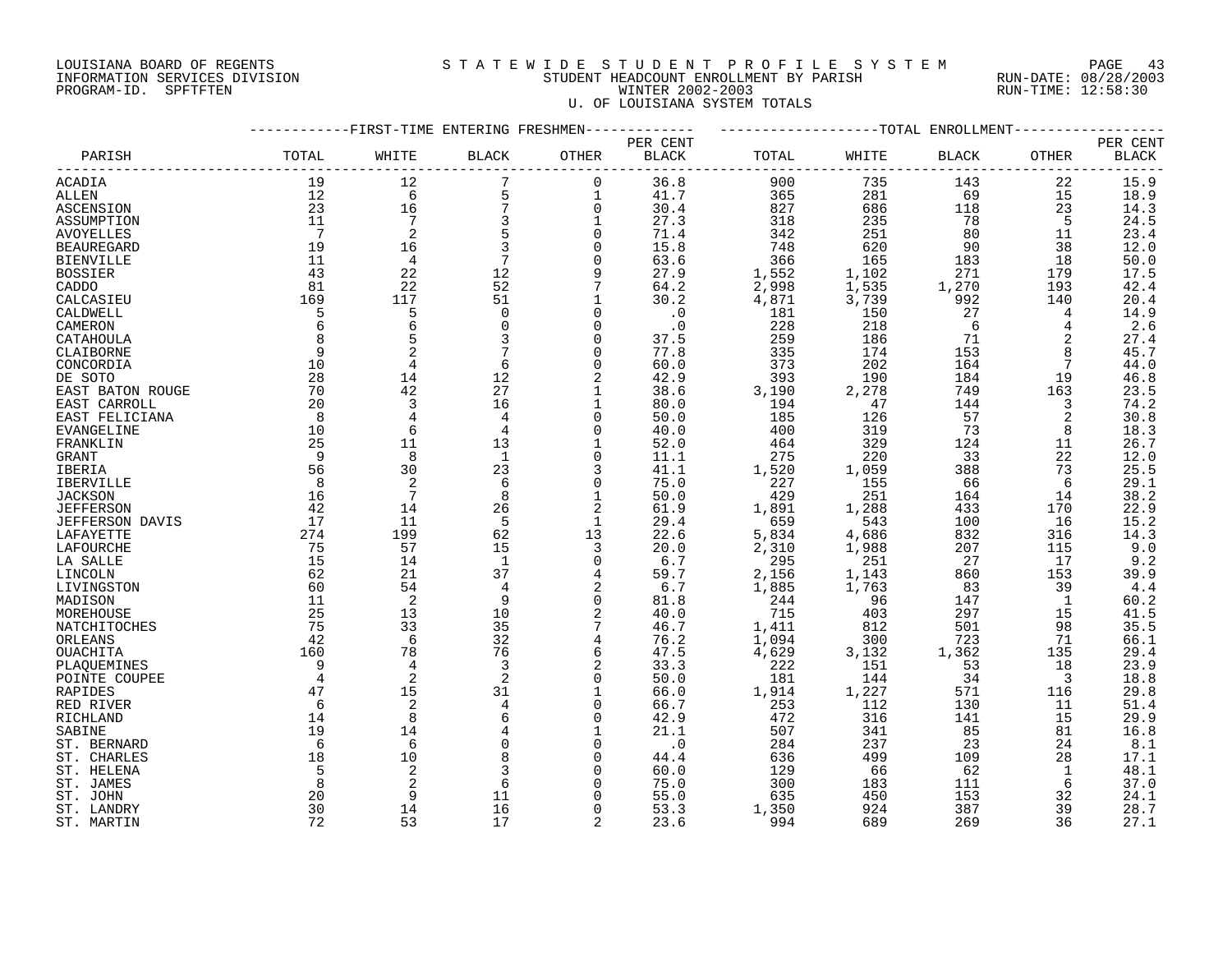LOUISIANA BOARD OF REGENTS
INFORMATION SERVICES DIVISION
PROGRAM-ID. SPFTFTEN

# STATEWIDE STUDENT PROFILE SYSTEM
## STUDENT HEADCOUNT ENROLLMENT BY PARISH
## WINTER 2002-2003
## U. OF LOUISIANA SYSTEM TOTALS

RUN-DATE: 08/28/2003
RUN-TIME: 12:58:30

| | FIRST-TIME ENTERING FRESHMEN | | | | | TOTAL ENROLLMENT | | | | |
|---|---|---|---|---|---|---|---|---|---|---|
| PARISH | TOTAL | WHITE | BLACK | OTHER | PER CENT BLACK | TOTAL | WHITE | BLACK | OTHER | PER CENT BLACK |
| ACADIA | 19 | 12 | 7 | 0 | 36.8 | 900 | 735 | 143 | 22 | 15.9 |
| ALLEN | 12 | 6 | 5 | 1 | 41.7 | 365 | 281 | 69 | 15 | 18.9 |
| ASCENSION | 23 | 16 | 7 | 0 | 30.4 | 827 | 686 | 118 | 23 | 14.3 |
| ASSUMPTION | 11 | 7 | 3 | 1 | 27.3 | 318 | 235 | 78 | 5 | 24.5 |
| AVOYELLES | 7 | 2 | 5 | 0 | 71.4 | 342 | 251 | 80 | 11 | 23.4 |
| BEAUREGARD | 19 | 16 | 3 | 0 | 15.8 | 748 | 620 | 90 | 38 | 12.0 |
| BIENVILLE | 11 | 4 | 7 | 0 | 63.6 | 366 | 165 | 183 | 18 | 50.0 |
| BOSSIER | 43 | 22 | 12 | 9 | 27.9 | 1,552 | 1,102 | 271 | 179 | 17.5 |
| CADDO | 81 | 22 | 52 | 7 | 64.2 | 2,998 | 1,535 | 1,270 | 193 | 42.4 |
| CALCASIEU | 169 | 117 | 51 | 1 | 30.2 | 4,871 | 3,739 | 992 | 140 | 20.4 |
| CALDWELL | 5 | 5 | 0 | 0 | .0 | 181 | 150 | 27 | 4 | 14.9 |
| CAMERON | 6 | 6 | 0 | 0 | .0 | 228 | 218 | 6 | 4 | 2.6 |
| CATAHOULA | 8 | 5 | 3 | 0 | 37.5 | 259 | 186 | 71 | 2 | 27.4 |
| CLAIBORNE | 9 | 2 | 7 | 0 | 77.8 | 335 | 174 | 153 | 8 | 45.7 |
| CONCORDIA | 10 | 4 | 6 | 0 | 60.0 | 373 | 202 | 164 | 7 | 44.0 |
| DE SOTO | 28 | 14 | 12 | 2 | 42.9 | 393 | 190 | 184 | 19 | 46.8 |
| EAST BATON ROUGE | 70 | 42 | 27 | 1 | 38.6 | 3,190 | 2,278 | 749 | 163 | 23.5 |
| EAST CARROLL | 20 | 3 | 16 | 1 | 80.0 | 194 | 47 | 144 | 3 | 74.2 |
| EAST FELICIANA | 8 | 4 | 4 | 0 | 50.0 | 185 | 126 | 57 | 2 | 30.8 |
| EVANGELINE | 10 | 6 | 4 | 0 | 40.0 | 400 | 319 | 73 | 8 | 18.3 |
| FRANKLIN | 25 | 11 | 13 | 1 | 52.0 | 464 | 329 | 124 | 11 | 26.7 |
| GRANT | 9 | 8 | 1 | 0 | 11.1 | 275 | 220 | 33 | 22 | 12.0 |
| IBERIA | 56 | 30 | 23 | 3 | 41.1 | 1,520 | 1,059 | 388 | 73 | 25.5 |
| IBERVILLE | 8 | 2 | 6 | 0 | 75.0 | 227 | 155 | 66 | 6 | 29.1 |
| JACKSON | 16 | 7 | 8 | 1 | 50.0 | 429 | 251 | 164 | 14 | 38.2 |
| JEFFERSON | 42 | 14 | 26 | 2 | 61.9 | 1,891 | 1,288 | 433 | 170 | 22.9 |
| JEFFERSON DAVIS | 17 | 11 | 5 | 1 | 29.4 | 659 | 543 | 100 | 16 | 15.2 |
| LAFAYETTE | 274 | 199 | 62 | 13 | 22.6 | 5,834 | 4,686 | 832 | 316 | 14.3 |
| LAFOURCHE | 75 | 57 | 15 | 3 | 20.0 | 2,310 | 1,988 | 207 | 115 | 9.0 |
| LA SALLE | 15 | 14 | 1 | 0 | 6.7 | 295 | 251 | 27 | 17 | 9.2 |
| LINCOLN | 62 | 21 | 37 | 4 | 59.7 | 2,156 | 1,143 | 860 | 153 | 39.9 |
| LIVINGSTON | 60 | 54 | 4 | 2 | 6.7 | 1,885 | 1,763 | 83 | 39 | 4.4 |
| MADISON | 11 | 2 | 9 | 0 | 81.8 | 244 | 96 | 147 | 1 | 60.2 |
| MOREHOUSE | 25 | 13 | 10 | 2 | 40.0 | 715 | 403 | 297 | 15 | 41.5 |
| NATCHITOCHES | 75 | 33 | 35 | 7 | 46.7 | 1,411 | 812 | 501 | 98 | 35.5 |
| ORLEANS | 42 | 6 | 32 | 4 | 76.2 | 1,094 | 300 | 723 | 71 | 66.1 |
| OUACHITA | 160 | 78 | 76 | 6 | 47.5 | 4,629 | 3,132 | 1,362 | 135 | 29.4 |
| PLAQUEMINES | 9 | 4 | 3 | 2 | 33.3 | 222 | 151 | 53 | 18 | 23.9 |
| POINTE COUPEE | 4 | 2 | 2 | 0 | 50.0 | 181 | 144 | 34 | 3 | 18.8 |
| RAPIDES | 47 | 15 | 31 | 1 | 66.0 | 1,914 | 1,227 | 571 | 116 | 29.8 |
| RED RIVER | 6 | 2 | 4 | 0 | 66.7 | 253 | 112 | 130 | 11 | 51.4 |
| RICHLAND | 14 | 8 | 6 | 0 | 42.9 | 472 | 316 | 141 | 15 | 29.9 |
| SABINE | 19 | 14 | 4 | 1 | 21.1 | 507 | 341 | 85 | 81 | 16.8 |
| ST. BERNARD | 6 | 6 | 0 | 0 | .0 | 284 | 237 | 23 | 24 | 8.1 |
| ST. CHARLES | 18 | 10 | 8 | 0 | 44.4 | 636 | 499 | 109 | 28 | 17.1 |
| ST. HELENA | 5 | 2 | 3 | 0 | 60.0 | 129 | 66 | 62 | 1 | 48.1 |
| ST. JAMES | 8 | 2 | 6 | 0 | 75.0 | 300 | 183 | 111 | 6 | 37.0 |
| ST. JOHN | 20 | 9 | 11 | 0 | 55.0 | 635 | 450 | 153 | 32 | 24.1 |
| ST. LANDRY | 30 | 14 | 16 | 0 | 53.3 | 1,350 | 924 | 387 | 39 | 28.7 |
| ST. MARTIN | 72 | 53 | 17 | 2 | 23.6 | 994 | 689 | 269 | 36 | 27.1 |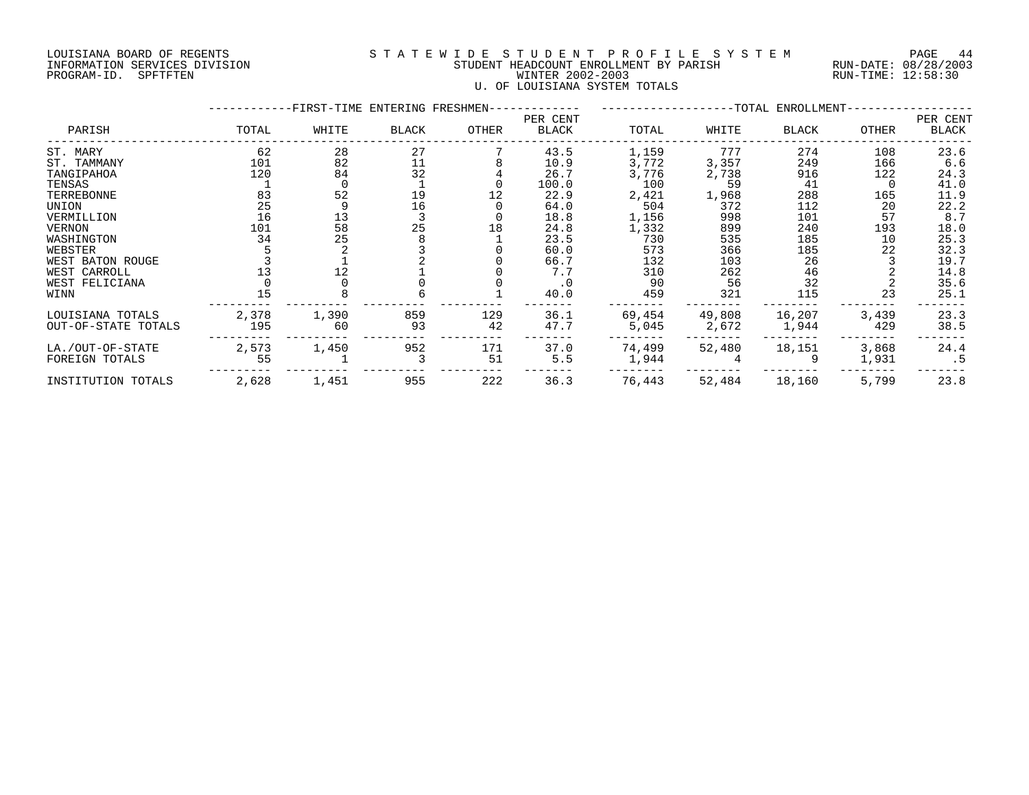LOUISIANA BOARD OF REGENTS
INFORMATION SERVICES DIVISION
PROGRAM-ID. SPFTFTEN

STATEWIDE STUDENT PROFILE SYSTEM
STUDENT HEADCOUNT ENROLLMENT BY PARISH
WINTER 2002-2003
U. OF LOUISIANA SYSTEM TOTALS

RUN-DATE: 08/28/2003
RUN-TIME: 12:58:30

| PARISH | FIRST-TIME ENTERING FRESHMEN TOTAL | WHITE | BLACK | OTHER | PER CENT BLACK | TOTAL ENROLLMENT TOTAL | WHITE | BLACK | OTHER | PER CENT BLACK |
|---|---|---|---|---|---|---|---|---|---|---|
| ST. MARY | 62 | 28 | 27 | 7 | 43.5 | 1,159 | 777 | 274 | 108 | 23.6 |
| ST. TAMMANY | 101 | 82 | 11 | 8 | 10.9 | 3,772 | 3,357 | 249 | 166 | 6.6 |
| TANGIPAHOA | 120 | 84 | 32 | 4 | 26.7 | 3,776 | 2,738 | 916 | 122 | 24.3 |
| TENSAS | 1 | 0 | 1 | 0 | 100.0 | 100 | 59 | 41 | 0 | 41.0 |
| TERREBONNE | 83 | 52 | 19 | 12 | 22.9 | 2,421 | 1,968 | 288 | 165 | 11.9 |
| UNION | 25 | 9 | 16 | 0 | 64.0 | 504 | 372 | 112 | 20 | 22.2 |
| VERMILLION | 16 | 13 | 3 | 0 | 18.8 | 1,156 | 998 | 101 | 57 | 8.7 |
| VERNON | 101 | 58 | 25 | 18 | 24.8 | 1,332 | 899 | 240 | 193 | 18.0 |
| WASHINGTON | 34 | 25 | 8 | 1 | 23.5 | 730 | 535 | 185 | 10 | 25.3 |
| WEBSTER | 5 | 2 | 3 | 0 | 60.0 | 573 | 366 | 185 | 22 | 32.3 |
| WEST BATON ROUGE | 3 | 1 | 2 | 0 | 66.7 | 132 | 103 | 26 | 3 | 19.7 |
| WEST CARROLL | 13 | 12 | 1 | 0 | 7.7 | 310 | 262 | 46 | 2 | 14.8 |
| WEST FELICIANA | 0 | 0 | 0 | 0 | .0 | 90 | 56 | 32 | 2 | 35.6 |
| WINN | 15 | 8 | 6 | 1 | 40.0 | 459 | 321 | 115 | 23 | 25.1 |
| LOUISIANA TOTALS | 2,378 | 1,390 | 859 | 129 | 36.1 | 69,454 | 49,808 | 16,207 | 3,439 | 23.3 |
| OUT-OF-STATE TOTALS | 195 | 60 | 93 | 42 | 47.7 | 5,045 | 2,672 | 1,944 | 429 | 38.5 |
| LA./OUT-OF-STATE | 2,573 | 1,450 | 952 | 171 | 37.0 | 74,499 | 52,480 | 18,151 | 3,868 | 24.4 |
| FOREIGN TOTALS | 55 | 1 | 3 | 51 | 5.5 | 1,944 | 4 | 9 | 1,931 | .5 |
| INSTITUTION TOTALS | 2,628 | 1,451 | 955 | 222 | 36.3 | 76,443 | 52,484 | 18,160 | 5,799 | 23.8 |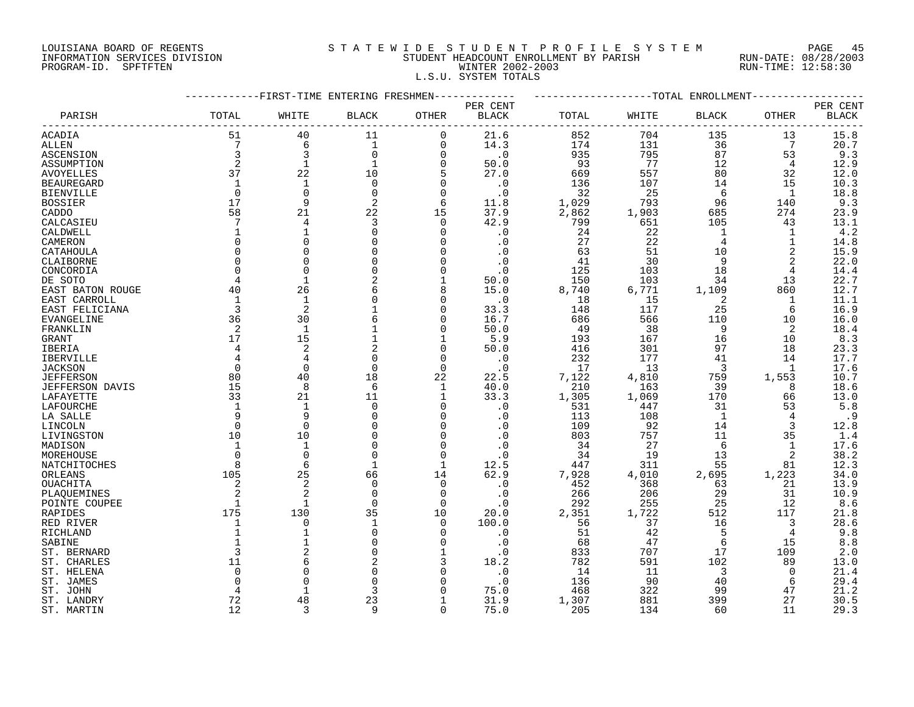LOUISIANA BOARD OF REGENTS
INFORMATION SERVICES DIVISION
PROGRAM-ID. SPFTFTEN

# STATEWIDE STUDENT PROFILE SYSTEM
## STUDENT HEADCOUNT ENROLLMENT BY PARISH
### WINTER 2002-2003
### L.S.U. SYSTEM TOTALS

RUN-DATE: 08/28/2003
RUN-TIME: 12:58:30

| PARISH | FIRST-TIME ENTERING FRESHMEN TOTAL | WHITE | BLACK | OTHER | PER CENT BLACK | TOTAL ENROLLMENT TOTAL | WHITE | BLACK | OTHER | PER CENT BLACK |
|---|---|---|---|---|---|---|---|---|---|---|
| ACADIA | 51 | 40 | 11 | 0 | 21.6 | 852 | 704 | 135 | 13 | 15.8 |
| ALLEN | 7 | 6 | 1 | 0 | 14.3 | 174 | 131 | 36 | 7 | 20.7 |
| ASCENSION | 3 | 3 | 0 | 0 | .0 | 935 | 795 | 87 | 53 | 9.3 |
| ASSUMPTION | 2 | 1 | 1 | 0 | 50.0 | 93 | 77 | 12 | 4 | 12.9 |
| AVOYELLES | 37 | 22 | 10 | 5 | 27.0 | 669 | 557 | 80 | 32 | 12.0 |
| BEAUREGARD | 1 | 1 | 0 | 0 | .0 | 136 | 107 | 14 | 15 | 10.3 |
| BIENVILLE | 0 | 0 | 0 | 0 | .0 | 32 | 25 | 6 | 1 | 18.8 |
| BOSSIER | 17 | 9 | 2 | 6 | 11.8 | 1,029 | 793 | 96 | 140 | 9.3 |
| CADDO | 58 | 21 | 22 | 15 | 37.9 | 2,862 | 1,903 | 685 | 274 | 23.9 |
| CALCASIEU | 7 | 4 | 3 | 0 | 42.9 | 799 | 651 | 105 | 43 | 13.1 |
| CALDWELL | 1 | 1 | 0 | 0 | .0 | 24 | 22 | 1 | 1 | 4.2 |
| CAMERON | 0 | 0 | 0 | 0 | .0 | 27 | 22 | 4 | 1 | 14.8 |
| CATAHOULA | 0 | 0 | 0 | 0 | .0 | 63 | 51 | 10 | 2 | 15.9 |
| CLAIBORNE | 0 | 0 | 0 | 0 | .0 | 41 | 30 | 9 | 2 | 22.0 |
| CONCORDIA | 0 | 0 | 0 | 0 | .0 | 125 | 103 | 18 | 4 | 14.4 |
| DE SOTO | 4 | 1 | 2 | 1 | 50.0 | 150 | 103 | 34 | 13 | 22.7 |
| EAST BATON ROUGE | 40 | 26 | 6 | 8 | 15.0 | 8,740 | 6,771 | 1,109 | 860 | 12.7 |
| EAST CARROLL | 1 | 1 | 0 | 0 | .0 | 18 | 15 | 2 | 1 | 11.1 |
| EAST FELICIANA | 3 | 2 | 1 | 0 | 33.3 | 148 | 117 | 25 | 6 | 16.9 |
| EVANGELINE | 36 | 30 | 6 | 0 | 16.7 | 686 | 566 | 110 | 10 | 16.0 |
| FRANKLIN | 2 | 1 | 1 | 0 | 50.0 | 49 | 38 | 9 | 2 | 18.4 |
| GRANT | 17 | 15 | 1 | 1 | 5.9 | 193 | 167 | 16 | 10 | 8.3 |
| IBERIA | 4 | 2 | 2 | 0 | 50.0 | 416 | 301 | 97 | 18 | 23.3 |
| IBERVILLE | 4 | 4 | 0 | 0 | .0 | 232 | 177 | 41 | 14 | 17.7 |
| JACKSON | 0 | 0 | 0 | 0 | .0 | 17 | 13 | 3 | 1 | 17.6 |
| JEFFERSON | 80 | 40 | 18 | 22 | 22.5 | 7,122 | 4,810 | 759 | 1,553 | 10.7 |
| JEFFERSON DAVIS | 15 | 8 | 6 | 1 | 40.0 | 210 | 163 | 39 | 8 | 18.6 |
| LAFAYETTE | 33 | 21 | 11 | 1 | 33.3 | 1,305 | 1,069 | 170 | 66 | 13.0 |
| LAFOURCHE | 1 | 1 | 0 | 0 | .0 | 531 | 447 | 31 | 53 | 5.8 |
| LA SALLE | 9 | 9 | 0 | 0 | .0 | 113 | 108 | 1 | 4 | .9 |
| LINCOLN | 0 | 0 | 0 | 0 | .0 | 109 | 92 | 14 | 3 | 12.8 |
| LIVINGSTON | 10 | 10 | 0 | 0 | .0 | 803 | 757 | 11 | 35 | 1.4 |
| MADISON | 1 | 1 | 0 | 0 | .0 | 34 | 27 | 6 | 1 | 17.6 |
| MOREHOUSE | 0 | 0 | 0 | 0 | .0 | 34 | 19 | 13 | 2 | 38.2 |
| NATCHITOCHES | 8 | 6 | 1 | 1 | 12.5 | 447 | 311 | 55 | 81 | 12.3 |
| ORLEANS | 105 | 25 | 66 | 14 | 62.9 | 7,928 | 4,010 | 2,695 | 1,223 | 34.0 |
| OUACHITA | 2 | 2 | 0 | 0 | .0 | 452 | 368 | 63 | 21 | 13.9 |
| PLAQUEMINES | 2 | 2 | 0 | 0 | .0 | 266 | 206 | 29 | 31 | 10.9 |
| POINTE COUPEE | 1 | 1 | 0 | 0 | .0 | 292 | 255 | 25 | 12 | 8.6 |
| RAPIDES | 175 | 130 | 35 | 10 | 20.0 | 2,351 | 1,722 | 512 | 117 | 21.8 |
| RED RIVER | 1 | 0 | 1 | 0 | 100.0 | 56 | 37 | 16 | 3 | 28.6 |
| RICHLAND | 1 | 1 | 0 | 0 | .0 | 51 | 42 | 5 | 4 | 9.8 |
| SABINE | 1 | 1 | 0 | 0 | .0 | 68 | 47 | 6 | 15 | 8.8 |
| ST. BERNARD | 3 | 2 | 0 | 1 | .0 | 833 | 707 | 17 | 109 | 2.0 |
| ST. CHARLES | 11 | 6 | 2 | 3 | 18.2 | 782 | 591 | 102 | 89 | 13.0 |
| ST. HELENA | 0 | 0 | 0 | 0 | .0 | 14 | 11 | 3 | 0 | 21.4 |
| ST. JAMES | 0 | 0 | 0 | 0 | .0 | 136 | 90 | 40 | 6 | 29.4 |
| ST. JOHN | 4 | 1 | 3 | 0 | 75.0 | 468 | 322 | 99 | 47 | 21.2 |
| ST. LANDRY | 72 | 48 | 23 | 1 | 31.9 | 1,307 | 881 | 399 | 27 | 30.5 |
| ST. MARTIN | 12 | 3 | 9 | 0 | 75.0 | 205 | 134 | 60 | 11 | 29.3 |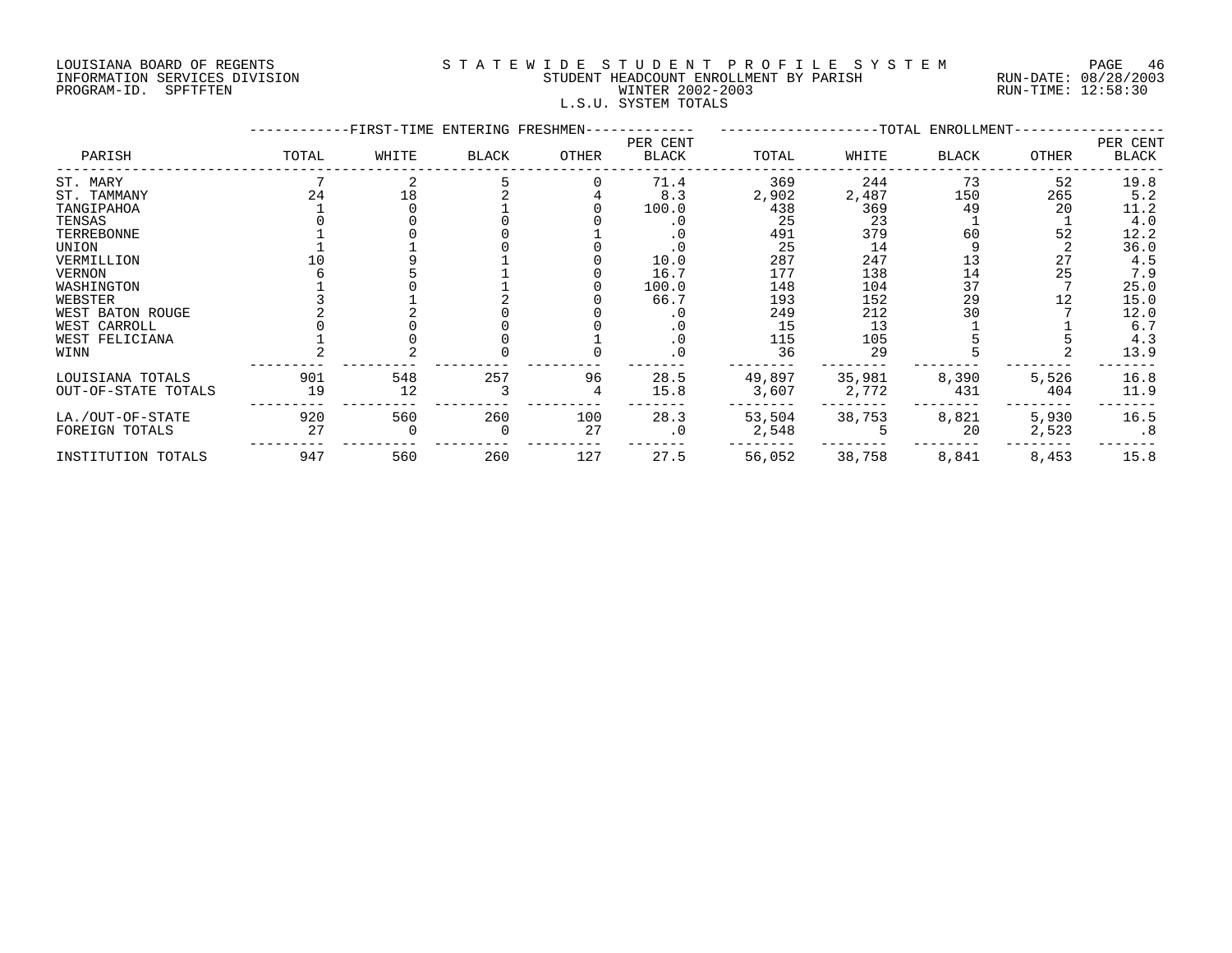LOUISIANA BOARD OF REGENTS
INFORMATION SERVICES DIVISION
PROGRAM-ID. SPFTFTEN

STATEWIDE STUDENT PROFILE SYSTEM
STUDENT HEADCOUNT ENROLLMENT BY PARISH
WINTER 2002-2003
L.S.U. SYSTEM TOTALS

RUN-DATE: 08/28/2003
RUN-TIME: 12:58:30

| PARISH | FIRST-TIME ENTERING FRESHMEN TOTAL | WHITE | BLACK | OTHER | PER CENT BLACK | TOTAL ENROLLMENT TOTAL | WHITE | BLACK | OTHER | PER CENT BLACK |
|---|---|---|---|---|---|---|---|---|---|---|
| ST. MARY | 7 | 2 | 5 | 0 | 71.4 | 369 | 244 | 73 | 52 | 19.8 |
| ST. TAMMANY | 24 | 18 | 2 | 4 | 8.3 | 2,902 | 2,487 | 150 | 265 | 5.2 |
| TANGIPAHOA | 1 | 0 | 1 | 0 | 100.0 | 438 | 369 | 49 | 20 | 11.2 |
| TENSAS | 0 | 0 | 0 | 0 | .0 | 25 | 23 | 1 | 1 | 4.0 |
| TERREBONNE | 1 | 0 | 0 | 1 | .0 | 491 | 379 | 60 | 52 | 12.2 |
| UNION | 1 | 1 | 0 | 0 | .0 | 25 | 14 | 9 | 2 | 36.0 |
| VERMILLION | 10 | 9 | 1 | 0 | 10.0 | 287 | 247 | 13 | 27 | 4.5 |
| VERNON | 6 | 5 | 1 | 0 | 16.7 | 177 | 138 | 14 | 25 | 7.9 |
| WASHINGTON | 1 | 0 | 1 | 0 | 100.0 | 148 | 104 | 37 | 7 | 25.0 |
| WEBSTER | 3 | 1 | 2 | 0 | 66.7 | 193 | 152 | 29 | 12 | 15.0 |
| WEST BATON ROUGE | 2 | 2 | 0 | 0 | .0 | 249 | 212 | 30 | 7 | 12.0 |
| WEST CARROLL | 0 | 0 | 0 | 0 | .0 | 15 | 13 | 1 | 1 | 6.7 |
| WEST FELICIANA | 1 | 0 | 0 | 1 | .0 | 115 | 105 | 5 | 5 | 4.3 |
| WINN | 2 | 2 | 0 | 0 | .0 | 36 | 29 | 5 | 2 | 13.9 |
| LOUISIANA TOTALS | 901 | 548 | 257 | 96 | 28.5 | 49,897 | 35,981 | 8,390 | 5,526 | 16.8 |
| OUT-OF-STATE TOTALS | 19 | 12 | 3 | 4 | 15.8 | 3,607 | 2,772 | 431 | 404 | 11.9 |
| LA./OUT-OF-STATE | 920 | 560 | 260 | 100 | 28.3 | 53,504 | 38,753 | 8,821 | 5,930 | 16.5 |
| FOREIGN TOTALS | 27 | 0 | 0 | 27 | .0 | 2,548 | 5 | 20 | 2,523 | .8 |
| INSTITUTION TOTALS | 947 | 560 | 260 | 127 | 27.5 | 56,052 | 38,758 | 8,841 | 8,453 | 15.8 |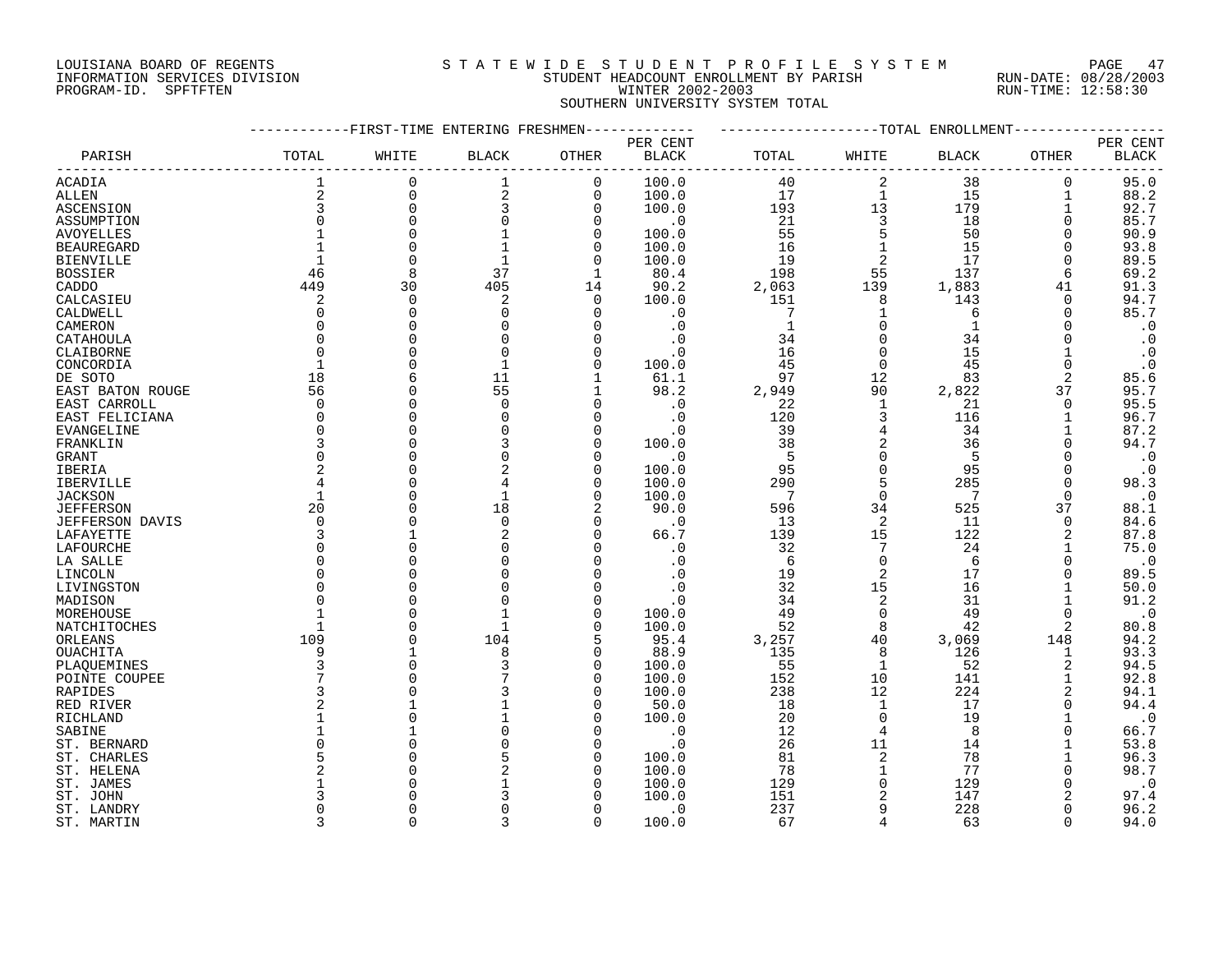LOUISIANA BOARD OF REGENTS
INFORMATION SERVICES DIVISION
PROGRAM-ID. SPFTFTEN

STATEWIDE STUDENT PROFILE SYSTEM
STUDENT HEADCOUNT ENROLLMENT BY PARISH
WINTER 2002-2003
SOUTHERN UNIVERSITY SYSTEM TOTAL

RUN-DATE: 08/28/2003
RUN-TIME: 12:58:30

| PARISH | FIRST-TIME ENTERING FRESHMEN TOTAL | WHITE | BLACK | OTHER | PER CENT BLACK | TOTAL ENROLLMENT TOTAL | WHITE | BLACK | OTHER | PER CENT BLACK |
|---|---|---|---|---|---|---|---|---|---|---|
| ACADIA | 1 | 0 | 1 | 0 | 100.0 | 40 | 2 | 38 | 0 | 95.0 |
| ALLEN | 2 | 0 | 2 | 0 | 100.0 | 17 | 1 | 15 | 1 | 88.2 |
| ASCENSION | 3 | 0 | 3 | 0 | 100.0 | 193 | 13 | 179 | 1 | 92.7 |
| ASSUMPTION | 0 | 0 | 0 | 0 | .0 | 21 | 3 | 18 | 0 | 85.7 |
| AVOYELLES | 1 | 0 | 1 | 0 | 100.0 | 55 | 5 | 50 | 0 | 90.9 |
| BEAUREGARD | 1 | 0 | 1 | 0 | 100.0 | 16 | 1 | 15 | 0 | 93.8 |
| BIENVILLE | 1 | 0 | 1 | 0 | 100.0 | 19 | 2 | 17 | 0 | 89.5 |
| BOSSIER | 46 | 8 | 37 | 1 | 80.4 | 198 | 55 | 137 | 6 | 69.2 |
| CADDO | 449 | 30 | 405 | 14 | 90.2 | 2,063 | 139 | 1,883 | 41 | 91.3 |
| CALCASIEU | 2 | 0 | 2 | 0 | 100.0 | 151 | 8 | 143 | 0 | 94.7 |
| CALDWELL | 0 | 0 | 0 | 0 | .0 | 7 | 1 | 6 | 0 | 85.7 |
| CAMERON | 0 | 0 | 0 | 0 | .0 | 1 | 0 | 1 | 0 | .0 |
| CATAHOULA | 0 | 0 | 0 | 0 | .0 | 34 | 0 | 34 | 0 | .0 |
| CLAIBORNE | 0 | 0 | 0 | 0 | .0 | 16 | 0 | 15 | 1 | .0 |
| CONCORDIA | 1 | 0 | 1 | 0 | 100.0 | 45 | 0 | 45 | 0 | .0 |
| DE SOTO | 18 | 6 | 11 | 1 | 61.1 | 97 | 12 | 83 | 2 | 85.6 |
| EAST BATON ROUGE | 56 | 0 | 55 | 1 | 98.2 | 2,949 | 90 | 2,822 | 37 | 95.7 |
| EAST CARROLL | 0 | 0 | 0 | 0 | .0 | 22 | 1 | 21 | 0 | 95.5 |
| EAST FELICIANA | 0 | 0 | 0 | 0 | .0 | 120 | 3 | 116 | 1 | 96.7 |
| EVANGELINE | 0 | 0 | 0 | 0 | .0 | 39 | 4 | 34 | 1 | 87.2 |
| FRANKLIN | 3 | 0 | 3 | 0 | 100.0 | 38 | 2 | 36 | 0 | 94.7 |
| GRANT | 0 | 0 | 0 | 0 | .0 | 5 | 0 | 5 | 0 | .0 |
| IBERIA | 2 | 0 | 2 | 0 | 100.0 | 95 | 0 | 95 | 0 | .0 |
| IBERVILLE | 4 | 0 | 4 | 0 | 100.0 | 290 | 5 | 285 | 0 | 98.3 |
| JACKSON | 1 | 0 | 1 | 0 | 100.0 | 7 | 0 | 7 | 0 | .0 |
| JEFFERSON | 20 | 0 | 18 | 2 | 90.0 | 596 | 34 | 525 | 37 | 88.1 |
| JEFFERSON DAVIS | 0 | 0 | 0 | 0 | .0 | 13 | 2 | 11 | 0 | 84.6 |
| LAFAYETTE | 3 | 1 | 2 | 0 | 66.7 | 139 | 15 | 122 | 2 | 87.8 |
| LAFOURCHE | 0 | 0 | 0 | 0 | .0 | 32 | 7 | 24 | 1 | 75.0 |
| LA SALLE | 0 | 0 | 0 | 0 | .0 | 6 | 0 | 6 | 0 | .0 |
| LINCOLN | 0 | 0 | 0 | 0 | .0 | 19 | 2 | 17 | 0 | 89.5 |
| LIVINGSTON | 0 | 0 | 0 | 0 | .0 | 32 | 15 | 16 | 1 | 50.0 |
| MADISON | 0 | 0 | 0 | 0 | .0 | 34 | 2 | 31 | 1 | 91.2 |
| MOREHOUSE | 1 | 0 | 1 | 0 | 100.0 | 49 | 0 | 49 | 0 | .0 |
| NATCHITOCHES | 1 | 0 | 1 | 0 | 100.0 | 52 | 8 | 42 | 2 | 80.8 |
| ORLEANS | 109 | 0 | 104 | 5 | 95.4 | 3,257 | 40 | 3,069 | 148 | 94.2 |
| OUACHITA | 9 | 1 | 8 | 0 | 88.9 | 135 | 8 | 126 | 1 | 93.3 |
| PLAQUEMINES | 3 | 0 | 3 | 0 | 100.0 | 55 | 1 | 52 | 2 | 94.5 |
| POINTE COUPEE | 7 | 0 | 7 | 0 | 100.0 | 152 | 10 | 141 | 1 | 92.8 |
| RAPIDES | 3 | 0 | 3 | 0 | 100.0 | 238 | 12 | 224 | 2 | 94.1 |
| RED RIVER | 2 | 1 | 1 | 0 | 50.0 | 18 | 1 | 17 | 0 | 94.4 |
| RICHLAND | 1 | 0 | 1 | 0 | 100.0 | 20 | 0 | 19 | 1 | .0 |
| SABINE | 1 | 1 | 0 | 0 | .0 | 12 | 4 | 8 | 0 | 66.7 |
| ST. BERNARD | 0 | 0 | 0 | 0 | .0 | 26 | 11 | 14 | 1 | 53.8 |
| ST. CHARLES | 5 | 0 | 5 | 0 | 100.0 | 81 | 2 | 78 | 1 | 96.3 |
| ST. HELENA | 2 | 0 | 2 | 0 | 100.0 | 78 | 1 | 77 | 0 | 98.7 |
| ST. JAMES | 1 | 0 | 1 | 0 | 100.0 | 129 | 0 | 129 | 0 | .0 |
| ST. JOHN | 3 | 0 | 3 | 0 | 100.0 | 151 | 2 | 147 | 2 | 97.4 |
| ST. LANDRY | 0 | 0 | 0 | 0 | .0 | 237 | 9 | 228 | 0 | 96.2 |
| ST. MARTIN | 3 | 0 | 3 | 0 | 100.0 | 67 | 4 | 63 | 0 | 94.0 |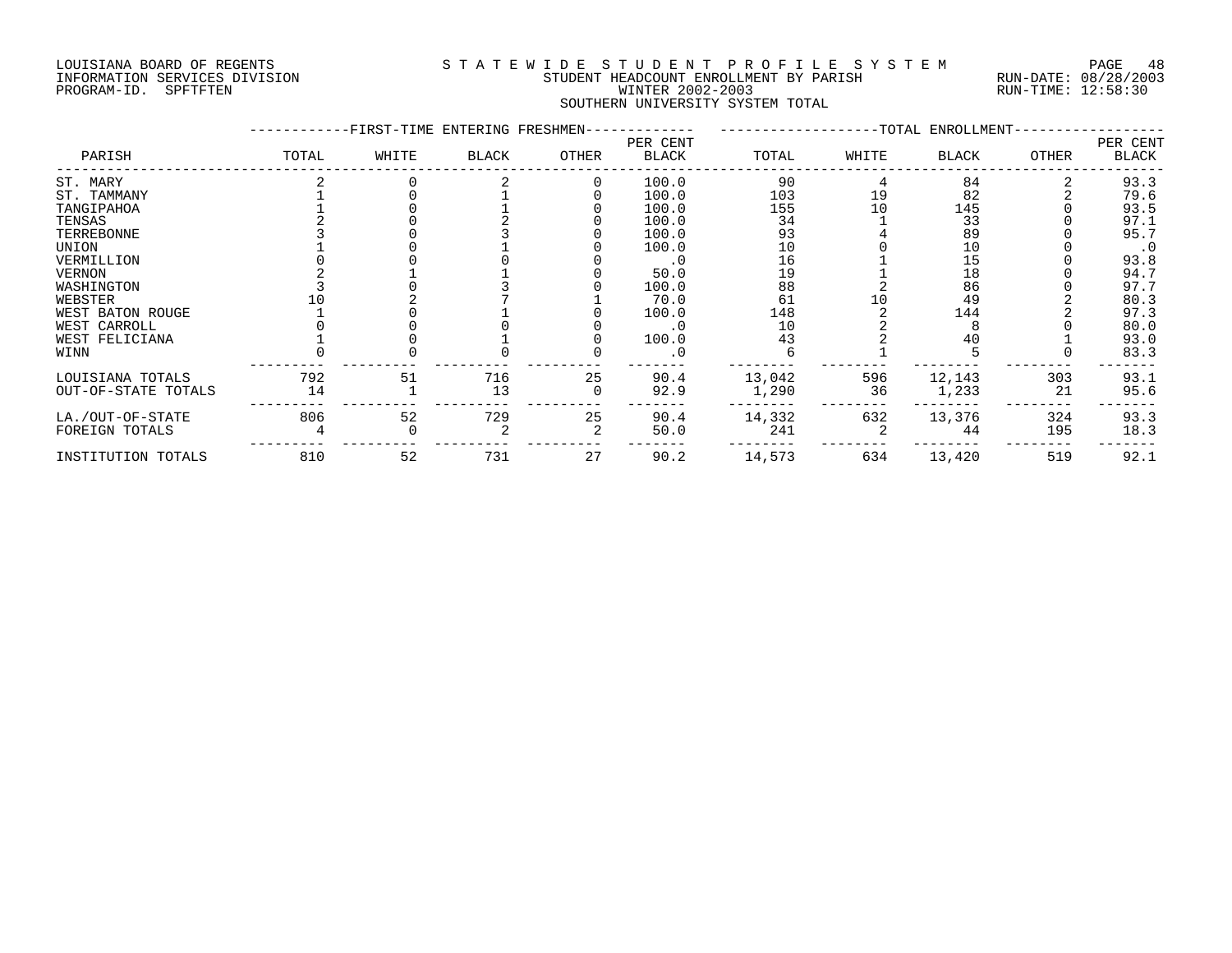LOUISIANA BOARD OF REGENTS — INFORMATION SERVICES DIVISION — PROGRAM-ID. SPFTFTEN

STATEWIDE STUDENT PROFILE SYSTEM
STUDENT HEADCOUNT ENROLLMENT BY PARISH
WINTER 2002-2003
SOUTHERN UNIVERSITY SYSTEM TOTAL

RUN-DATE: 08/28/2003
RUN-TIME: 12:58:30

| PARISH | FIRST-TIME ENTERING FRESHMEN | | | | | TOTAL ENROLLMENT | | | | |
|---|---|---|---|---|---|---|---|---|---|---|
| | TOTAL | WHITE | BLACK | OTHER | PER CENT BLACK | TOTAL | WHITE | BLACK | OTHER | PER CENT BLACK |
| ST. MARY | 2 | 0 | 2 | 0 | 100.0 | 90 | 4 | 84 | 2 | 93.3 |
| ST. TAMMANY | 1 | 0 | 1 | 0 | 100.0 | 103 | 19 | 82 | 2 | 79.6 |
| TANGIPAHOA | 1 | 0 | 1 | 0 | 100.0 | 155 | 10 | 145 | 0 | 93.5 |
| TENSAS | 2 | 0 | 2 | 0 | 100.0 | 34 | 1 | 33 | 0 | 97.1 |
| TERREBONNE | 3 | 0 | 3 | 0 | 100.0 | 93 | 4 | 89 | 0 | 95.7 |
| UNION | 1 | 0 | 1 | 0 | 100.0 | 10 | 0 | 10 | 0 | .0 |
| VERMILLION | 0 | 0 | 0 | 0 | .0 | 16 | 1 | 15 | 0 | 93.8 |
| VERNON | 2 | 1 | 1 | 0 | 50.0 | 19 | 1 | 18 | 0 | 94.7 |
| WASHINGTON | 3 | 0 | 3 | 0 | 100.0 | 88 | 2 | 86 | 0 | 97.7 |
| WEBSTER | 10 | 2 | 7 | 1 | 70.0 | 61 | 10 | 49 | 2 | 80.3 |
| WEST BATON ROUGE | 1 | 0 | 1 | 0 | 100.0 | 148 | 2 | 144 | 2 | 97.3 |
| WEST CARROLL | 0 | 0 | 0 | 0 | .0 | 10 | 2 | 8 | 0 | 80.0 |
| WEST FELICIANA | 1 | 0 | 1 | 0 | 100.0 | 43 | 2 | 40 | 1 | 93.0 |
| WINN | 0 | 0 | 0 | 0 | .0 | 6 | 1 | 5 | 0 | 83.3 |
| LOUISIANA TOTALS | 792 | 51 | 716 | 25 | 90.4 | 13,042 | 596 | 12,143 | 303 | 93.1 |
| OUT-OF-STATE TOTALS | 14 | 1 | 13 | 0 | 92.9 | 1,290 | 36 | 1,233 | 21 | 95.6 |
| LA./OUT-OF-STATE | 806 | 52 | 729 | 25 | 90.4 | 14,332 | 632 | 13,376 | 324 | 93.3 |
| FOREIGN TOTALS | 4 | 0 | 2 | 2 | 50.0 | 241 | 2 | 44 | 195 | 18.3 |
| INSTITUTION TOTALS | 810 | 52 | 731 | 27 | 90.2 | 14,573 | 634 | 13,420 | 519 | 92.1 |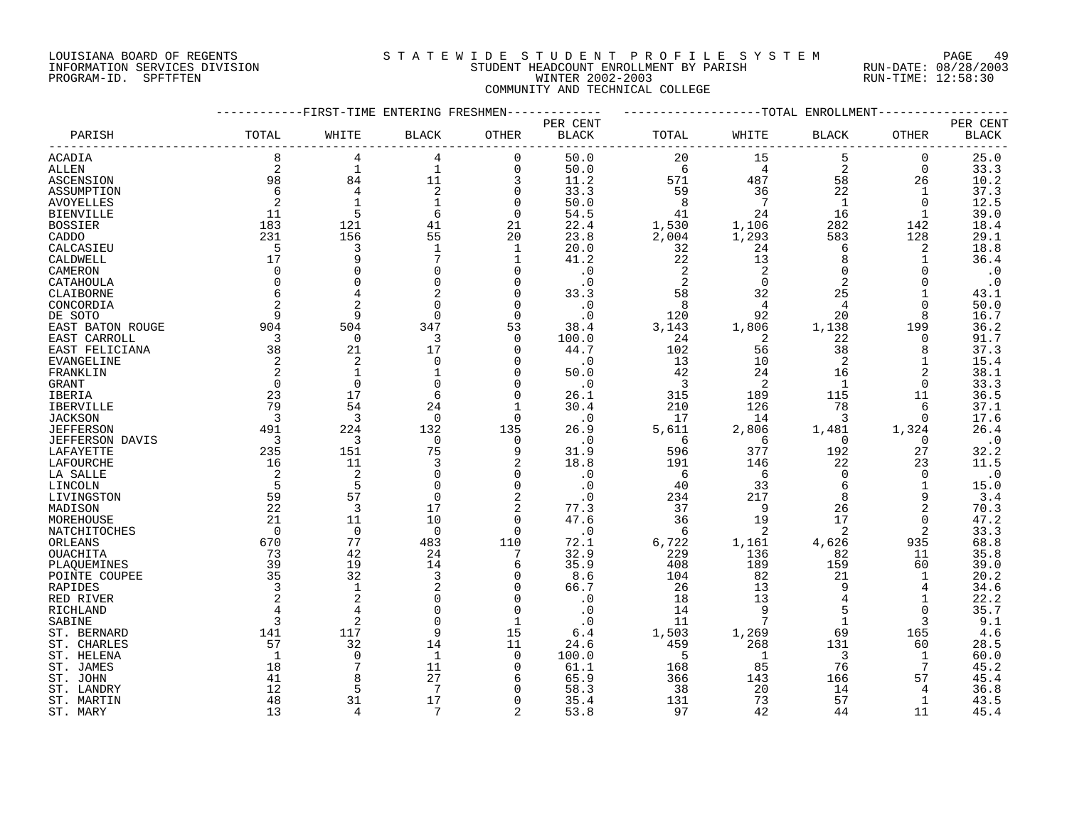LOUISIANA BOARD OF REGENTS
INFORMATION SERVICES DIVISION
PROGRAM-ID. SPFTFTEN

STATEWIDE STUDENT PROFILE SYSTEM
STUDENT HEADCOUNT ENROLLMENT BY PARISH
WINTER 2002-2003
COMMUNITY AND TECHNICAL COLLEGE

RUN-DATE: 08/28/2003
RUN-TIME: 12:58:30

| PARISH | FIRST-TIME ENTERING FRESHMEN TOTAL | WHITE | BLACK | OTHER | PER CENT BLACK | TOTAL ENROLLMENT TOTAL | WHITE | BLACK | OTHER | PER CENT BLACK |
|---|---|---|---|---|---|---|---|---|---|---|
| ACADIA | 8 | 4 | 4 | 0 | 50.0 | 20 | 15 | 5 | 0 | 25.0 |
| ALLEN | 2 | 1 | 1 | 0 | 50.0 | 6 | 4 | 2 | 0 | 33.3 |
| ASCENSION | 98 | 84 | 11 | 3 | 11.2 | 571 | 487 | 58 | 26 | 10.2 |
| ASSUMPTION | 6 | 4 | 2 | 0 | 33.3 | 59 | 36 | 22 | 1 | 37.3 |
| AVOYELLES | 2 | 1 | 1 | 0 | 50.0 | 8 | 7 | 1 | 0 | 12.5 |
| BIENVILLE | 11 | 5 | 6 | 0 | 54.5 | 41 | 24 | 16 | 1 | 39.0 |
| BOSSIER | 183 | 121 | 41 | 21 | 22.4 | 1,530 | 1,106 | 282 | 142 | 18.4 |
| CADDO | 231 | 156 | 55 | 20 | 23.8 | 2,004 | 1,293 | 583 | 128 | 29.1 |
| CALCASIEU | 5 | 3 | 1 | 1 | 20.0 | 32 | 24 | 6 | 2 | 18.8 |
| CALDWELL | 17 | 9 | 7 | 1 | 41.2 | 22 | 13 | 8 | 1 | 36.4 |
| CAMERON | 0 | 0 | 0 | 0 | .0 | 2 | 2 | 0 | 0 | .0 |
| CATAHOULA | 0 | 0 | 0 | 0 | .0 | 2 | 0 | 2 | 0 | .0 |
| CLAIBORNE | 6 | 4 | 2 | 0 | 33.3 | 58 | 32 | 25 | 1 | 43.1 |
| CONCORDIA | 2 | 2 | 0 | 0 | .0 | 8 | 4 | 4 | 0 | 50.0 |
| DE SOTO | 9 | 9 | 0 | 0 | .0 | 120 | 92 | 20 | 8 | 16.7 |
| EAST BATON ROUGE | 904 | 504 | 347 | 53 | 38.4 | 3,143 | 1,806 | 1,138 | 199 | 36.2 |
| EAST CARROLL | 3 | 0 | 3 | 0 | 100.0 | 24 | 2 | 22 | 0 | 91.7 |
| EAST FELICIANA | 38 | 21 | 17 | 0 | 44.7 | 102 | 56 | 38 | 8 | 37.3 |
| EVANGELINE | 2 | 2 | 0 | 0 | .0 | 13 | 10 | 2 | 1 | 15.4 |
| FRANKLIN | 2 | 1 | 1 | 0 | 50.0 | 42 | 24 | 16 | 2 | 38.1 |
| GRANT | 0 | 0 | 0 | 0 | .0 | 3 | 2 | 1 | 0 | 33.3 |
| IBERIA | 23 | 17 | 6 | 0 | 26.1 | 315 | 189 | 115 | 11 | 36.5 |
| IBERVILLE | 79 | 54 | 24 | 1 | 30.4 | 210 | 126 | 78 | 6 | 37.1 |
| JACKSON | 3 | 3 | 0 | 0 | .0 | 17 | 14 | 3 | 0 | 17.6 |
| JEFFERSON | 491 | 224 | 132 | 135 | 26.9 | 5,611 | 2,806 | 1,481 | 1,324 | 26.4 |
| JEFFERSON DAVIS | 3 | 3 | 0 | 0 | .0 | 6 | 6 | 0 | 0 | .0 |
| LAFAYETTE | 235 | 151 | 75 | 9 | 31.9 | 596 | 377 | 192 | 27 | 32.2 |
| LAFOURCHE | 16 | 11 | 3 | 2 | 18.8 | 191 | 146 | 22 | 23 | 11.5 |
| LA SALLE | 2 | 2 | 0 | 0 | .0 | 6 | 6 | 0 | 0 | .0 |
| LINCOLN | 5 | 5 | 0 | 0 | .0 | 40 | 33 | 6 | 1 | 15.0 |
| LIVINGSTON | 59 | 57 | 0 | 2 | .0 | 234 | 217 | 8 | 9 | 3.4 |
| MADISON | 22 | 3 | 17 | 2 | 77.3 | 37 | 9 | 26 | 2 | 70.3 |
| MOREHOUSE | 21 | 11 | 10 | 0 | 47.6 | 36 | 19 | 17 | 0 | 47.2 |
| NATCHITOCHES | 0 | 0 | 0 | 0 | .0 | 6 | 2 | 2 | 2 | 33.3 |
| ORLEANS | 670 | 77 | 483 | 110 | 72.1 | 6,722 | 1,161 | 4,626 | 935 | 68.8 |
| OUACHITA | 73 | 42 | 24 | 7 | 32.9 | 229 | 136 | 82 | 11 | 35.8 |
| PLAQUEMINES | 39 | 19 | 14 | 6 | 35.9 | 408 | 189 | 159 | 60 | 39.0 |
| POINTE COUPEE | 35 | 32 | 3 | 0 | 8.6 | 104 | 82 | 21 | 1 | 20.2 |
| RAPIDES | 3 | 1 | 2 | 0 | 66.7 | 26 | 13 | 9 | 4 | 34.6 |
| RED RIVER | 2 | 2 | 0 | 0 | .0 | 18 | 13 | 4 | 1 | 22.2 |
| RICHLAND | 4 | 4 | 0 | 0 | .0 | 14 | 9 | 5 | 0 | 35.7 |
| SABINE | 3 | 2 | 0 | 1 | .0 | 11 | 7 | 1 | 3 | 9.1 |
| ST. BERNARD | 141 | 117 | 9 | 15 | 6.4 | 1,503 | 1,269 | 69 | 165 | 4.6 |
| ST. CHARLES | 57 | 32 | 14 | 11 | 24.6 | 459 | 268 | 131 | 60 | 28.5 |
| ST. HELENA | 1 | 0 | 1 | 0 | 100.0 | 5 | 1 | 3 | 1 | 60.0 |
| ST. JAMES | 18 | 7 | 11 | 0 | 61.1 | 168 | 85 | 76 | 7 | 45.2 |
| ST. JOHN | 41 | 8 | 27 | 6 | 65.9 | 366 | 143 | 166 | 57 | 45.4 |
| ST. LANDRY | 12 | 5 | 7 | 0 | 58.3 | 38 | 20 | 14 | 4 | 36.8 |
| ST. MARTIN | 48 | 31 | 17 | 0 | 35.4 | 131 | 73 | 57 | 1 | 43.5 |
| ST. MARY | 13 | 4 | 7 | 2 | 53.8 | 97 | 42 | 44 | 11 | 45.4 |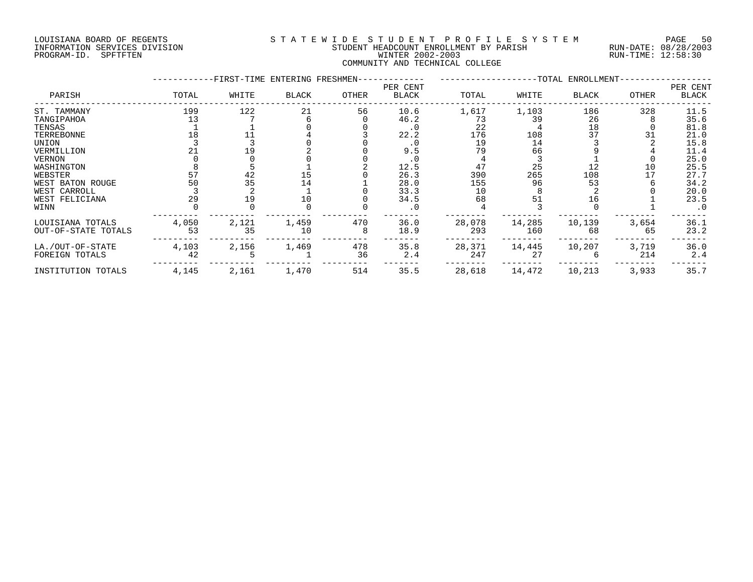LOUISIANA BOARD OF REGENTS
INFORMATION SERVICES DIVISION
PROGRAM-ID. SPFTFTEN

STATEWIDE STUDENT PROFILE SYSTEM
STUDENT HEADCOUNT ENROLLMENT BY PARISH
WINTER 2002-2003
COMMUNITY AND TECHNICAL COLLEGE

RUN-DATE: 08/28/2003
RUN-TIME: 12:58:30

| PARISH | FIRST-TIME ENTERING FRESHMEN TOTAL | WHITE | BLACK | OTHER | PER CENT BLACK | TOTAL ENROLLMENT TOTAL | WHITE | BLACK | OTHER | PER CENT BLACK |
|---|---|---|---|---|---|---|---|---|---|---|
| ST. TAMMANY | 199 | 122 | 21 | 56 | 10.6 | 1,617 | 1,103 | 186 | 328 | 11.5 |
| TANGIPAHOA | 13 | 7 | 6 | 0 | 46.2 | 73 | 39 | 26 | 8 | 35.6 |
| TENSAS | 1 | 1 | 0 | 0 | .0 | 22 | 4 | 18 | 0 | 81.8 |
| TERREBONNE | 18 | 11 | 4 | 3 | 22.2 | 176 | 108 | 37 | 31 | 21.0 |
| UNION | 3 | 3 | 0 | 0 | .0 | 19 | 14 | 3 | 2 | 15.8 |
| VERMILLION | 21 | 19 | 2 | 0 | 9.5 | 79 | 66 | 9 | 4 | 11.4 |
| VERNON | 0 | 0 | 0 | 0 | .0 | 4 | 3 | 1 | 0 | 25.0 |
| WASHINGTON | 8 | 5 | 1 | 2 | 12.5 | 47 | 25 | 12 | 10 | 25.5 |
| WEBSTER | 57 | 42 | 15 | 0 | 26.3 | 390 | 265 | 108 | 17 | 27.7 |
| WEST BATON ROUGE | 50 | 35 | 14 | 1 | 28.0 | 155 | 96 | 53 | 6 | 34.2 |
| WEST CARROLL | 3 | 2 | 1 | 0 | 33.3 | 10 | 8 | 2 | 0 | 20.0 |
| WEST FELICIANA | 29 | 19 | 10 | 0 | 34.5 | 68 | 51 | 16 | 1 | 23.5 |
| WINN | 0 | 0 | 0 | 0 | .0 | 4 | 3 | 0 | 1 | .0 |
| LOUISIANA TOTALS | 4,050 | 2,121 | 1,459 | 470 | 36.0 | 28,078 | 14,285 | 10,139 | 3,654 | 36.1 |
| OUT-OF-STATE TOTALS | 53 | 35 | 10 | 8 | 18.9 | 293 | 160 | 68 | 65 | 23.2 |
| LA./OUT-OF-STATE | 4,103 | 2,156 | 1,469 | 478 | 35.8 | 28,371 | 14,445 | 10,207 | 3,719 | 36.0 |
| FOREIGN TOTALS | 42 | 5 | 1 | 36 | 2.4 | 247 | 27 | 6 | 214 | 2.4 |
| INSTITUTION TOTALS | 4,145 | 2,161 | 1,470 | 514 | 35.5 | 28,618 | 14,472 | 10,213 | 3,933 | 35.7 |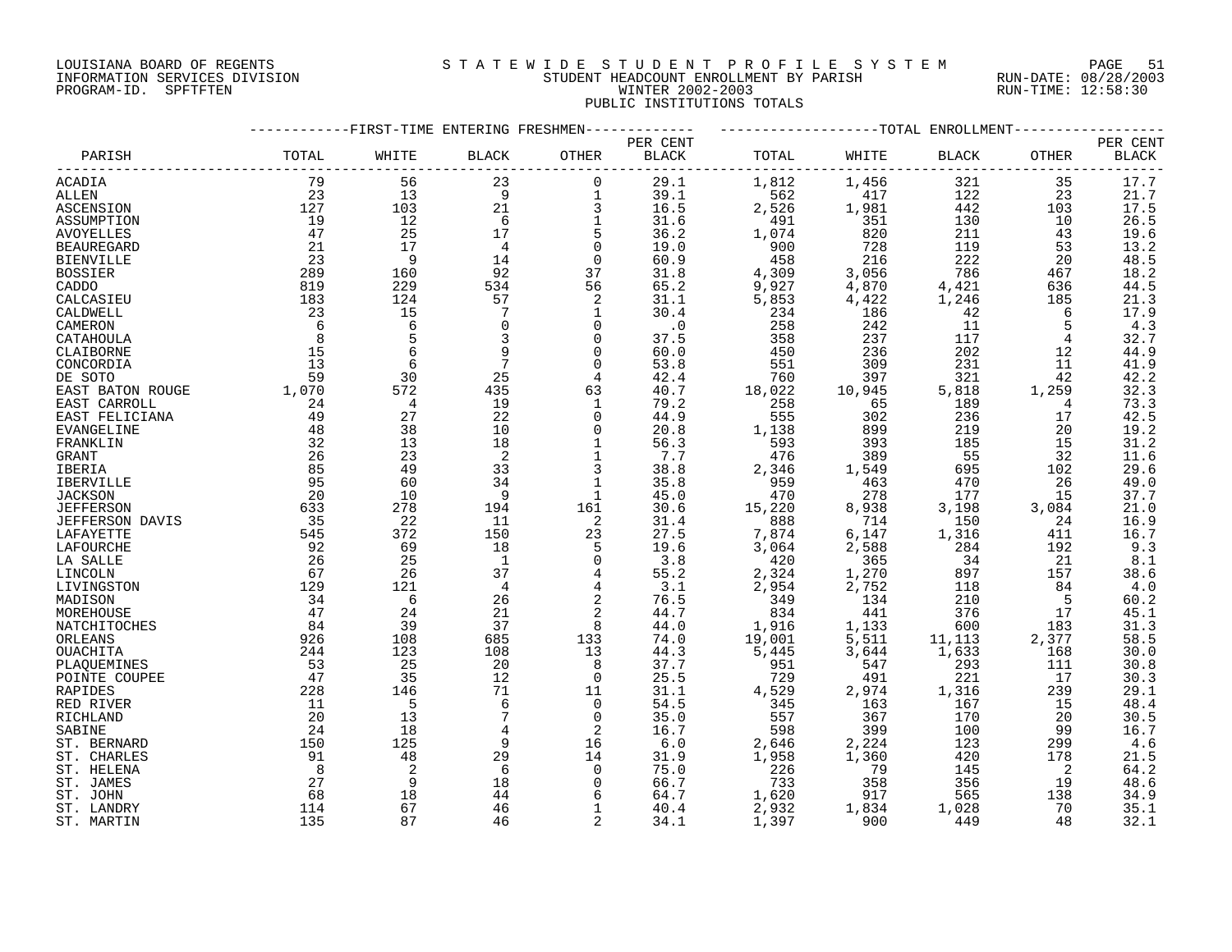LOUISIANA BOARD OF REGENTS — STATEWIDE STUDENT PROFILE SYSTEM
INFORMATION SERVICES DIVISION — STUDENT HEADCOUNT ENROLLMENT BY PARISH — RUN-DATE: 08/28/2003
PROGRAM-ID. SPFTFTEN — WINTER 2002-2003 — RUN-TIME: 12:58:30

PUBLIC INSTITUTIONS TOTALS

| PARISH | FIRST-TIME ENTERING FRESHMEN | | | | | TOTAL ENROLLMENT | | | | |
|---|---|---|---|---|---|---|---|---|---|---|
| | TOTAL | WHITE | BLACK | OTHER | PER CENT BLACK | TOTAL | WHITE | BLACK | OTHER | PER CENT BLACK |
| ACADIA | 79 | 56 | 23 | 0 | 29.1 | 1,812 | 1,456 | 321 | 35 | 17.7 |
| ALLEN | 23 | 13 | 9 | 1 | 39.1 | 562 | 417 | 122 | 23 | 21.7 |
| ASCENSION | 127 | 103 | 21 | 3 | 16.5 | 2,526 | 1,981 | 442 | 103 | 17.5 |
| ASSUMPTION | 19 | 12 | 6 | 1 | 31.6 | 491 | 351 | 130 | 10 | 26.5 |
| AVOYELLES | 47 | 25 | 17 | 5 | 36.2 | 1,074 | 820 | 211 | 43 | 19.6 |
| BEAUREGARD | 21 | 17 | 4 | 0 | 19.0 | 900 | 728 | 119 | 53 | 13.2 |
| BIENVILLE | 23 | 9 | 14 | 0 | 60.9 | 458 | 216 | 222 | 20 | 48.5 |
| BOSSIER | 289 | 160 | 92 | 37 | 31.8 | 4,309 | 3,056 | 786 | 467 | 18.2 |
| CADDO | 819 | 229 | 534 | 56 | 65.2 | 9,927 | 4,870 | 4,421 | 636 | 44.5 |
| CALCASIEU | 183 | 124 | 57 | 2 | 31.1 | 5,853 | 4,422 | 1,246 | 185 | 21.3 |
| CALDWELL | 23 | 15 | 7 | 1 | 30.4 | 234 | 186 | 42 | 6 | 17.9 |
| CAMERON | 6 | 6 | 0 | 0 | .0 | 258 | 242 | 11 | 5 | 4.3 |
| CATAHOULA | 8 | 5 | 3 | 0 | 37.5 | 358 | 237 | 117 | 4 | 32.7 |
| CLAIBORNE | 15 | 6 | 9 | 0 | 60.0 | 450 | 236 | 202 | 12 | 44.9 |
| CONCORDIA | 13 | 6 | 7 | 0 | 53.8 | 551 | 309 | 231 | 11 | 41.9 |
| DE SOTO | 59 | 30 | 25 | 4 | 42.4 | 760 | 397 | 321 | 42 | 42.2 |
| EAST BATON ROUGE | 1,070 | 572 | 435 | 63 | 40.7 | 18,022 | 10,945 | 5,818 | 1,259 | 32.3 |
| EAST CARROLL | 24 | 4 | 19 | 1 | 79.2 | 258 | 65 | 189 | 4 | 73.3 |
| EAST FELICIANA | 49 | 27 | 22 | 0 | 44.9 | 555 | 302 | 236 | 17 | 42.5 |
| EVANGELINE | 48 | 38 | 10 | 0 | 20.8 | 1,138 | 899 | 219 | 20 | 19.2 |
| FRANKLIN | 32 | 13 | 18 | 1 | 56.3 | 593 | 393 | 185 | 15 | 31.2 |
| GRANT | 26 | 23 | 2 | 1 | 7.7 | 476 | 389 | 55 | 32 | 11.6 |
| IBERIA | 85 | 49 | 33 | 3 | 38.8 | 2,346 | 1,549 | 695 | 102 | 29.6 |
| IBERVILLE | 95 | 60 | 34 | 1 | 35.8 | 959 | 463 | 470 | 26 | 49.0 |
| JACKSON | 20 | 10 | 9 | 1 | 45.0 | 470 | 278 | 177 | 15 | 37.7 |
| JEFFERSON | 633 | 278 | 194 | 161 | 30.6 | 15,220 | 8,938 | 3,198 | 3,084 | 21.0 |
| JEFFERSON DAVIS | 35 | 22 | 11 | 2 | 31.4 | 888 | 714 | 150 | 24 | 16.9 |
| LAFAYETTE | 545 | 372 | 150 | 23 | 27.5 | 7,874 | 6,147 | 1,316 | 411 | 16.7 |
| LAFOURCHE | 92 | 69 | 18 | 5 | 19.6 | 3,064 | 2,588 | 284 | 192 | 9.3 |
| LA SALLE | 26 | 25 | 1 | 0 | 3.8 | 420 | 365 | 34 | 21 | 8.1 |
| LINCOLN | 67 | 26 | 37 | 4 | 55.2 | 2,324 | 1,270 | 897 | 157 | 38.6 |
| LIVINGSTON | 129 | 121 | 4 | 4 | 3.1 | 2,954 | 2,752 | 118 | 84 | 4.0 |
| MADISON | 34 | 6 | 26 | 2 | 76.5 | 349 | 134 | 210 | 5 | 60.2 |
| MOREHOUSE | 47 | 24 | 21 | 2 | 44.7 | 834 | 441 | 376 | 17 | 45.1 |
| NATCHITOCHES | 84 | 39 | 37 | 8 | 44.0 | 1,916 | 1,133 | 600 | 183 | 31.3 |
| ORLEANS | 926 | 108 | 685 | 133 | 74.0 | 19,001 | 5,511 | 11,113 | 2,377 | 58.5 |
| OUACHITA | 244 | 123 | 108 | 13 | 44.3 | 5,445 | 3,644 | 1,633 | 168 | 30.0 |
| PLAQUEMINES | 53 | 25 | 20 | 8 | 37.7 | 951 | 547 | 293 | 111 | 30.8 |
| POINTE COUPEE | 47 | 35 | 12 | 0 | 25.5 | 729 | 491 | 221 | 17 | 30.3 |
| RAPIDES | 228 | 146 | 71 | 11 | 31.1 | 4,529 | 2,974 | 1,316 | 239 | 29.1 |
| RED RIVER | 11 | 5 | 6 | 0 | 54.5 | 345 | 163 | 167 | 15 | 48.4 |
| RICHLAND | 20 | 13 | 7 | 0 | 35.0 | 557 | 367 | 170 | 20 | 30.5 |
| SABINE | 24 | 18 | 4 | 2 | 16.7 | 598 | 399 | 100 | 99 | 16.7 |
| ST. BERNARD | 150 | 125 | 9 | 16 | 6.0 | 2,646 | 2,224 | 123 | 299 | 4.6 |
| ST. CHARLES | 91 | 48 | 29 | 14 | 31.9 | 1,958 | 1,360 | 420 | 178 | 21.5 |
| ST. HELENA | 8 | 2 | 6 | 0 | 75.0 | 226 | 79 | 145 | 2 | 64.2 |
| ST. JAMES | 27 | 9 | 18 | 0 | 66.7 | 733 | 358 | 356 | 19 | 48.6 |
| ST. JOHN | 68 | 18 | 44 | 6 | 64.7 | 1,620 | 917 | 565 | 138 | 34.9 |
| ST. LANDRY | 114 | 67 | 46 | 1 | 40.4 | 2,932 | 1,834 | 1,028 | 70 | 35.1 |
| ST. MARTIN | 135 | 87 | 46 | 2 | 34.1 | 1,397 | 900 | 449 | 48 | 32.1 |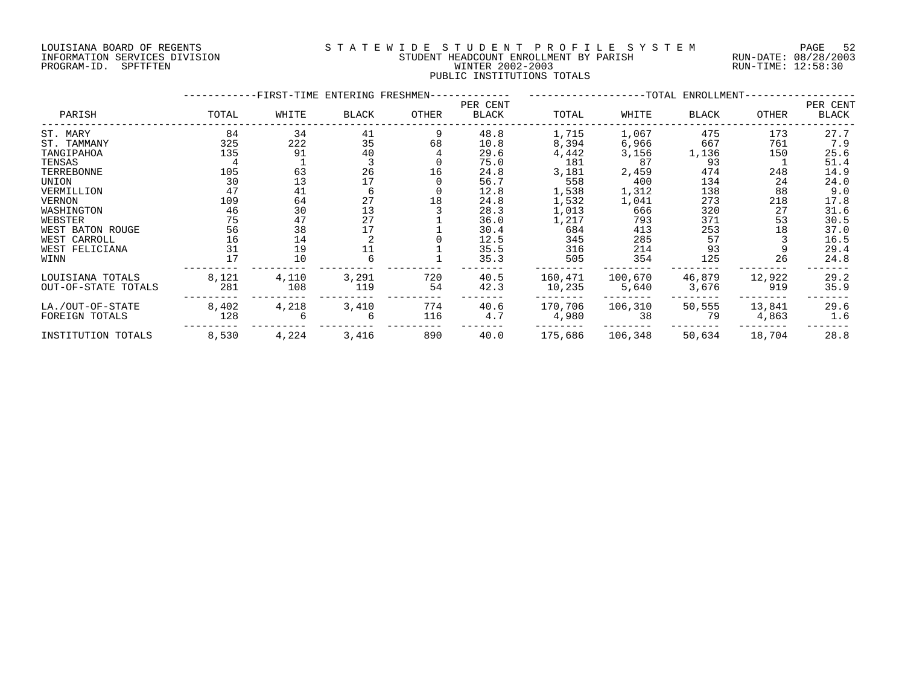LOUISIANA BOARD OF REGENTS
INFORMATION SERVICES DIVISION
PROGRAM-ID. SPFTFTEN

STATEWIDE STUDENT PROFILE SYSTEM
STUDENT HEADCOUNT ENROLLMENT BY PARISH
WINTER 2002-2003
PUBLIC INSTITUTIONS TOTALS

RUN-DATE: 08/28/2003
RUN-TIME: 12:58:30

| | FIRST-TIME ENTERING FRESHMEN | | | | | TOTAL ENROLLMENT | | | | |
|---|---|---|---|---|---|---|---|---|---|---|
| PARISH | TOTAL | WHITE | BLACK | OTHER | PER CENT BLACK | TOTAL | WHITE | BLACK | OTHER | PER CENT BLACK |
| ST. MARY | 84 | 34 | 41 | 9 | 48.8 | 1,715 | 1,067 | 475 | 173 | 27.7 |
| ST. TAMMANY | 325 | 222 | 35 | 68 | 10.8 | 8,394 | 6,966 | 667 | 761 | 7.9 |
| TANGIPAHOA | 135 | 91 | 40 | 4 | 29.6 | 4,442 | 3,156 | 1,136 | 150 | 25.6 |
| TENSAS | 4 | 1 | 3 | 0 | 75.0 | 181 | 87 | 93 | 1 | 51.4 |
| TERREBONNE | 105 | 63 | 26 | 16 | 24.8 | 3,181 | 2,459 | 474 | 248 | 14.9 |
| UNION | 30 | 13 | 17 | 0 | 56.7 | 558 | 400 | 134 | 24 | 24.0 |
| VERMILLION | 47 | 41 | 6 | 0 | 12.8 | 1,538 | 1,312 | 138 | 88 | 9.0 |
| VERNON | 109 | 64 | 27 | 18 | 24.8 | 1,532 | 1,041 | 273 | 218 | 17.8 |
| WASHINGTON | 46 | 30 | 13 | 3 | 28.3 | 1,013 | 666 | 320 | 27 | 31.6 |
| WEBSTER | 75 | 47 | 27 | 1 | 36.0 | 1,217 | 793 | 371 | 53 | 30.5 |
| WEST BATON ROUGE | 56 | 38 | 17 | 1 | 30.4 | 684 | 413 | 253 | 18 | 37.0 |
| WEST CARROLL | 16 | 14 | 2 | 0 | 12.5 | 345 | 285 | 57 | 3 | 16.5 |
| WEST FELICIANA | 31 | 19 | 11 | 1 | 35.5 | 316 | 214 | 93 | 9 | 29.4 |
| WINN | 17 | 10 | 6 | 1 | 35.3 | 505 | 354 | 125 | 26 | 24.8 |
| LOUISIANA TOTALS | 8,121 | 4,110 | 3,291 | 720 | 40.5 | 160,471 | 100,670 | 46,879 | 12,922 | 29.2 |
| OUT-OF-STATE TOTALS | 281 | 108 | 119 | 54 | 42.3 | 10,235 | 5,640 | 3,676 | 919 | 35.9 |
| LA./OUT-OF-STATE | 8,402 | 4,218 | 3,410 | 774 | 40.6 | 170,706 | 106,310 | 50,555 | 13,841 | 29.6 |
| FOREIGN TOTALS | 128 | 6 | 6 | 116 | 4.7 | 4,980 | 38 | 79 | 4,863 | 1.6 |
| INSTITUTION TOTALS | 8,530 | 4,224 | 3,416 | 890 | 40.0 | 175,686 | 106,348 | 50,634 | 18,704 | 28.8 |